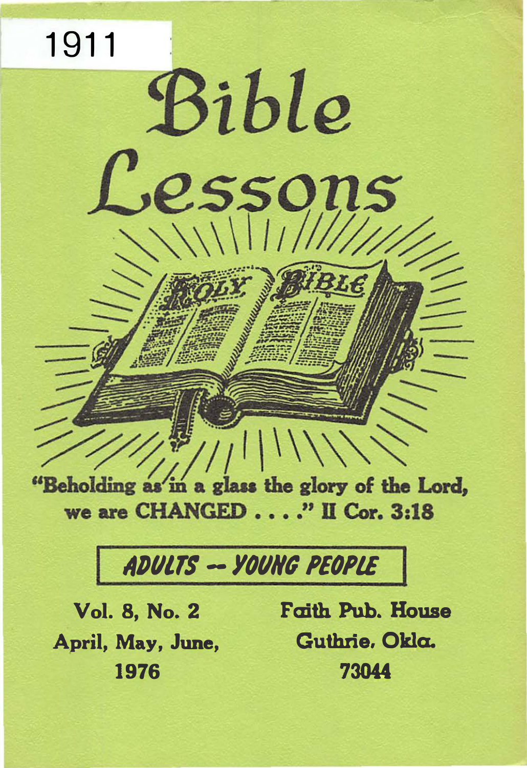1911

# Bible Lessons

HOLY BIBLE

**"Beholding as in a glass the glory of the Lord, we are CHANGED . . . ." II Cor. 3:18**

***ADULTS -- YOUNG PEOPLE***

**Vol. 8, No. 2**
**April, May, June,**
**1976**

**Faith Pub. House**
**Guthrie, Okla.**
**73044**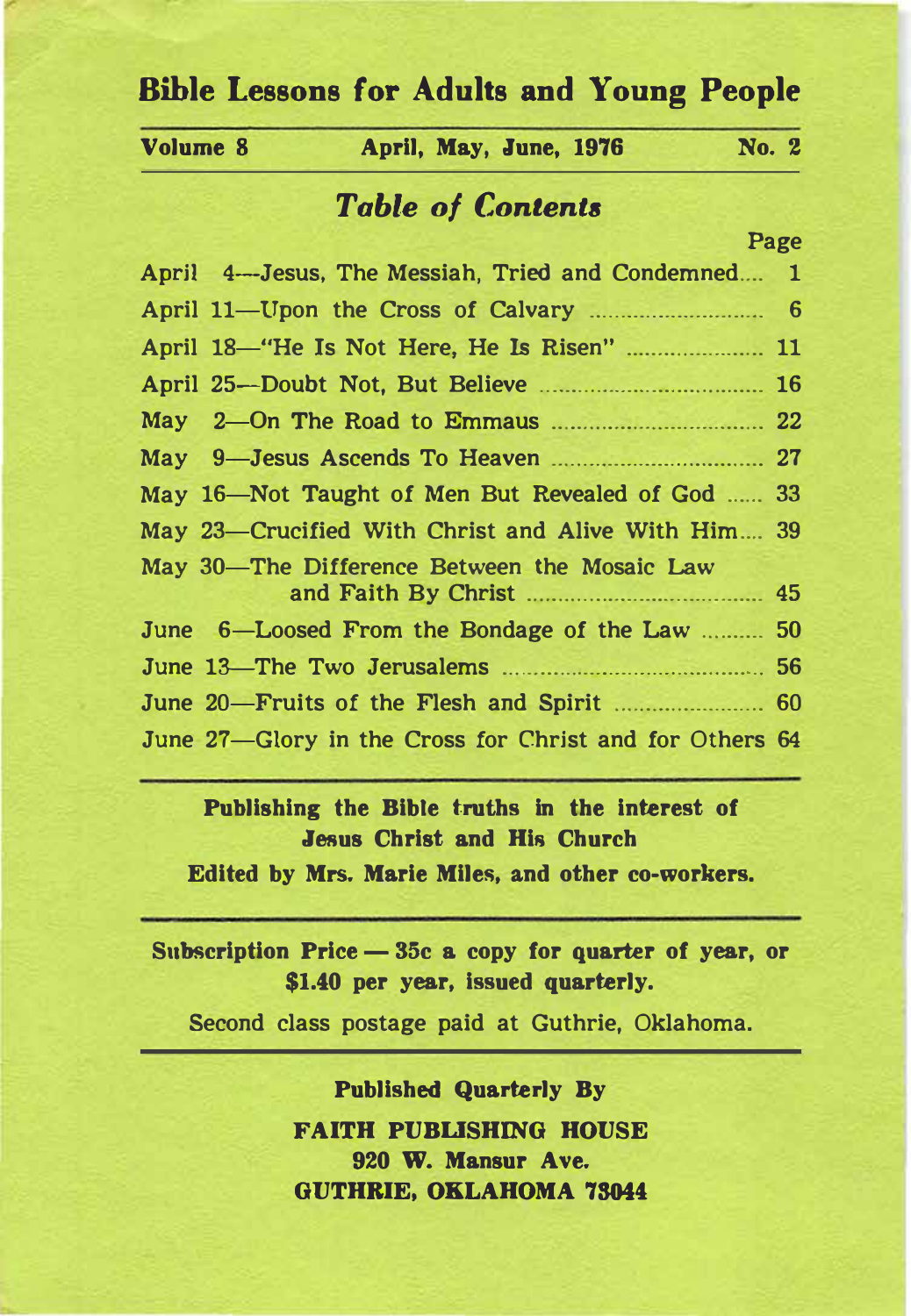# Bible Lessons for Adults and Young People

**Volume 8** | **April, May, June, 1976** | **No. 2**

## *Table of Contents*

| | Page |
|---|---|
| April 4—Jesus, The Messiah, Tried and Condemned | 1 |
| April 11—Upon the Cross of Calvary | 6 |
| April 18—"He Is Not Here, He Is Risen" | 11 |
| April 25—Doubt Not, But Believe | 16 |
| May 2—On The Road to Emmaus | 22 |
| May 9—Jesus Ascends To Heaven | 27 |
| May 16—Not Taught of Men But Revealed of God | 33 |
| May 23—Crucified With Christ and Alive With Him | 39 |
| May 30—The Difference Between the Mosaic Law and Faith By Christ | 45 |
| June 6—Loosed From the Bondage of the Law | 50 |
| June 13—The Two Jerusalems | 56 |
| June 20—Fruits of the Flesh and Spirit | 60 |
| June 27—Glory in the Cross for Christ and for Others | 64 |

**Publishing the Bible truths in the interest of Jesus Christ and His Church**

**Edited by Mrs. Marie Miles, and other co-workers.**

**Subscription Price — 35c a copy for quarter of year, or $1.40 per year, issued quarterly.**

Second class postage paid at Guthrie, Oklahoma.

**Published Quarterly By**

**FAITH PUBLISHING HOUSE**
**920 W. Mansur Ave.**
**GUTHRIE, OKLAHOMA 73044**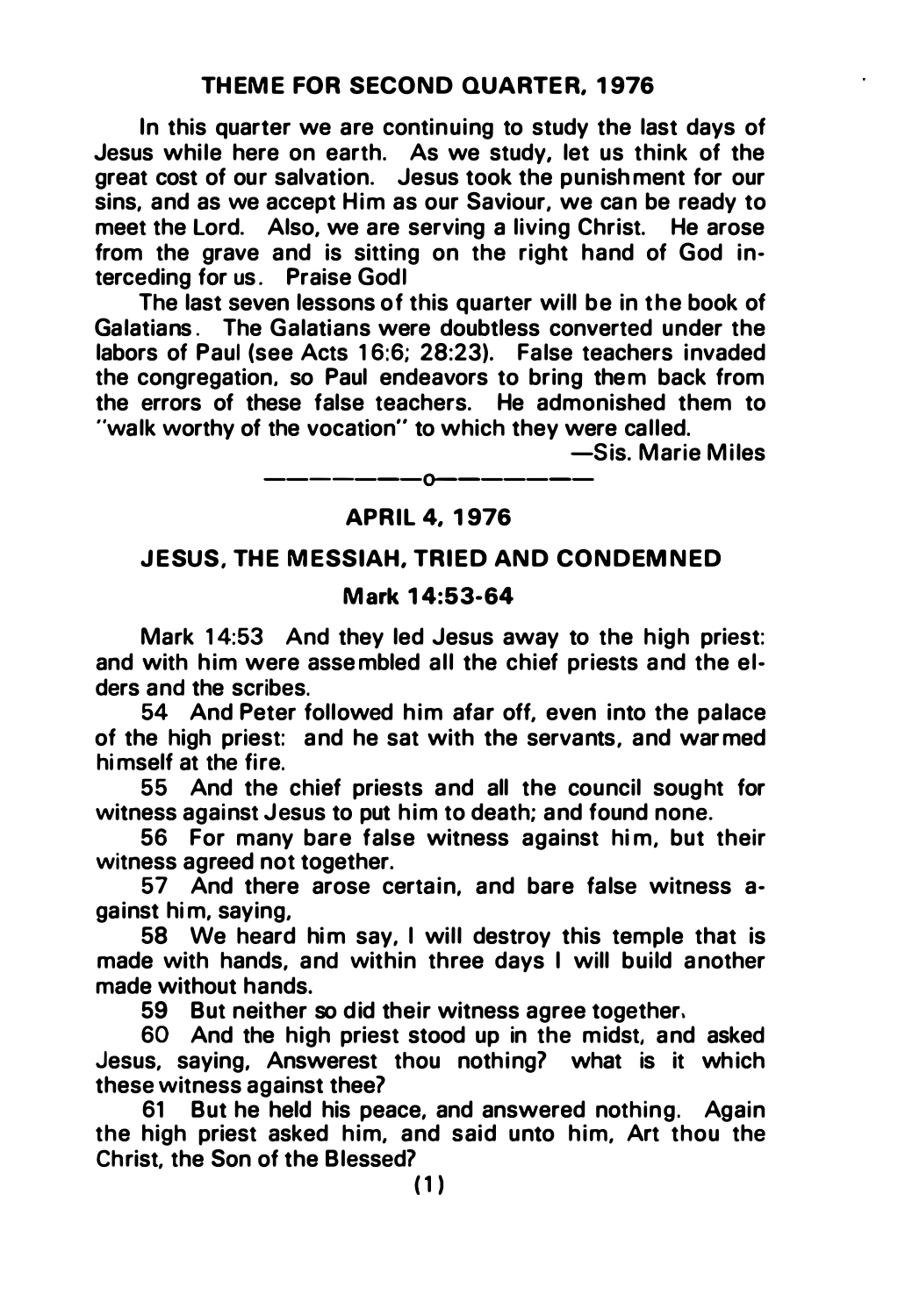## THEME FOR SECOND QUARTER, 1976

In this quarter we are continuing to study the last days of Jesus while here on earth. As we study, let us think of the great cost of our salvation. Jesus took the punishment for our sins, and as we accept Him as our Saviour, we can be ready to meet the Lord. Also, we are serving a living Christ. He arose from the grave and is sitting on the right hand of God interceding for us. Praise God!

The last seven lessons of this quarter will be in the book of Galatians. The Galatians were doubtless converted under the labors of Paul (see Acts 16:6; 28:23). False teachers invaded the congregation, so Paul endeavors to bring them back from the errors of these false teachers. He admonished them to "walk worthy of the vocation" to which they were called.

—Sis. Marie Miles

———————o———————

## APRIL 4, 1976

## JESUS, THE MESSIAH, TRIED AND CONDEMNED

### Mark 14:53-64

Mark 14:53 And they led Jesus away to the high priest: and with him were assembled all the chief priests and the elders and the scribes.

54 And Peter followed him afar off, even into the palace of the high priest: and he sat with the servants, and warmed himself at the fire.

55 And the chief priests and all the council sought for witness against Jesus to put him to death; and found none.

56 For many bare false witness against him, but their witness agreed not together.

57 And there arose certain, and bare false witness against him, saying,

58 We heard him say, I will destroy this temple that is made with hands, and within three days I will build another made without hands.

59 But neither so did their witness agree together.

60 And the high priest stood up in the midst, and asked Jesus, saying, Answerest thou nothing? what is it which these witness against thee?

61 But he held his peace, and answered nothing. Again the high priest asked him, and said unto him, Art thou the Christ, the Son of the Blessed?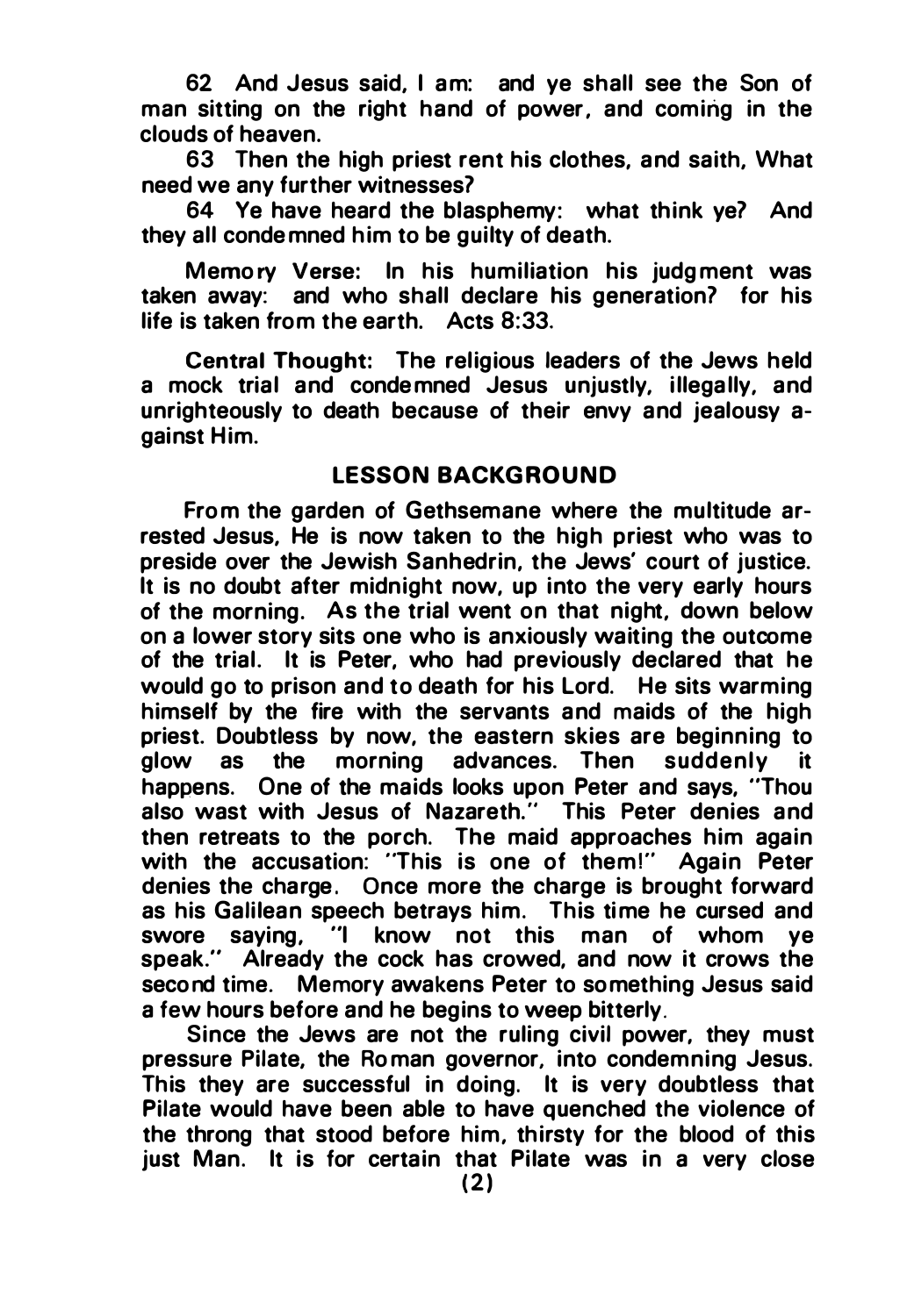62 And Jesus said, I am: and ye shall see the Son of man sitting on the right hand of power, and coming in the clouds of heaven.

63 Then the high priest rent his clothes, and saith, What need we any further witnesses?

64 Ye have heard the blasphemy: what think ye? And they all condemned him to be guilty of death.

**Memory Verse:** In his humiliation his judgment was taken away: and who shall declare his generation? for his life is taken from the earth. Acts 8:33.

**Central Thought:** The religious leaders of the Jews held a mock trial and condemned Jesus unjustly, illegally, and unrighteously to death because of their envy and jealousy against Him.

## LESSON BACKGROUND

From the garden of Gethsemane where the multitude arrested Jesus, He is now taken to the high priest who was to preside over the Jewish Sanhedrin, the Jews' court of justice. It is no doubt after midnight now, up into the very early hours of the morning. As the trial went on that night, down below on a lower story sits one who is anxiously waiting the outcome of the trial. It is Peter, who had previously declared that he would go to prison and to death for his Lord. He sits warming himself by the fire with the servants and maids of the high priest. Doubtless by now, the eastern skies are beginning to glow as the morning advances. Then suddenly it happens. One of the maids looks upon Peter and says, "Thou also wast with Jesus of Nazareth." This Peter denies and then retreats to the porch. The maid approaches him again with the accusation: "This is one of them!" Again Peter denies the charge. Once more the charge is brought forward as his Galilean speech betrays him. This time he cursed and swore saying, "I know not this man of whom ye speak." Already the cock has crowed, and now it crows the second time. Memory awakens Peter to something Jesus said a few hours before and he begins to weep bitterly.

Since the Jews are not the ruling civil power, they must pressure Pilate, the Roman governor, into condemning Jesus. This they are successful in doing. It is very doubtless that Pilate would have been able to have quenched the violence of the throng that stood before him, thirsty for the blood of this just Man. It is for certain that Pilate was in a very close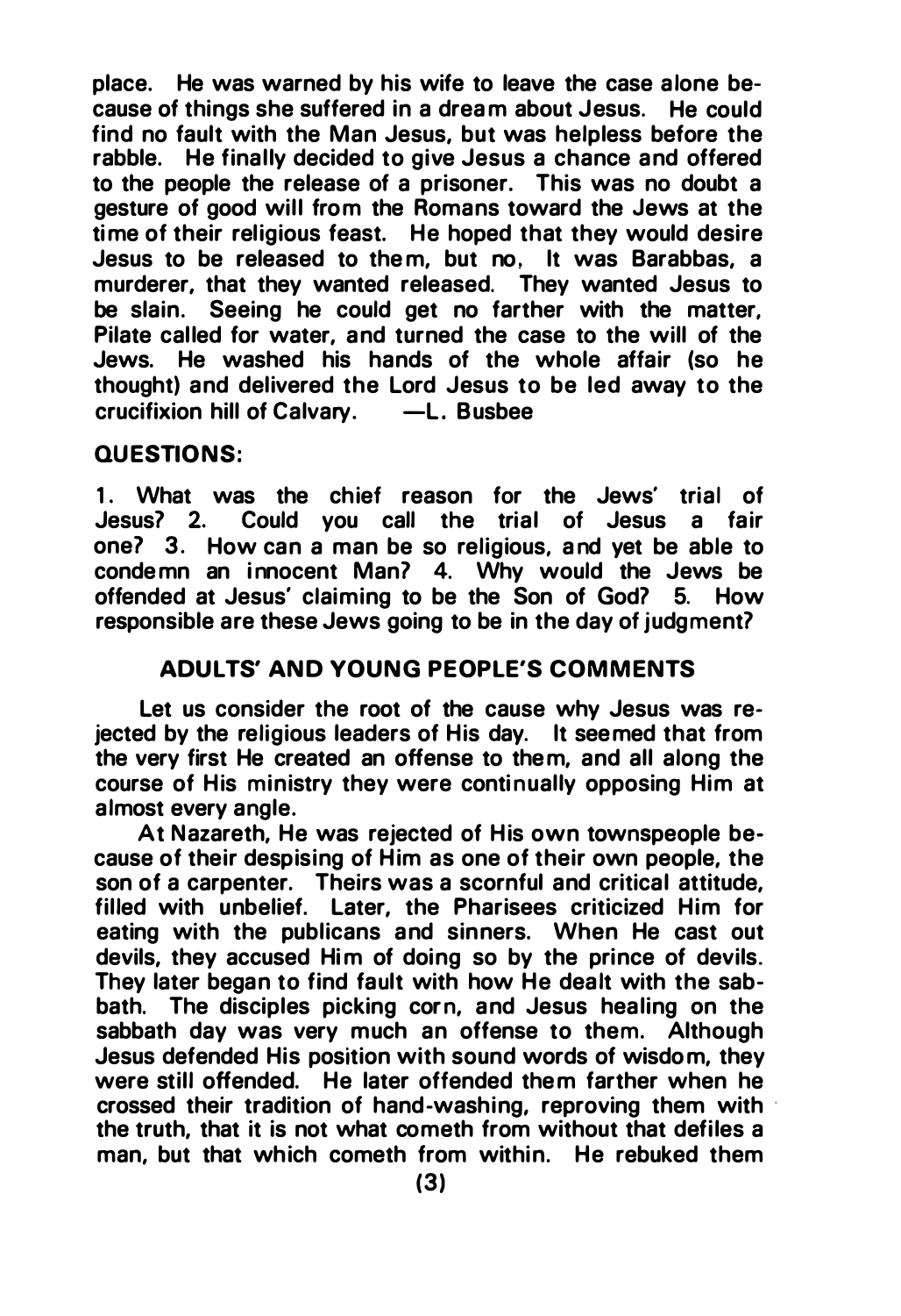place. He was warned by his wife to leave the case alone because of things she suffered in a dream about Jesus. He could find no fault with the Man Jesus, but was helpless before the rabble. He finally decided to give Jesus a chance and offered to the people the release of a prisoner. This was no doubt a gesture of good will from the Romans toward the Jews at the time of their religious feast. He hoped that they would desire Jesus to be released to them, but no, It was Barabbas, a murderer, that they wanted released. They wanted Jesus to be slain. Seeing he could get no farther with the matter, Pilate called for water, and turned the case to the will of the Jews. He washed his hands of the whole affair (so he thought) and delivered the Lord Jesus to be led away to the crucifixion hill of Calvary. —L. Busbee

**QUESTIONS:**

1. What was the chief reason for the Jews' trial of Jesus? 2. Could you call the trial of Jesus a fair one? 3. How can a man be so religious, and yet be able to condemn an innocent Man? 4. Why would the Jews be offended at Jesus' claiming to be the Son of God? 5. How responsible are these Jews going to be in the day of judgment?

## ADULTS' AND YOUNG PEOPLE'S COMMENTS

Let us consider the root of the cause why Jesus was rejected by the religious leaders of His day. It seemed that from the very first He created an offense to them, and all along the course of His ministry they were continually opposing Him at almost every angle.

At Nazareth, He was rejected of His own townspeople because of their despising of Him as one of their own people, the son of a carpenter. Theirs was a scornful and critical attitude, filled with unbelief. Later, the Pharisees criticized Him for eating with the publicans and sinners. When He cast out devils, they accused Him of doing so by the prince of devils. They later began to find fault with how He dealt with the sabbath. The disciples picking corn, and Jesus healing on the sabbath day was very much an offense to them. Although Jesus defended His position with sound words of wisdom, they were still offended. He later offended them farther when he crossed their tradition of hand-washing, reproving them with the truth, that it is not what cometh from without that defiles a man, but that which cometh from within. He rebuked them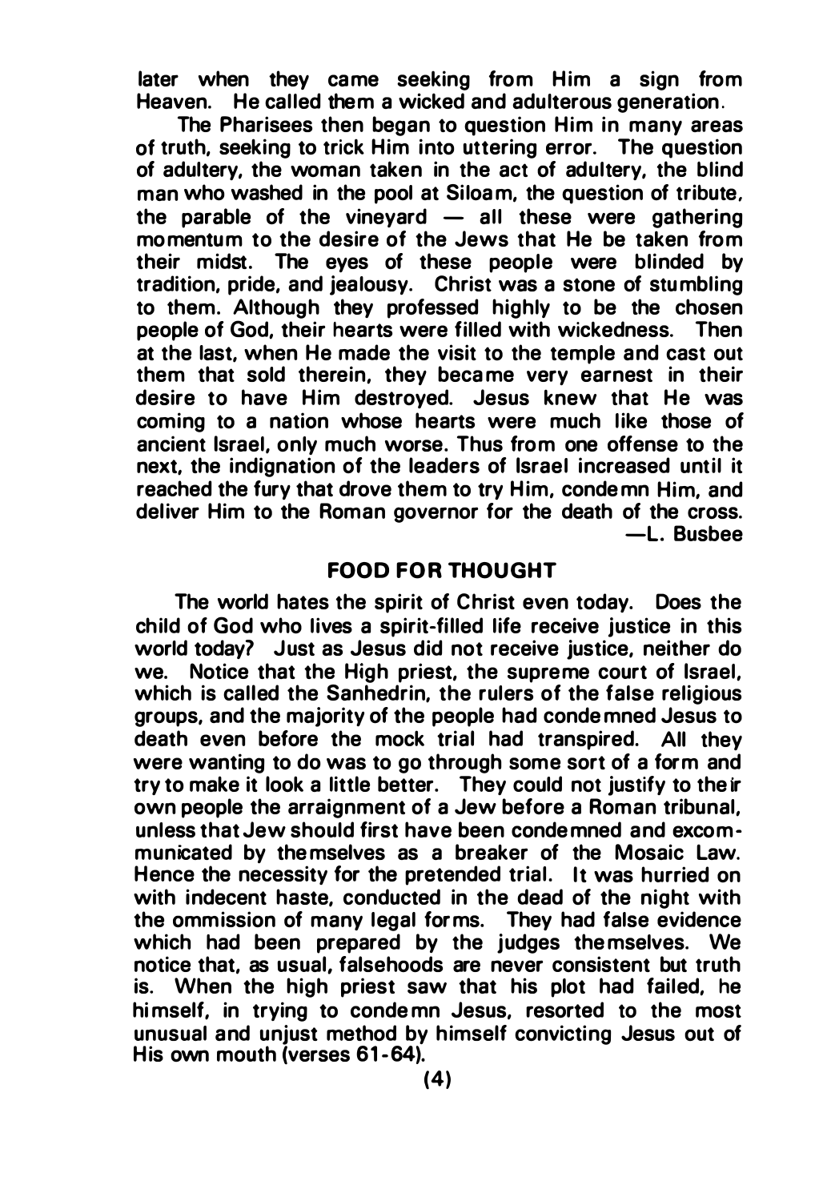later when they came seeking from Him a sign from Heaven. He called them a wicked and adulterous generation.

The Pharisees then began to question Him in many areas of truth, seeking to trick Him into uttering error. The question of adultery, the woman taken in the act of adultery, the blind man who washed in the pool at Siloam, the question of tribute, the parable of the vineyard — all these were gathering momentum to the desire of the Jews that He be taken from their midst. The eyes of these people were blinded by tradition, pride, and jealousy. Christ was a stone of stumbling to them. Although they professed highly to be the chosen people of God, their hearts were filled with wickedness. Then at the last, when He made the visit to the temple and cast out them that sold therein, they became very earnest in their desire to have Him destroyed. Jesus knew that He was coming to a nation whose hearts were much like those of ancient Israel, only much worse. Thus from one offense to the next, the indignation of the leaders of Israel increased until it reached the fury that drove them to try Him, condemn Him, and deliver Him to the Roman governor for the death of the cross.

—L. Busbee

## FOOD FOR THOUGHT

The world hates the spirit of Christ even today. Does the child of God who lives a spirit-filled life receive justice in this world today? Just as Jesus did not receive justice, neither do we. Notice that the High priest, the supreme court of Israel, which is called the Sanhedrin, the rulers of the false religious groups, and the majority of the people had condemned Jesus to death even before the mock trial had transpired. All they were wanting to do was to go through some sort of a form and try to make it look a little better. They could not justify to their own people the arraignment of a Jew before a Roman tribunal, unless that Jew should first have been condemned and excommunicated by themselves as a breaker of the Mosaic Law. Hence the necessity for the pretended trial. It was hurried on with indecent haste, conducted in the dead of the night with the ommission of many legal forms. They had false evidence which had been prepared by the judges themselves. We notice that, as usual, falsehoods are never consistent but truth is. When the high priest saw that his plot had failed, he himself, in trying to condemn Jesus, resorted to the most unusual and unjust method by himself convicting Jesus out of His own mouth (verses 61-64).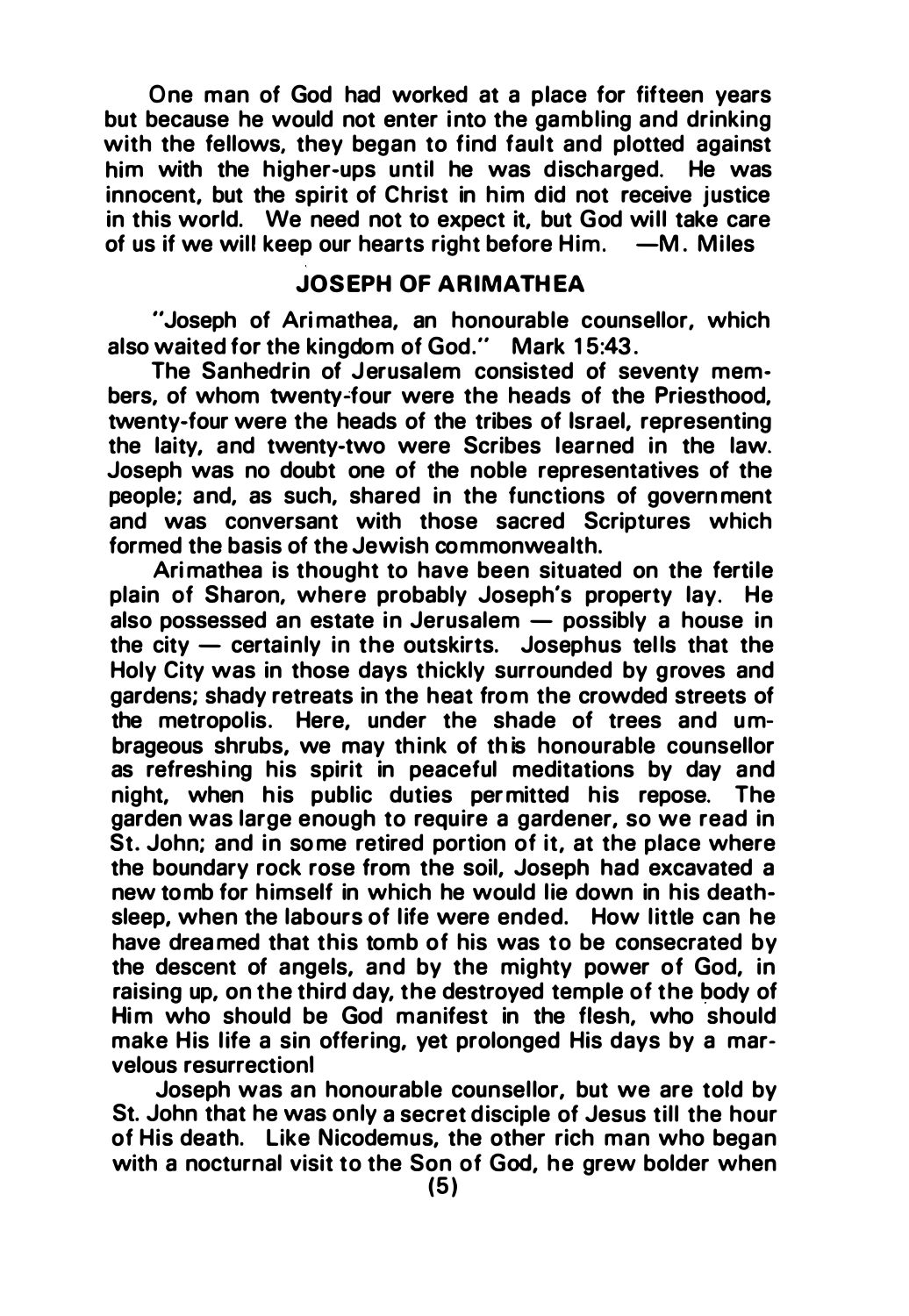One man of God had worked at a place for fifteen years but because he would not enter into the gambling and drinking with the fellows, they began to find fault and plotted against him with the higher-ups until he was discharged. He was innocent, but the spirit of Christ in him did not receive justice in this world. We need not to expect it, but God will take care of us if we will keep our hearts right before Him. —M. Miles

## JOSEPH OF ARIMATHEA

"Joseph of Arimathea, an honourable counsellor, which also waited for the kingdom of God." Mark 15:43.

The Sanhedrin of Jerusalem consisted of seventy members, of whom twenty-four were the heads of the Priesthood, twenty-four were the heads of the tribes of Israel, representing the laity, and twenty-two were Scribes learned in the law. Joseph was no doubt one of the noble representatives of the people; and, as such, shared in the functions of government and was conversant with those sacred Scriptures which formed the basis of the Jewish commonwealth.

Arimathea is thought to have been situated on the fertile plain of Sharon, where probably Joseph's property lay. He also possessed an estate in Jerusalem — possibly a house in the city — certainly in the outskirts. Josephus tells that the Holy City was in those days thickly surrounded by groves and gardens; shady retreats in the heat from the crowded streets of the metropolis. Here, under the shade of trees and umbrageous shrubs, we may think of this honourable counsellor as refreshing his spirit in peaceful meditations by day and night, when his public duties permitted his repose. The garden was large enough to require a gardener, so we read in St. John; and in some retired portion of it, at the place where the boundary rock rose from the soil, Joseph had excavated a new tomb for himself in which he would lie down in his death-sleep, when the labours of life were ended. How little can he have dreamed that this tomb of his was to be consecrated by the descent of angels, and by the mighty power of God, in raising up, on the third day, the destroyed temple of the body of Him who should be God manifest in the flesh, who should make His life a sin offering, yet prolonged His days by a marvelous resurrection!

Joseph was an honourable counsellor, but we are told by St. John that he was only a secret disciple of Jesus till the hour of His death. Like Nicodemus, the other rich man who began with a nocturnal visit to the Son of God, he grew bolder when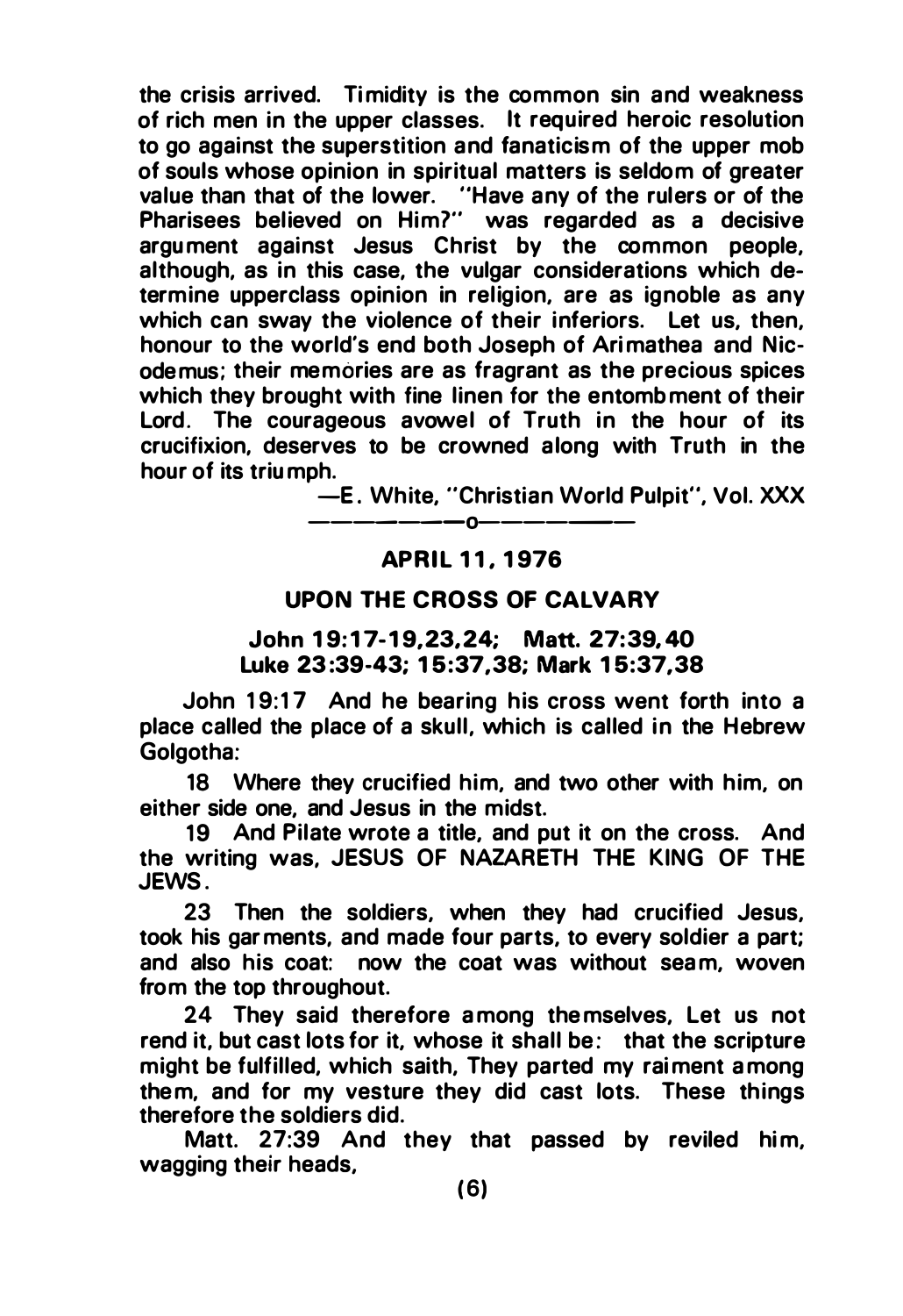the crisis arrived. Timidity is the common sin and weakness of rich men in the upper classes. It required heroic resolution to go against the superstition and fanaticism of the upper mob of souls whose opinion in spiritual matters is seldom of greater value than that of the lower. "Have any of the rulers or of the Pharisees believed on Him?" was regarded as a decisive argument against Jesus Christ by the common people, although, as in this case, the vulgar considerations which determine upperclass opinion in religion, are as ignoble as any which can sway the violence of their inferiors. Let us, then, honour to the world's end both Joseph of Arimathea and Nicodemus; their memories are as fragrant as the precious spices which they brought with fine linen for the entombment of their Lord. The courageous avowel of Truth in the hour of its crucifixion, deserves to be crowned along with Truth in the hour of its triumph.

—E. White, "Christian World Pulpit", Vol. XXX

—————o—————

## APRIL 11, 1976

## UPON THE CROSS OF CALVARY

### John 19:17-19,23,24; Matt. 27:39,40 Luke 23:39-43; 15:37,38; Mark 15:37,38

John 19:17 And he bearing his cross went forth into a place called the place of a skull, which is called in the Hebrew Golgotha:

18 Where they crucified him, and two other with him, on either side one, and Jesus in the midst.

19 And Pilate wrote a title, and put it on the cross. And the writing was, JESUS OF NAZARETH THE KING OF THE JEWS.

23 Then the soldiers, when they had crucified Jesus, took his garments, and made four parts, to every soldier a part; and also his coat: now the coat was without seam, woven from the top throughout.

24 They said therefore among themselves, Let us not rend it, but cast lots for it, whose it shall be: that the scripture might be fulfilled, which saith, They parted my raiment among them, and for my vesture they did cast lots. These things therefore the soldiers did.

Matt. 27:39 And they that passed by reviled him, wagging their heads,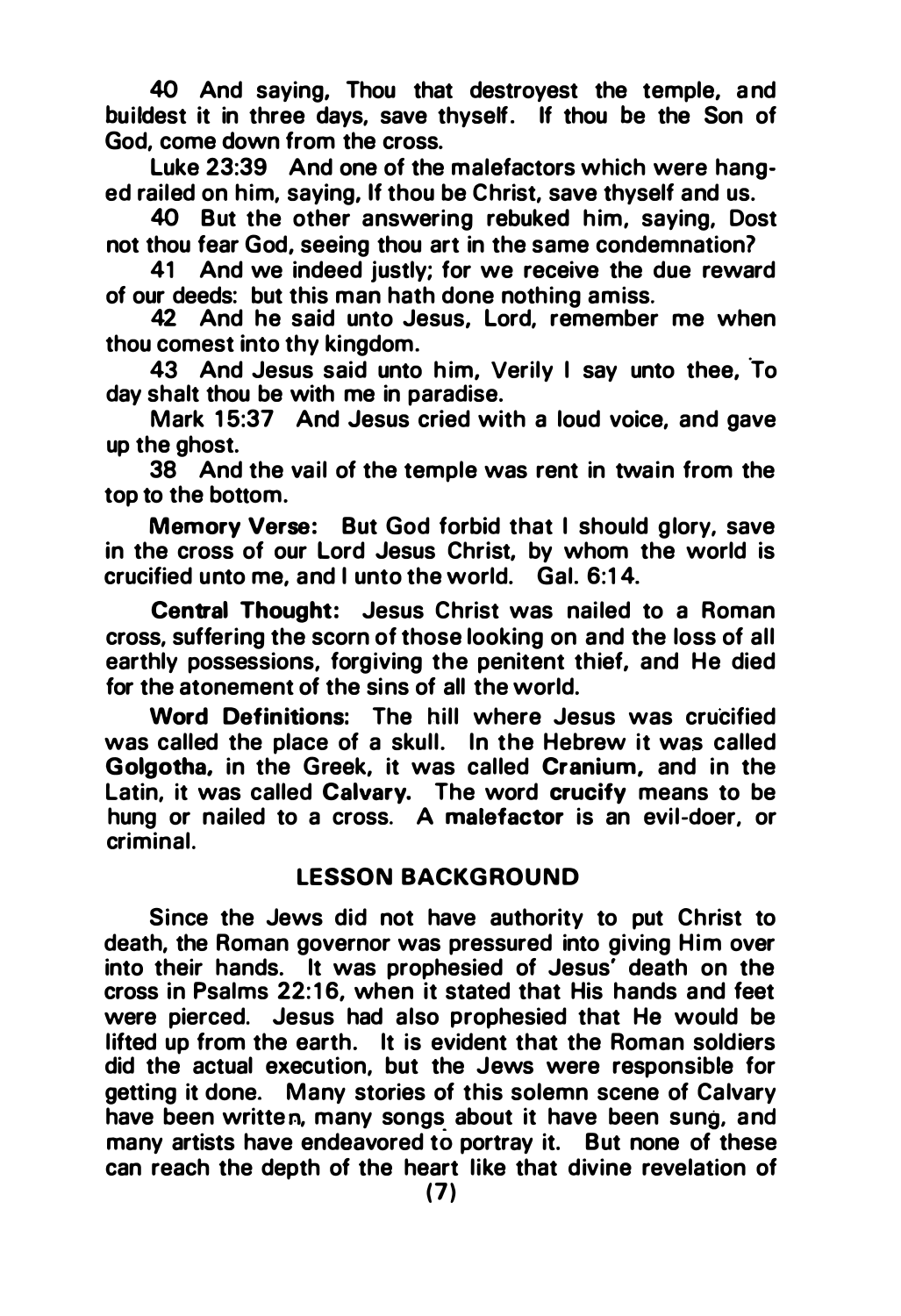40 And saying, Thou that destroyest the temple, and buildest it in three days, save thyself. If thou be the Son of God, come down from the cross.

Luke 23:39 And one of the malefactors which were hanged railed on him, saying, If thou be Christ, save thyself and us.

40 But the other answering rebuked him, saying, Dost not thou fear God, seeing thou art in the same condemnation?

41 And we indeed justly; for we receive the due reward of our deeds: but this man hath done nothing amiss.

42 And he said unto Jesus, Lord, remember me when thou comest into thy kingdom.

43 And Jesus said unto him, Verily I say unto thee, To day shalt thou be with me in paradise.

Mark 15:37 And Jesus cried with a loud voice, and gave up the ghost.

38 And the vail of the temple was rent in twain from the top to the bottom.

**Memory Verse:** But God forbid that I should glory, save in the cross of our Lord Jesus Christ, by whom the world is crucified unto me, and I unto the world. Gal. 6:14.

**Central Thought:** Jesus Christ was nailed to a Roman cross, suffering the scorn of those looking on and the loss of all earthly possessions, forgiving the penitent thief, and He died for the atonement of the sins of all the world.

**Word Definitions:** The hill where Jesus was crucified was called the place of a skull. In the Hebrew it was called **Golgotha,** in the Greek, it was called **Cranium,** and in the Latin, it was called **Calvary.** The word **crucify** means to be hung or nailed to a cross. A **malefactor** is an evil-doer, or criminal.

## LESSON BACKGROUND

Since the Jews did not have authority to put Christ to death, the Roman governor was pressured into giving Him over into their hands. It was prophesied of Jesus' death on the cross in Psalms 22:16, when it stated that His hands and feet were pierced. Jesus had also prophesied that He would be lifted up from the earth. It is evident that the Roman soldiers did the actual execution, but the Jews were responsible for getting it done. Many stories of this solemn scene of Calvary have been written, many songs about it have been sung, and many artists have endeavored to portray it. But none of these can reach the depth of the heart like that divine revelation of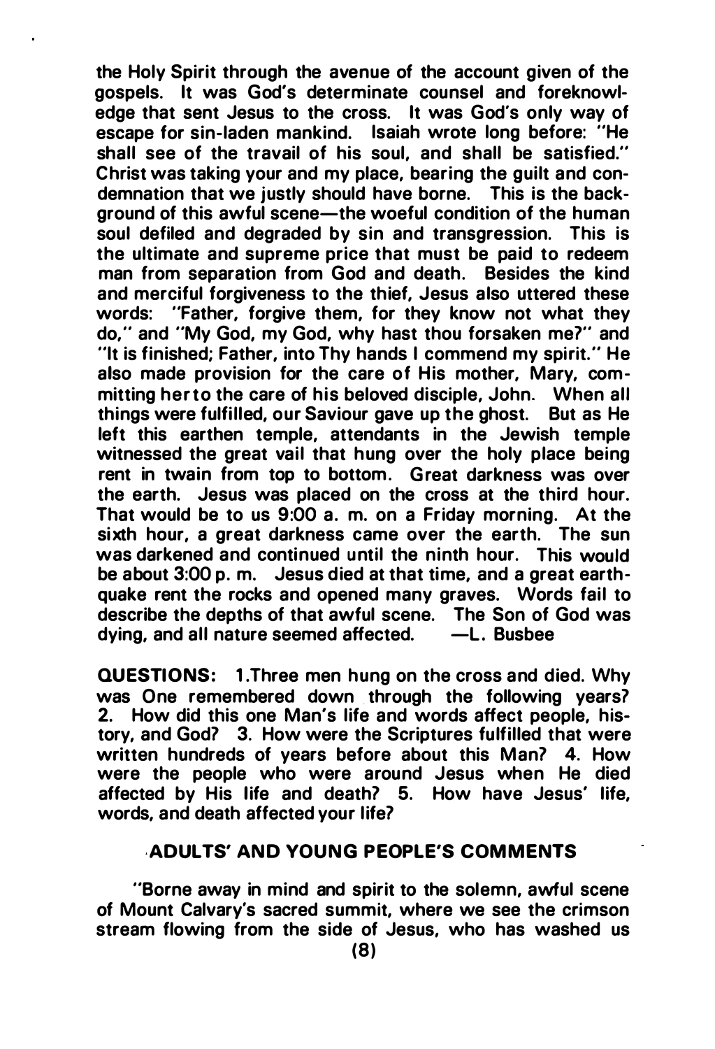the Holy Spirit through the avenue of the account given of the gospels. It was God's determinate counsel and foreknowledge that sent Jesus to the cross. It was God's only way of escape for sin-laden mankind. Isaiah wrote long before: "He shall see of the travail of his soul, and shall be satisfied." Christ was taking your and my place, bearing the guilt and condemnation that we justly should have borne. This is the background of this awful scene—the woeful condition of the human soul defiled and degraded by sin and transgression. This is the ultimate and supreme price that must be paid to redeem man from separation from God and death. Besides the kind and merciful forgiveness to the thief, Jesus also uttered these words: "Father, forgive them, for they know not what they do," and "My God, my God, why hast thou forsaken me?" and "It is finished; Father, into Thy hands I commend my spirit." He also made provision for the care of His mother, Mary, committing her to the care of his beloved disciple, John. When all things were fulfilled, our Saviour gave up the ghost. But as He left this earthen temple, attendants in the Jewish temple witnessed the great vail that hung over the holy place being rent in twain from top to bottom. Great darkness was over the earth. Jesus was placed on the cross at the third hour. That would be to us 9:00 a. m. on a Friday morning. At the sixth hour, a great darkness came over the earth. The sun was darkened and continued until the ninth hour. This would be about 3:00 p. m. Jesus died at that time, and a great earthquake rent the rocks and opened many graves. Words fail to describe the depths of that awful scene. The Son of God was dying, and all nature seemed affected. —L. Busbee

**QUESTIONS:** 1. Three men hung on the cross and died. Why was One remembered down through the following years? 2. How did this one Man's life and words affect people, history, and God? 3. How were the Scriptures fulfilled that were written hundreds of years before about this Man? 4. How were the people who were around Jesus when He died affected by His life and death? 5. How have Jesus' life, words, and death affected your life?

## ADULTS' AND YOUNG PEOPLE'S COMMENTS

"Borne away in mind and spirit to the solemn, awful scene of Mount Calvary's sacred summit, where we see the crimson stream flowing from the side of Jesus, who has washed us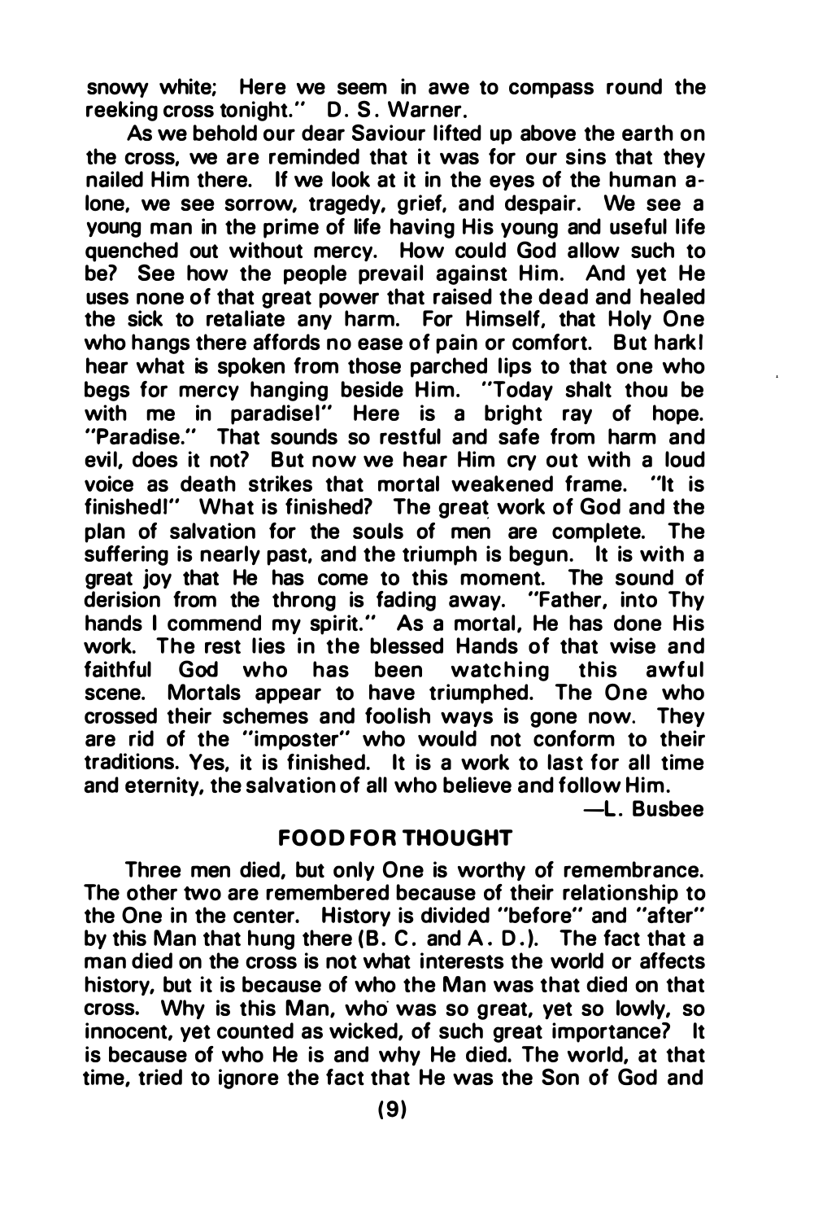snowy white; Here we seem in awe to compass round the reeking cross tonight." D. S. Warner.

As we behold our dear Saviour lifted up above the earth on the cross, we are reminded that it was for our sins that they nailed Him there. If we look at it in the eyes of the human alone, we see sorrow, tragedy, grief, and despair. We see a young man in the prime of life having His young and useful life quenched out without mercy. How could God allow such to be? See how the people prevail against Him. And yet He uses none of that great power that raised the dead and healed the sick to retaliate any harm. For Himself, that Holy One who hangs there affords no ease of pain or comfort. But hark! hear what is spoken from those parched lips to that one who begs for mercy hanging beside Him. "Today shalt thou be with me in paradise!" Here is a bright ray of hope. "Paradise." That sounds so restful and safe from harm and evil, does it not? But now we hear Him cry out with a loud voice as death strikes that mortal weakened frame. "It is finished!" What is finished? The great work of God and the plan of salvation for the souls of men are complete. The suffering is nearly past, and the triumph is begun. It is with a great joy that He has come to this moment. The sound of derision from the throng is fading away. "Father, into Thy hands I commend my spirit." As a mortal, He has done His work. The rest lies in the blessed Hands of that wise and faithful God who has been watching this awful scene. Mortals appear to have triumphed. The One who crossed their schemes and foolish ways is gone now. They are rid of the "imposter" who would not conform to their traditions. Yes, it is finished. It is a work to last for all time and eternity, the salvation of all who believe and follow Him.

—L. Busbee

## FOOD FOR THOUGHT

Three men died, but only One is worthy of remembrance. The other two are remembered because of their relationship to the One in the center. History is divided "before" and "after" by this Man that hung there (B. C. and A. D.). The fact that a man died on the cross is not what interests the world or affects history, but it is because of who the Man was that died on that cross. Why is this Man, who was so great, yet so lowly, so innocent, yet counted as wicked, of such great importance? It is because of who He is and why He died. The world, at that time, tried to ignore the fact that He was the Son of God and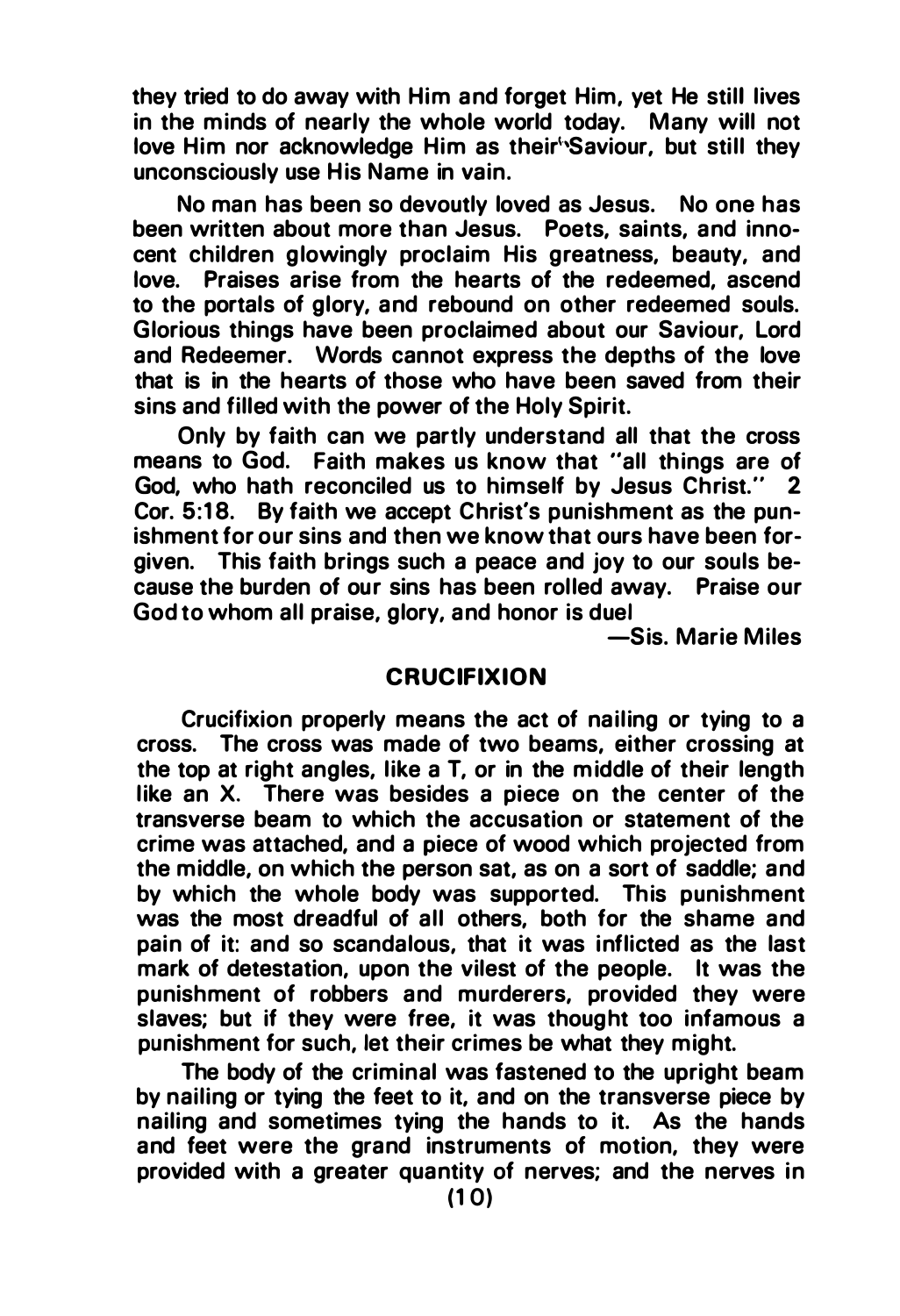they tried to do away with Him and forget Him, yet He still lives in the minds of nearly the whole world today. Many will not love Him nor acknowledge Him as their Saviour, but still they unconsciously use His Name in vain.

No man has been so devoutly loved as Jesus. No one has been written about more than Jesus. Poets, saints, and innocent children glowingly proclaim His greatness, beauty, and love. Praises arise from the hearts of the redeemed, ascend to the portals of glory, and rebound on other redeemed souls. Glorious things have been proclaimed about our Saviour, Lord and Redeemer. Words cannot express the depths of the love that is in the hearts of those who have been saved from their sins and filled with the power of the Holy Spirit.

Only by faith can we partly understand all that the cross means to God. Faith makes us know that "all things are of God, who hath reconciled us to himself by Jesus Christ." 2 Cor. 5:18. By faith we accept Christ's punishment as the punishment for our sins and then we know that ours have been forgiven. This faith brings such a peace and joy to our souls because the burden of our sins has been rolled away. Praise our God to whom all praise, glory, and honor is duel

—Sis. Marie Miles

## CRUCIFIXION

Crucifixion properly means the act of nailing or tying to a cross. The cross was made of two beams, either crossing at the top at right angles, like a T, or in the middle of their length like an X. There was besides a piece on the center of the transverse beam to which the accusation or statement of the crime was attached, and a piece of wood which projected from the middle, on which the person sat, as on a sort of saddle; and by which the whole body was supported. This punishment was the most dreadful of all others, both for the shame and pain of it: and so scandalous, that it was inflicted as the last mark of detestation, upon the vilest of the people. It was the punishment of robbers and murderers, provided they were slaves; but if they were free, it was thought too infamous a punishment for such, let their crimes be what they might.

The body of the criminal was fastened to the upright beam by nailing or tying the feet to it, and on the transverse piece by nailing and sometimes tying the hands to it. As the hands and feet were the grand instruments of motion, they were provided with a greater quantity of nerves; and the nerves in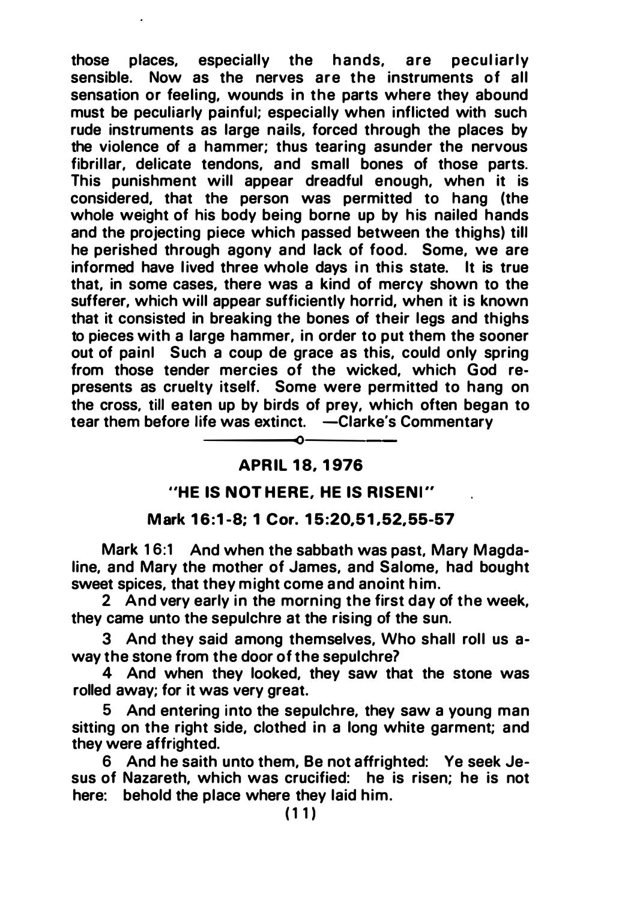those places, especially the hands, are peculiarly sensible. Now as the nerves are the instruments of all sensation or feeling, wounds in the parts where they abound must be peculiarly painful; especially when inflicted with such rude instruments as large nails, forced through the places by the violence of a hammer; thus tearing asunder the nervous fibrillar, delicate tendons, and small bones of those parts. This punishment will appear dreadful enough, when it is considered, that the person was permitted to hang (the whole weight of his body being borne up by his nailed hands and the projecting piece which passed between the thighs) till he perished through agony and lack of food. Some, we are informed have lived three whole days in this state. It is true that, in some cases, there was a kind of mercy shown to the sufferer, which will appear sufficiently horrid, when it is known that it consisted in breaking the bones of their legs and thighs to pieces with a large hammer, in order to put them the sooner out of pain! Such a coup de grace as this, could only spring from those tender mercies of the wicked, which God represents as cruelty itself. Some were permitted to hang on the cross, till eaten up by birds of prey, which often began to tear them before life was extinct. —Clarke's Commentary

---

**APRIL 18, 1976**

**"HE IS NOT HERE, HE IS RISEN!"**

**Mark 16:1-8; 1 Cor. 15:20,51,52,55-57**

Mark 16:1 And when the sabbath was past, Mary Magdaline, and Mary the mother of James, and Salome, had bought sweet spices, that they might come and anoint him.

2 And very early in the morning the first day of the week, they came unto the sepulchre at the rising of the sun.

3 And they said among themselves, Who shall roll us away the stone from the door of the sepulchre?

4 And when they looked, they saw that the stone was rolled away; for it was very great.

5 And entering into the sepulchre, they saw a young man sitting on the right side, clothed in a long white garment; and they were affrighted.

6 And he saith unto them, Be not affrighted: Ye seek Jesus of Nazareth, which was crucified: he is risen; he is not here: behold the place where they laid him.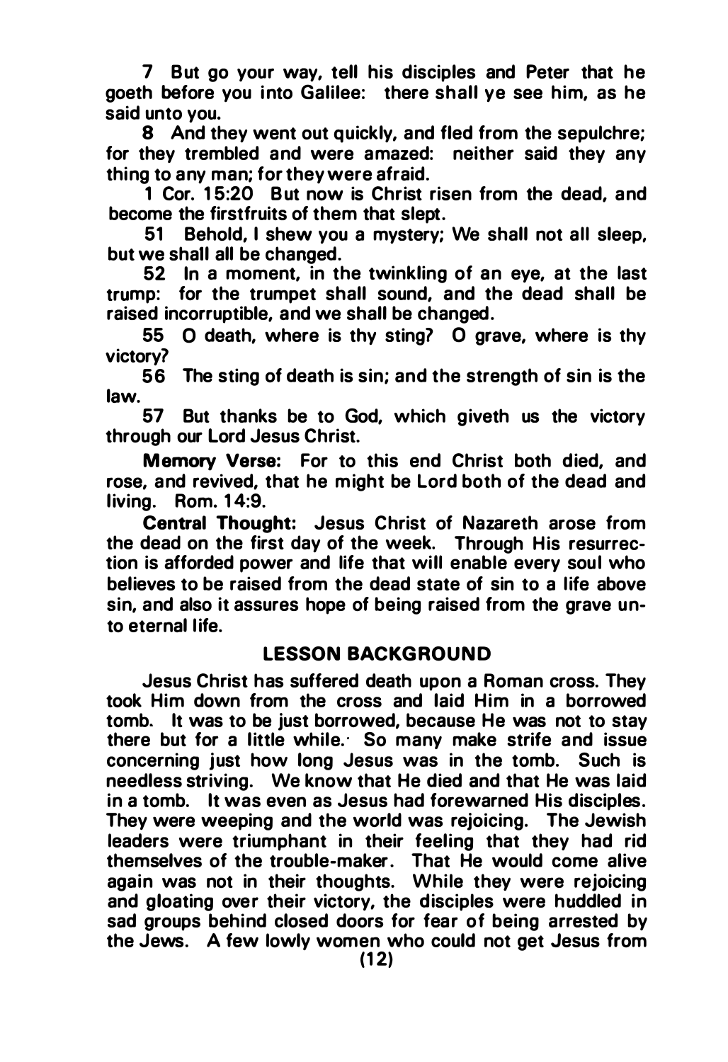7 But go your way, tell his disciples and Peter that he goeth before you into Galilee: there shall ye see him, as he said unto you.

8 And they went out quickly, and fled from the sepulchre; for they trembled and were amazed: neither said they any thing to any man; for they were afraid.

1 Cor. 15:20 But now is Christ risen from the dead, and become the firstfruits of them that slept.

51 Behold, I shew you a mystery; We shall not all sleep, but we shall all be changed.

52 In a moment, in the twinkling of an eye, at the last trump: for the trumpet shall sound, and the dead shall be raised incorruptible, and we shall be changed.

55 O death, where is thy sting? O grave, where is thy victory?

56 The sting of death is sin; and the strength of sin is the law.

57 But thanks be to God, which giveth us the victory through our Lord Jesus Christ.

**Memory Verse:** For to this end Christ both died, and rose, and revived, that he might be Lord both of the dead and living. Rom. 14:9.

**Central Thought:** Jesus Christ of Nazareth arose from the dead on the first day of the week. Through His resurrection is afforded power and life that will enable every soul who believes to be raised from the dead state of sin to a life above sin, and also it assures hope of being raised from the grave unto eternal life.

## LESSON BACKGROUND

Jesus Christ has suffered death upon a Roman cross. They took Him down from the cross and laid Him in a borrowed tomb. It was to be just borrowed, because He was not to stay there but for a little while. So many make strife and issue concerning just how long Jesus was in the tomb. Such is needless striving. We know that He died and that He was laid in a tomb. It was even as Jesus had forewarned His disciples. They were weeping and the world was rejoicing. The Jewish leaders were triumphant in their feeling that they had rid themselves of the trouble-maker. That He would come alive again was not in their thoughts. While they were rejoicing and gloating over their victory, the disciples were huddled in sad groups behind closed doors for fear of being arrested by the Jews. A few lowly women who could not get Jesus from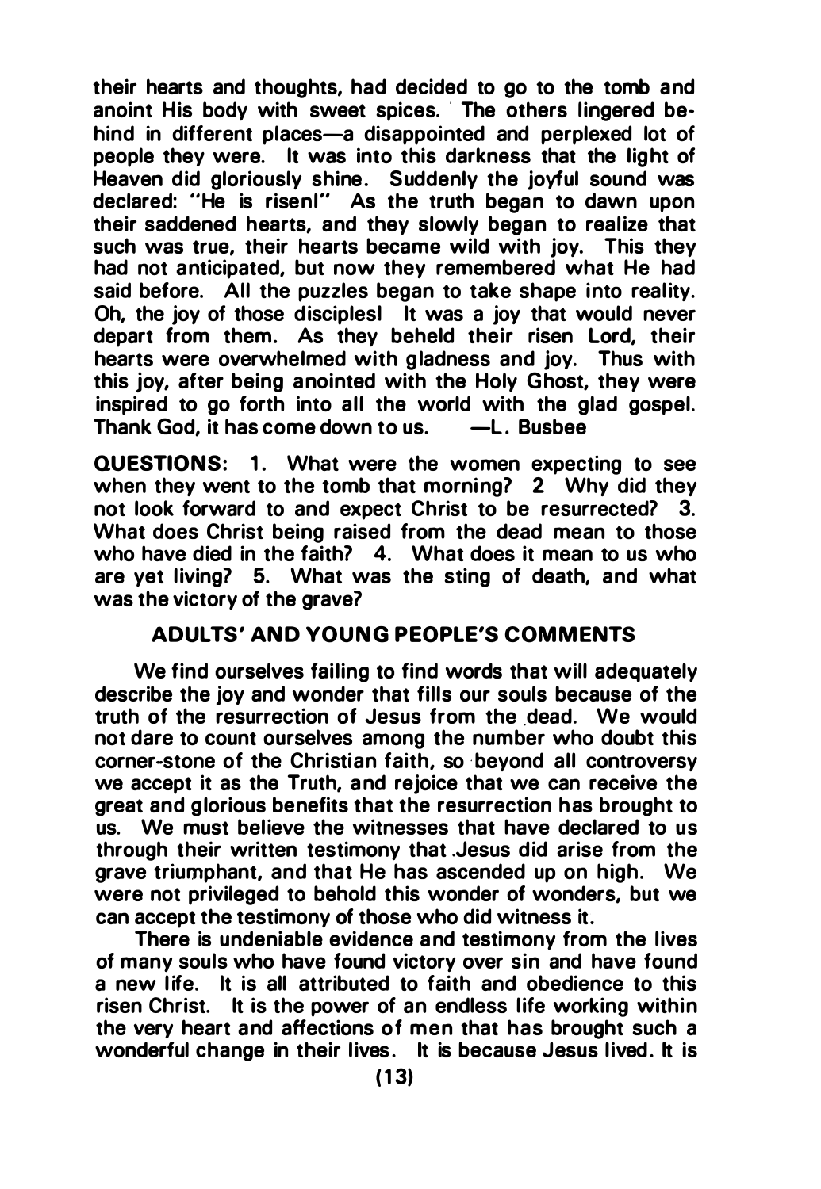their hearts and thoughts, had decided to go to the tomb and anoint His body with sweet spices. The others lingered behind in different places—a disappointed and perplexed lot of people they were. It was into this darkness that the light of Heaven did gloriously shine. Suddenly the joyful sound was declared: "He is risen!" As the truth began to dawn upon their saddened hearts, and they slowly began to realize that such was true, their hearts became wild with joy. This they had not anticipated, but now they remembered what He had said before. All the puzzles began to take shape into reality. Oh, the joy of those disciples! It was a joy that would never depart from them. As they beheld their risen Lord, their hearts were overwhelmed with gladness and joy. Thus with this joy, after being anointed with the Holy Ghost, they were inspired to go forth into all the world with the glad gospel. Thank God, it has come down to us. —L. Busbee

**QUESTIONS:** 1. What were the women expecting to see when they went to the tomb that morning? 2 Why did they not look forward to and expect Christ to be resurrected? 3. What does Christ being raised from the dead mean to those who have died in the faith? 4. What does it mean to us who are yet living? 5. What was the sting of death, and what was the victory of the grave?

## ADULTS' AND YOUNG PEOPLE'S COMMENTS

We find ourselves failing to find words that will adequately describe the joy and wonder that fills our souls because of the truth of the resurrection of Jesus from the dead. We would not dare to count ourselves among the number who doubt this corner-stone of the Christian faith, so beyond all controversy we accept it as the Truth, and rejoice that we can receive the great and glorious benefits that the resurrection has brought to us. We must believe the witnesses that have declared to us through their written testimony that Jesus did arise from the grave triumphant, and that He has ascended up on high. We were not privileged to behold this wonder of wonders, but we can accept the testimony of those who did witness it.

There is undeniable evidence and testimony from the lives of many souls who have found victory over sin and have found a new life. It is all attributed to faith and obedience to this risen Christ. It is the power of an endless life working within the very heart and affections of men that has brought such a wonderful change in their lives. It is because Jesus lived. It is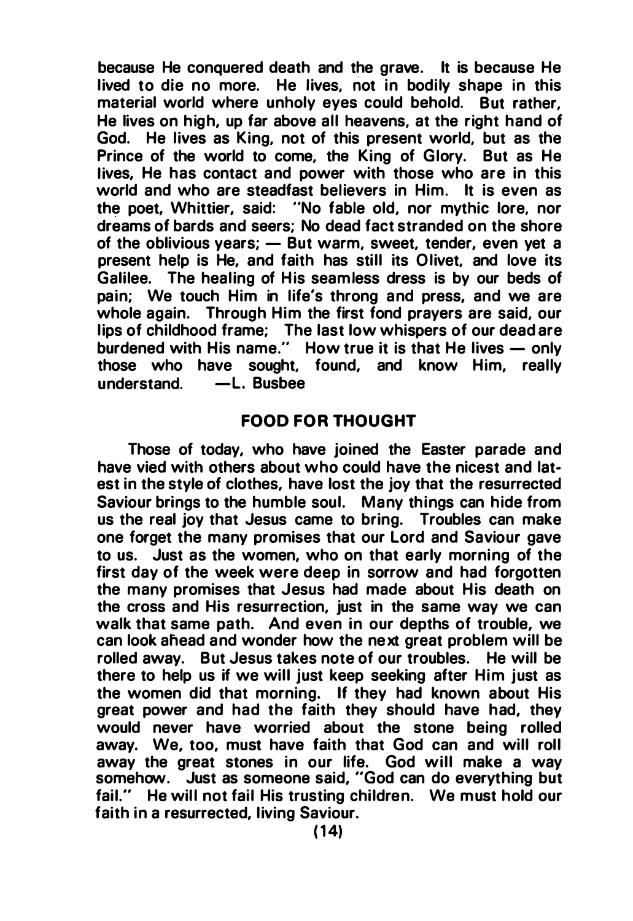because He conquered death and the grave. It is because He lived to die no more. He lives, not in bodily shape in this material world where unholy eyes could behold. But rather, He lives on high, up far above all heavens, at the right hand of God. He lives as King, not of this present world, but as the Prince of the world to come, the King of Glory. But as He lives, He has contact and power with those who are in this world and who are steadfast believers in Him. It is even as the poet, Whittier, said: "No fable old, nor mythic lore, nor dreams of bards and seers; No dead fact stranded on the shore of the oblivious years; — But warm, sweet, tender, even yet a present help is He, and faith has still its Olivet, and love its Galilee. The healing of His seamless dress is by our beds of pain; We touch Him in life's throng and press, and we are whole again. Through Him the first fond prayers are said, our lips of childhood frame; The last low whispers of our dead are burdened with His name." How true it is that He lives — only those who have sought, found, and know Him, really understand. —L. Busbee

## FOOD FOR THOUGHT

Those of today, who have joined the Easter parade and have vied with others about who could have the nicest and latest in the style of clothes, have lost the joy that the resurrected Saviour brings to the humble soul. Many things can hide from us the real joy that Jesus came to bring. Troubles can make one forget the many promises that our Lord and Saviour gave to us. Just as the women, who on that early morning of the first day of the week were deep in sorrow and had forgotten the many promises that Jesus had made about His death on the cross and His resurrection, just in the same way we can walk that same path. And even in our depths of trouble, we can look ahead and wonder how the next great problem will be rolled away. But Jesus takes note of our troubles. He will be there to help us if we will just keep seeking after Him just as the women did that morning. If they had known about His great power and had the faith they should have had, they would never have worried about the stone being rolled away. We, too, must have faith that God can and will roll away the great stones in our life. God will make a way somehow. Just as someone said, "God can do everything but fail." He will not fail His trusting children. We must hold our faith in a resurrected, living Saviour.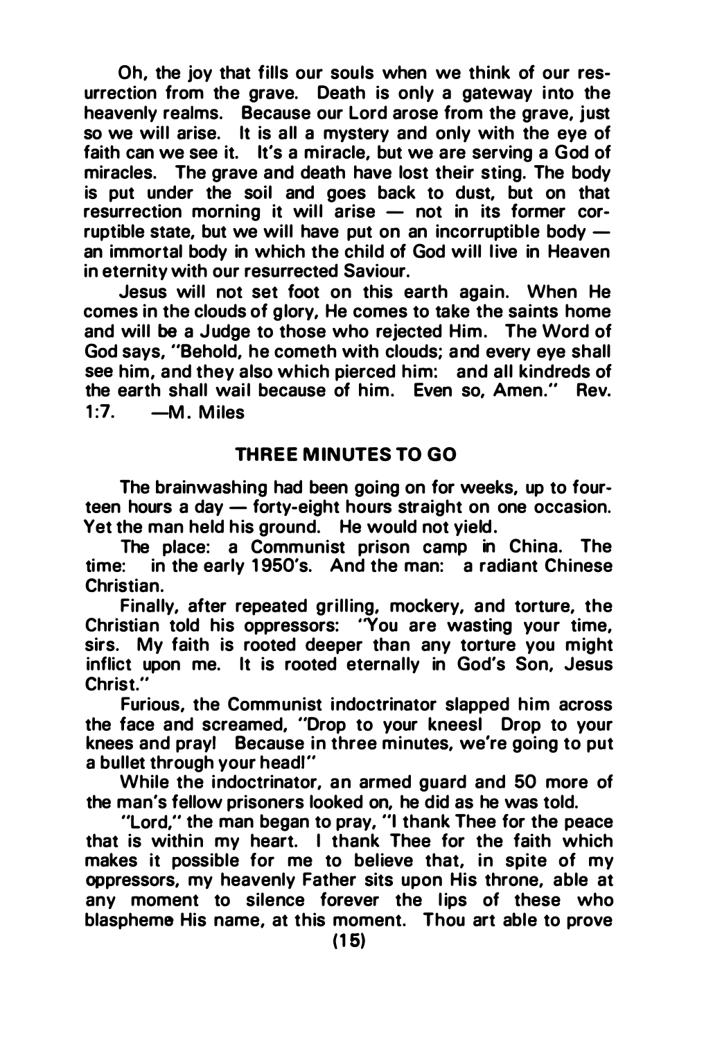Oh, the joy that fills our souls when we think of our resurrection from the grave. Death is only a gateway into the heavenly realms. Because our Lord arose from the grave, just so we will arise. It is all a mystery and only with the eye of faith can we see it. It's a miracle, but we are serving a God of miracles. The grave and death have lost their sting. The body is put under the soil and goes back to dust, but on that resurrection morning it will arise — not in its former corruptible state, but we will have put on an incorruptible body — an immortal body in which the child of God will live in Heaven in eternity with our resurrected Saviour.

Jesus will not set foot on this earth again. When He comes in the clouds of glory, He comes to take the saints home and will be a Judge to those who rejected Him. The Word of God says, "Behold, he cometh with clouds; and every eye shall see him, and they also which pierced him: and all kindreds of the earth shall wail because of him. Even so, Amen." Rev. 1:7. —M. Miles

## THREE MINUTES TO GO

The brainwashing had been going on for weeks, up to fourteen hours a day — forty-eight hours straight on one occasion. Yet the man held his ground. He would not yield.

The place: a Communist prison camp in China. The time: in the early 1950's. And the man: a radiant Chinese Christian.

Finally, after repeated grilling, mockery, and torture, the Christian told his oppressors: "You are wasting your time, sirs. My faith is rooted deeper than any torture you might inflict upon me. It is rooted eternally in God's Son, Jesus Christ."

Furious, the Communist indoctrinator slapped him across the face and screamed, "Drop to your knees! Drop to your knees and pray! Because in three minutes, we're going to put a bullet through your head!"

While the indoctrinator, an armed guard and 50 more of the man's fellow prisoners looked on, he did as he was told.

"Lord," the man began to pray, "I thank Thee for the peace that is within my heart. I thank Thee for the faith which makes it possible for me to believe that, in spite of my oppressors, my heavenly Father sits upon His throne, able at any moment to silence forever the lips of these who blaspheme His name, at this moment. Thou art able to prove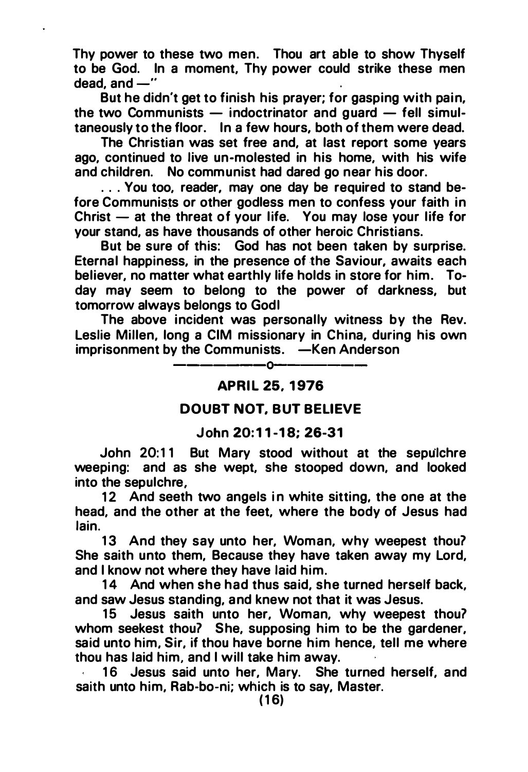Thy power to these two men. Thou art able to show Thyself to be God. In a moment, Thy power could strike these men dead, and —"

But he didn't get to finish his prayer; for gasping with pain, the two Communists — indoctrinator and guard — fell simultaneously to the floor. In a few hours, both of them were dead.

The Christian was set free and, at last report some years ago, continued to live un-molested in his home, with his wife and children. No communist had dared go near his door.

. . . You too, reader, may one day be required to stand before Communists or other godless men to confess your faith in Christ — at the threat of your life. You may lose your life for your stand, as have thousands of other heroic Christians.

But be sure of this: God has not been taken by surprise. Eternal happiness, in the presence of the Saviour, awaits each believer, no matter what earthly life holds in store for him. Today may seem to belong to the power of darkness, but tomorrow always belongs to God!

The above incident was personally witness by the Rev. Leslie Millen, long a CIM missionary in China, during his own imprisonment by the Communists. —Ken Anderson

———————o———————

## APRIL 25, 1976

## DOUBT NOT, BUT BELIEVE

### John 20:11-18; 26-31

John 20:11 But Mary stood without at the sepulchre weeping: and as she wept, she stooped down, and looked into the sepulchre,

12 And seeth two angels in white sitting, the one at the head, and the other at the feet, where the body of Jesus had lain.

13 And they say unto her, Woman, why weepest thou? She saith unto them, Because they have taken away my Lord, and I know not where they have laid him.

14 And when she had thus said, she turned herself back, and saw Jesus standing, and knew not that it was Jesus.

15 Jesus saith unto her, Woman, why weepest thou? whom seekest thou? She, supposing him to be the gardener, said unto him, Sir, if thou have borne him hence, tell me where thou has laid him, and I will take him away.

16 Jesus said unto her, Mary. She turned herself, and saith unto him, Rab-bo-ni; which is to say, Master.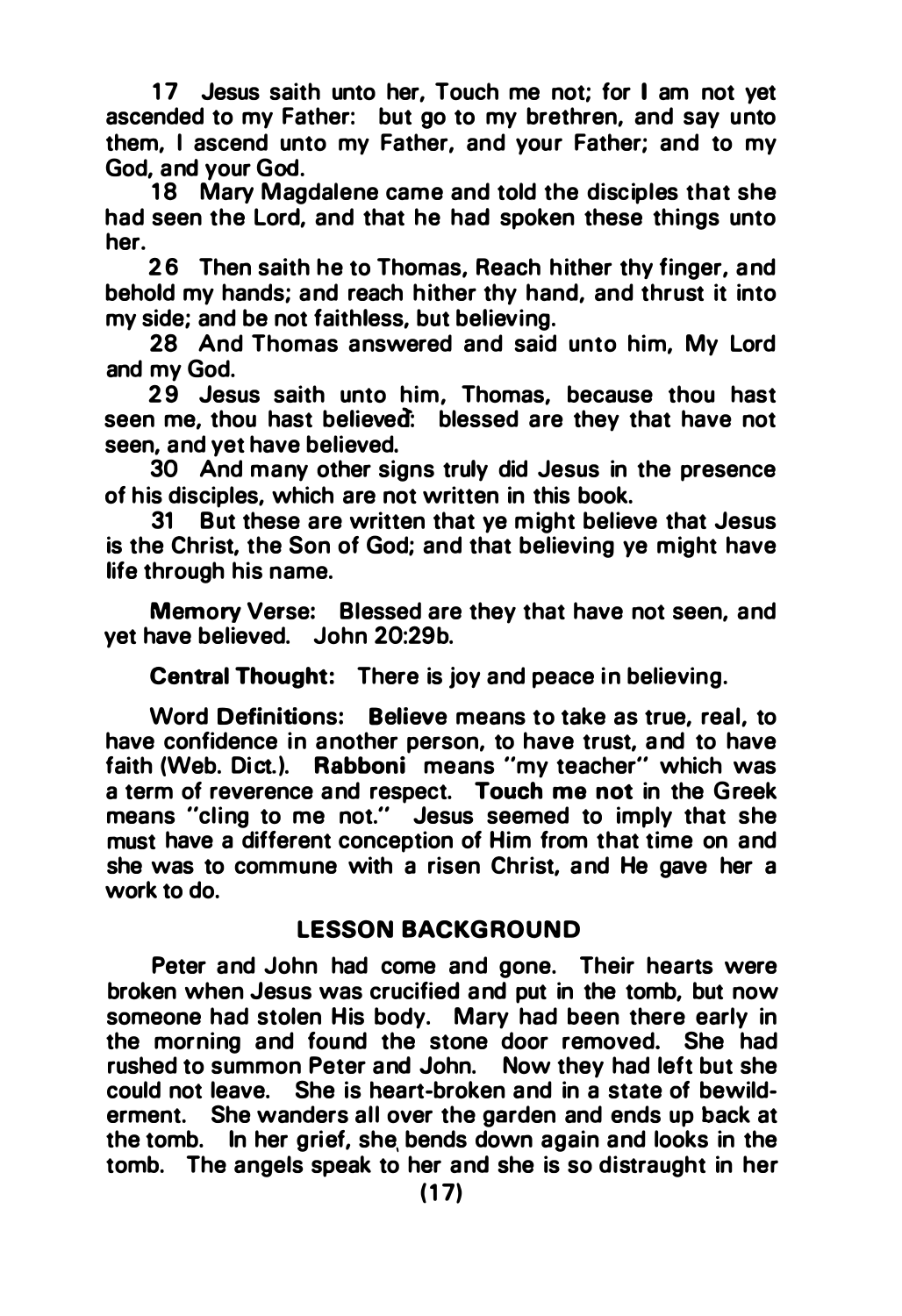17 Jesus saith unto her, Touch me not; for I am not yet ascended to my Father: but go to my brethren, and say unto them, I ascend unto my Father, and your Father; and to my God, and your God.

18 Mary Magdalene came and told the disciples that she had seen the Lord, and that he had spoken these things unto her.

26 Then saith he to Thomas, Reach hither thy finger, and behold my hands; and reach hither thy hand, and thrust it into my side; and be not faithless, but believing.

28 And Thomas answered and said unto him, My Lord and my God.

29 Jesus saith unto him, Thomas, because thou hast seen me, thou hast believed: blessed are they that have not seen, and yet have believed.

30 And many other signs truly did Jesus in the presence of his disciples, which are not written in this book.

31 But these are written that ye might believe that Jesus is the Christ, the Son of God; and that believing ye might have life through his name.

**Memory Verse:** Blessed are they that have not seen, and yet have believed. John 20:29b.

**Central Thought:** There is joy and peace in believing.

**Word Definitions:** **Believe** means to take as true, real, to have confidence in another person, to have trust, and to have faith (Web. Dict.). **Rabboni** means "my teacher" which was a term of reverence and respect. **Touch me not** in the Greek means "cling to me not." Jesus seemed to imply that she must have a different conception of Him from that time on and she was to commune with a risen Christ, and He gave her a work to do.

## LESSON BACKGROUND

Peter and John had come and gone. Their hearts were broken when Jesus was crucified and put in the tomb, but now someone had stolen His body. Mary had been there early in the morning and found the stone door removed. She had rushed to summon Peter and John. Now they had left but she could not leave. She is heart-broken and in a state of bewilderment. She wanders all over the garden and ends up back at the tomb. In her grief, she bends down again and looks in the tomb. The angels speak to her and she is so distraught in her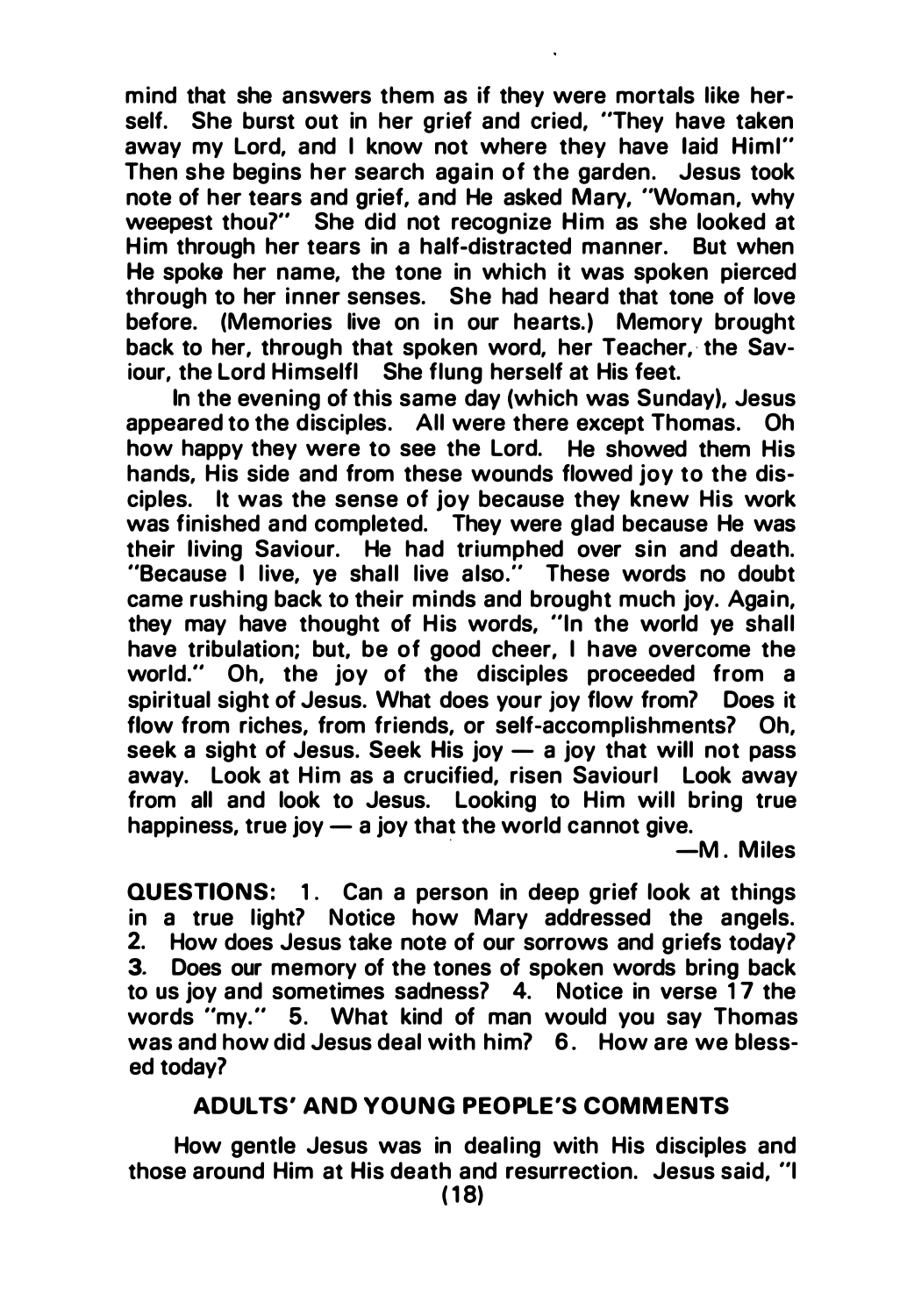mind that she answers them as if they were mortals like herself. She burst out in her grief and cried, "They have taken away my Lord, and I know not where they have laid Him!" Then she begins her search again of the garden. Jesus took note of her tears and grief, and He asked Mary, "Woman, why weepest thou?" She did not recognize Him as she looked at Him through her tears in a half-distracted manner. But when He spoke her name, the tone in which it was spoken pierced through to her inner senses. She had heard that tone of love before. (Memories live on in our hearts.) Memory brought back to her, through that spoken word, her Teacher, the Saviour, the Lord Himself! She flung herself at His feet.

In the evening of this same day (which was Sunday), Jesus appeared to the disciples. All were there except Thomas. Oh how happy they were to see the Lord. He showed them His hands, His side and from these wounds flowed joy to the disciples. It was the sense of joy because they knew His work was finished and completed. They were glad because He was their living Saviour. He had triumphed over sin and death. "Because I live, ye shall live also." These words no doubt came rushing back to their minds and brought much joy. Again, they may have thought of His words, "In the world ye shall have tribulation; but, be of good cheer, I have overcome the world." Oh, the joy of the disciples proceeded from a spiritual sight of Jesus. What does your joy flow from? Does it flow from riches, from friends, or self-accomplishments? Oh, seek a sight of Jesus. Seek His joy — a joy that will not pass away. Look at Him as a crucified, risen Saviour! Look away from all and look to Jesus. Looking to Him will bring true happiness, true joy — a joy that the world cannot give.

—M. Miles

**QUESTIONS:** 1. Can a person in deep grief look at things in a true light? Notice how Mary addressed the angels. 2. How does Jesus take note of our sorrows and griefs today? 3. Does our memory of the tones of spoken words bring back to us joy and sometimes sadness? 4. Notice in verse 17 the words "my." 5. What kind of man would you say Thomas was and how did Jesus deal with him? 6. How are we blessed today?

## ADULTS' AND YOUNG PEOPLE'S COMMENTS

How gentle Jesus was in dealing with His disciples and those around Him at His death and resurrection. Jesus said, "I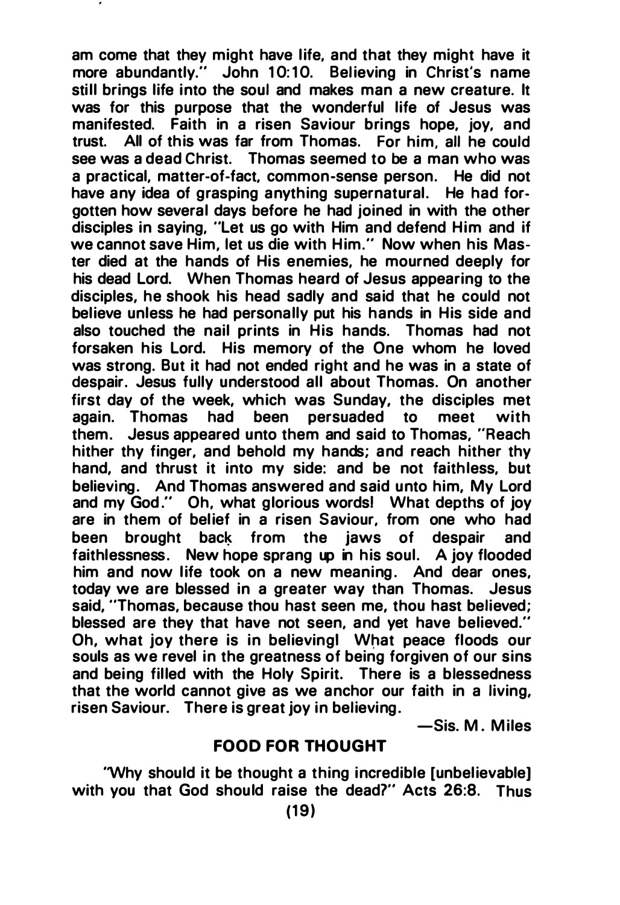am come that they might have life, and that they might have it more abundantly." John 10:10. Believing in Christ's name still brings life into the soul and makes man a new creature. It was for this purpose that the wonderful life of Jesus was manifested. Faith in a risen Saviour brings hope, joy, and trust. All of this was far from Thomas. For him, all he could see was a dead Christ. Thomas seemed to be a man who was a practical, matter-of-fact, common-sense person. He did not have any idea of grasping anything supernatural. He had forgotten how several days before he had joined in with the other disciples in saying, "Let us go with Him and defend Him and if we cannot save Him, let us die with Him." Now when his Master died at the hands of His enemies, he mourned deeply for his dead Lord. When Thomas heard of Jesus appearing to the disciples, he shook his head sadly and said that he could not believe unless he had personally put his hands in His side and also touched the nail prints in His hands. Thomas had not forsaken his Lord. His memory of the One whom he loved was strong. But it had not ended right and he was in a state of despair. Jesus fully understood all about Thomas. On another first day of the week, which was Sunday, the disciples met again. Thomas had been persuaded to meet with them. Jesus appeared unto them and said to Thomas, "Reach hither thy finger, and behold my hands; and reach hither thy hand, and thrust it into my side: and be not faithless, but believing. And Thomas answered and said unto him, My Lord and my God." Oh, what glorious words! What depths of joy are in them of belief in a risen Saviour, from one who had been brought back from the jaws of despair and faithlessness. New hope sprang up in his soul. A joy flooded him and now life took on a new meaning. And dear ones, today we are blessed in a greater way than Thomas. Jesus said, "Thomas, because thou hast seen me, thou hast believed; blessed are they that have not seen, and yet have believed." Oh, what joy there is in believing! What peace floods our souls as we revel in the greatness of being forgiven of our sins and being filled with the Holy Spirit. There is a blessedness that the world cannot give as we anchor our faith in a living, risen Saviour. There is great joy in believing.

—Sis. M. Miles

## FOOD FOR THOUGHT

"Why should it be thought a thing incredible [unbelievable] with you that God should raise the dead?" Acts 26:8. Thus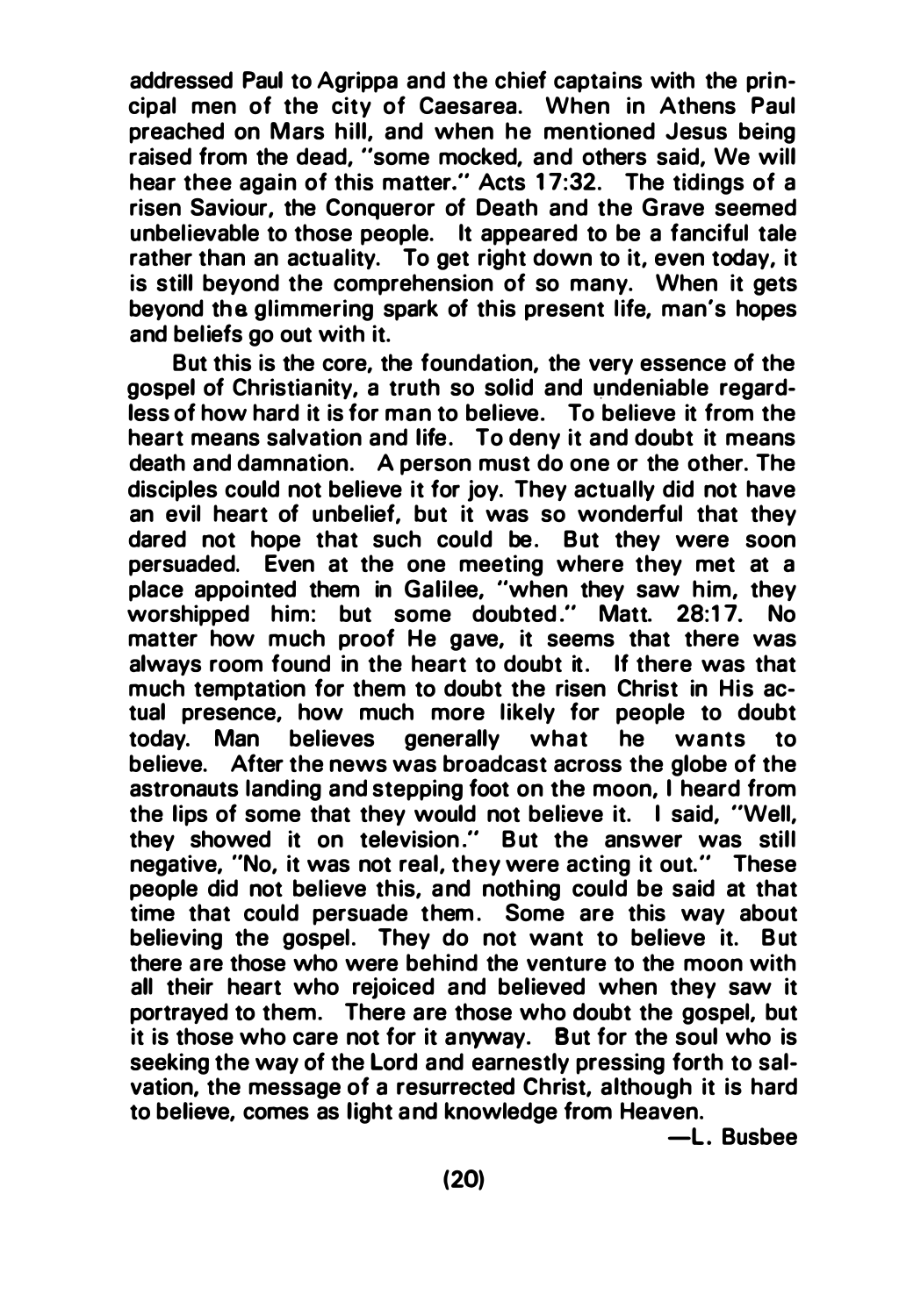addressed Paul to Agrippa and the chief captains with the principal men of the city of Caesarea. When in Athens Paul preached on Mars hill, and when he mentioned Jesus being raised from the dead, "some mocked, and others said, We will hear thee again of this matter." Acts 17:32. The tidings of a risen Saviour, the Conqueror of Death and the Grave seemed unbelievable to those people. It appeared to be a fanciful tale rather than an actuality. To get right down to it, even today, it is still beyond the comprehension of so many. When it gets beyond the glimmering spark of this present life, man's hopes and beliefs go out with it.

But this is the core, the foundation, the very essence of the gospel of Christianity, a truth so solid and undeniable regardless of how hard it is for man to believe. To believe it from the heart means salvation and life. To deny it and doubt it means death and damnation. A person must do one or the other. The disciples could not believe it for joy. They actually did not have an evil heart of unbelief, but it was so wonderful that they dared not hope that such could be. But they were soon persuaded. Even at the one meeting where they met at a place appointed them in Galilee, "when they saw him, they worshipped him: but some doubted." Matt. 28:17. No matter how much proof He gave, it seems that there was always room found in the heart to doubt it. If there was that much temptation for them to doubt the risen Christ in His actual presence, how much more likely for people to doubt today. Man believes generally what he wants to believe. After the news was broadcast across the globe of the astronauts landing and stepping foot on the moon, I heard from the lips of some that they would not believe it. I said, "Well, they showed it on television." But the answer was still negative, "No, it was not real, they were acting it out." These people did not believe this, and nothing could be said at that time that could persuade them. Some are this way about believing the gospel. They do not want to believe it. But there are those who were behind the venture to the moon with all their heart who rejoiced and believed when they saw it portrayed to them. There are those who doubt the gospel, but it is those who care not for it anyway. But for the soul who is seeking the way of the Lord and earnestly pressing forth to salvation, the message of a resurrected Christ, although it is hard to believe, comes as light and knowledge from Heaven.

—L. Busbee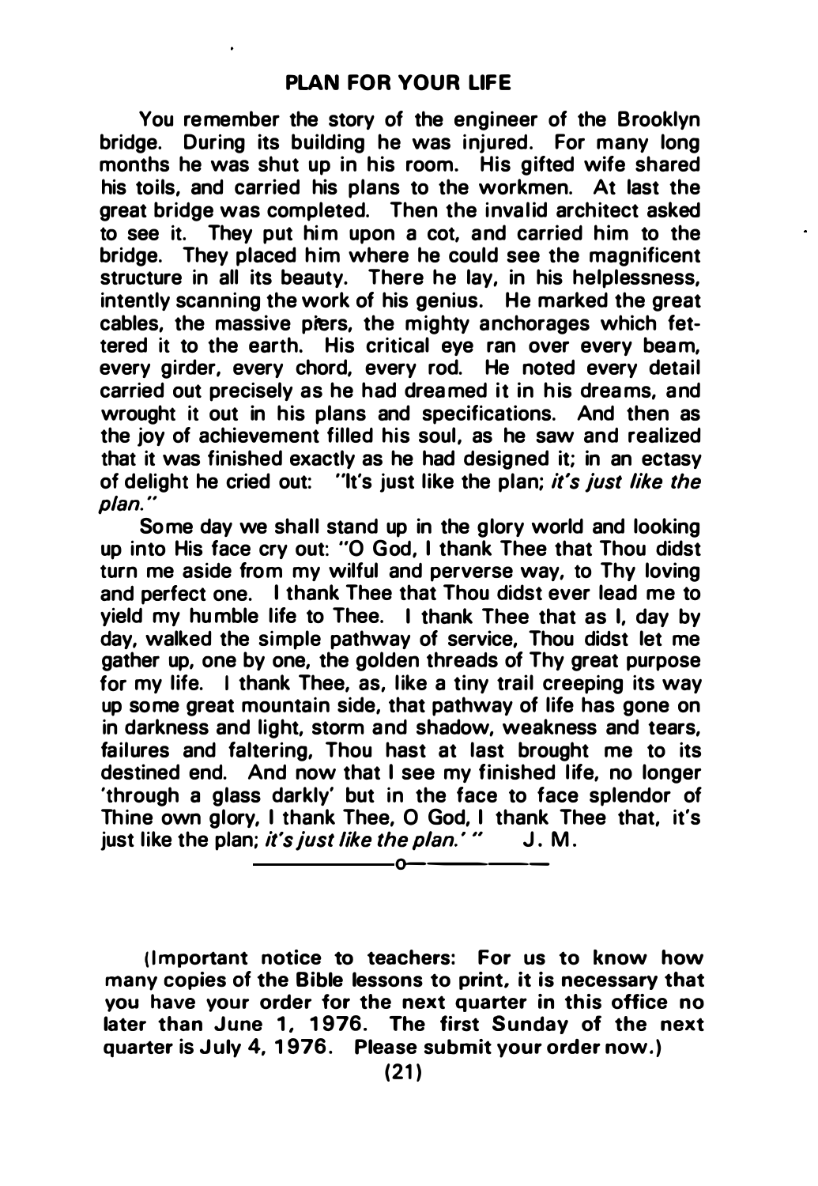## PLAN FOR YOUR LIFE

You remember the story of the engineer of the Brooklyn bridge. During its building he was injured. For many long months he was shut up in his room. His gifted wife shared his toils, and carried his plans to the workmen. At last the great bridge was completed. Then the invalid architect asked to see it. They put him upon a cot, and carried him to the bridge. They placed him where he could see the magnificent structure in all its beauty. There he lay, in his helplessness, intently scanning the work of his genius. He marked the great cables, the massive piers, the mighty anchorages which fettered it to the earth. His critical eye ran over every beam, every girder, every chord, every rod. He noted every detail carried out precisely as he had dreamed it in his dreams, and wrought it out in his plans and specifications. And then as the joy of achievement filled his soul, as he saw and realized that it was finished exactly as he had designed it; in an ectasy of delight he cried out: "It's just like the plan; *it's just like the plan.*"

Some day we shall stand up in the glory world and looking up into His face cry out: "O God, I thank Thee that Thou didst turn me aside from my wilful and perverse way, to Thy loving and perfect one. I thank Thee that Thou didst ever lead me to yield my humble life to Thee. I thank Thee that as I, day by day, walked the simple pathway of service, Thou didst let me gather up, one by one, the golden threads of Thy great purpose for my life. I thank Thee, as, like a tiny trail creeping its way up some great mountain side, that pathway of life has gone on in darkness and light, storm and shadow, weakness and tears, failures and faltering, Thou hast at last brought me to its destined end. And now that I see my finished life, no longer 'through a glass darkly' but in the face to face splendor of Thine own glory, I thank Thee, O God, I thank Thee that, it's just like the plan; *it's just like the plan.*'" J. M.

---

**(Important notice to teachers: For us to know how many copies of the Bible lessons to print, it is necessary that you have your order for the next quarter in this office no later than June 1, 1976. The first Sunday of the next quarter is July 4, 1976. Please submit your order now.)**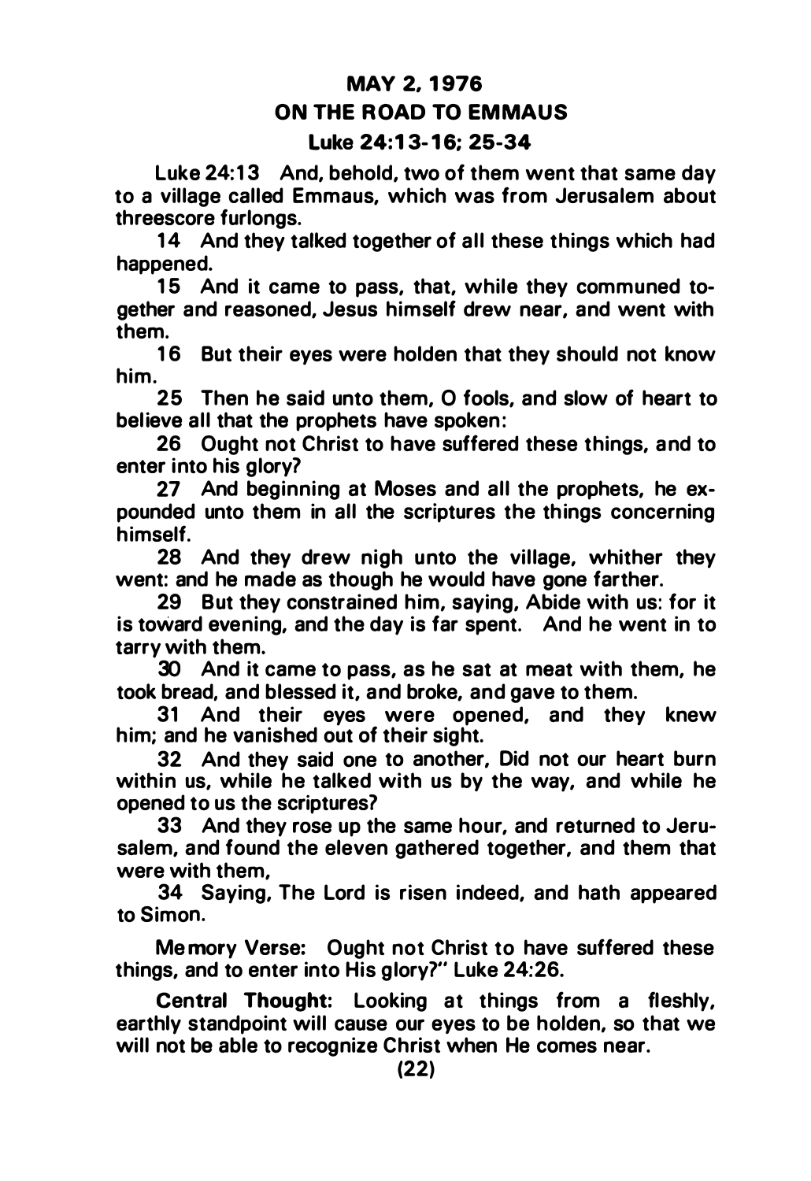## MAY 2, 1976

## ON THE ROAD TO EMMAUS

### Luke 24:13-16; 25-34

Luke 24:13 And, behold, two of them went that same day to a village called Emmaus, which was from Jerusalem about threescore furlongs.

14 And they talked together of all these things which had happened.

15 And it came to pass, that, while they communed together and reasoned, Jesus himself drew near, and went with them.

16 But their eyes were holden that they should not know him.

25 Then he said unto them, O fools, and slow of heart to believe all that the prophets have spoken:

26 Ought not Christ to have suffered these things, and to enter into his glory?

27 And beginning at Moses and all the prophets, he expounded unto them in all the scriptures the things concerning himself.

28 And they drew nigh unto the village, whither they went: and he made as though he would have gone farther.

29 But they constrained him, saying, Abide with us: for it is toward evening, and the day is far spent. And he went in to tarry with them.

30 And it came to pass, as he sat at meat with them, he took bread, and blessed it, and broke, and gave to them.

31 And their eyes were opened, and they knew him; and he vanished out of their sight.

32 And they said one to another, Did not our heart burn within us, while he talked with us by the way, and while he opened to us the scriptures?

33 And they rose up the same hour, and returned to Jerusalem, and found the eleven gathered together, and them that were with them,

34 Saying, The Lord is risen indeed, and hath appeared to Simon.

**Memory Verse:** Ought not Christ to have suffered these things, and to enter into His glory?" Luke 24:26.

**Central Thought:** Looking at things from a fleshly, earthly standpoint will cause our eyes to be holden, so that we will not be able to recognize Christ when He comes near.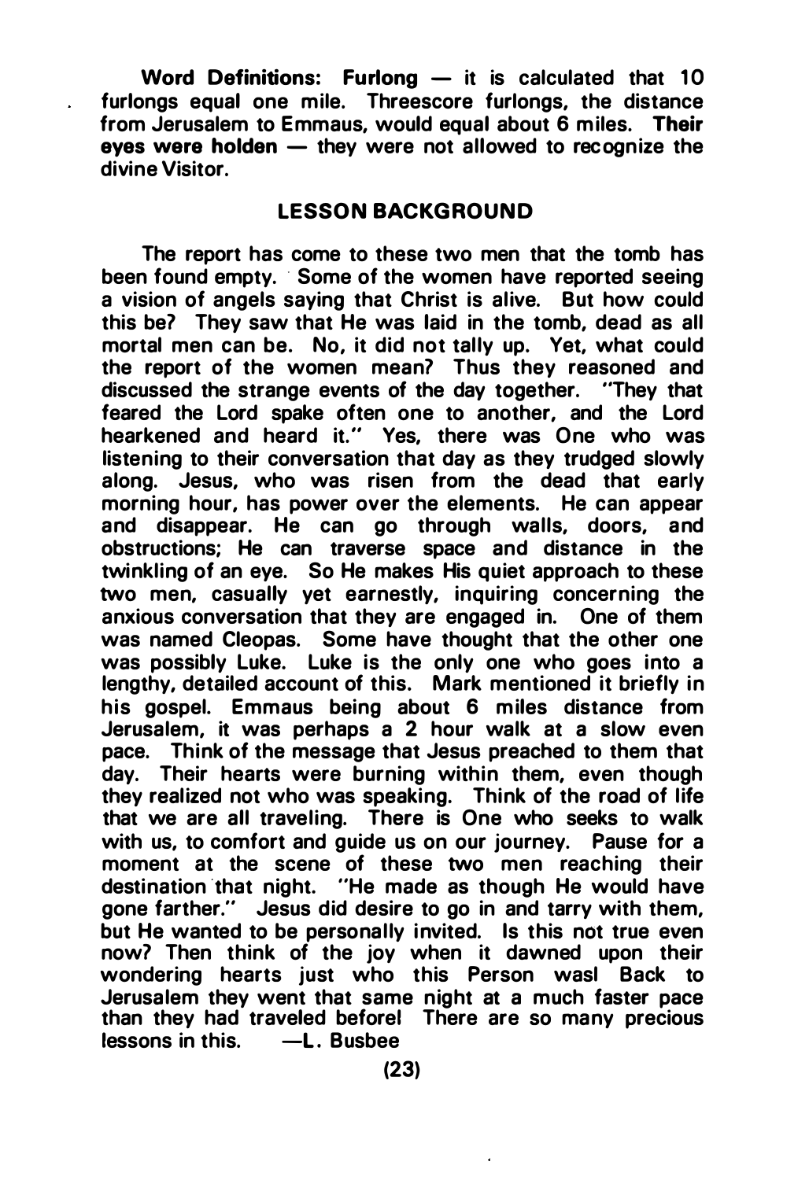**Word Definitions: Furlong** — it is calculated that 10 furlongs equal one mile. Threescore furlongs, the distance from Jerusalem to Emmaus, would equal about 6 miles. **Their eyes were holden** — they were not allowed to recognize the divine Visitor.

## LESSON BACKGROUND

The report has come to these two men that the tomb has been found empty. Some of the women have reported seeing a vision of angels saying that Christ is alive. But how could this be? They saw that He was laid in the tomb, dead as all mortal men can be. No, it did not tally up. Yet, what could the report of the women mean? Thus they reasoned and discussed the strange events of the day together. "They that feared the Lord spake often one to another, and the Lord hearkened and heard it." Yes, there was One who was listening to their conversation that day as they trudged slowly along. Jesus, who was risen from the dead that early morning hour, has power over the elements. He can appear and disappear. He can go through walls, doors, and obstructions; He can traverse space and distance in the twinkling of an eye. So He makes His quiet approach to these two men, casually yet earnestly, inquiring concerning the anxious conversation that they are engaged in. One of them was named Cleopas. Some have thought that the other one was possibly Luke. Luke is the only one who goes into a lengthy, detailed account of this. Mark mentioned it briefly in his gospel. Emmaus being about 6 miles distance from Jerusalem, it was perhaps a 2 hour walk at a slow even pace. Think of the message that Jesus preached to them that day. Their hearts were burning within them, even though they realized not who was speaking. Think of the road of life that we are all traveling. There is One who seeks to walk with us, to comfort and guide us on our journey. Pause for a moment at the scene of these two men reaching their destination that night. "He made as though He would have gone farther." Jesus did desire to go in and tarry with them, but He wanted to be personally invited. Is this not true even now? Then think of the joy when it dawned upon their wondering hearts just who this Person was! Back to Jerusalem they went that same night at a much faster pace than they had traveled before! There are so many precious lessons in this. —L. Busbee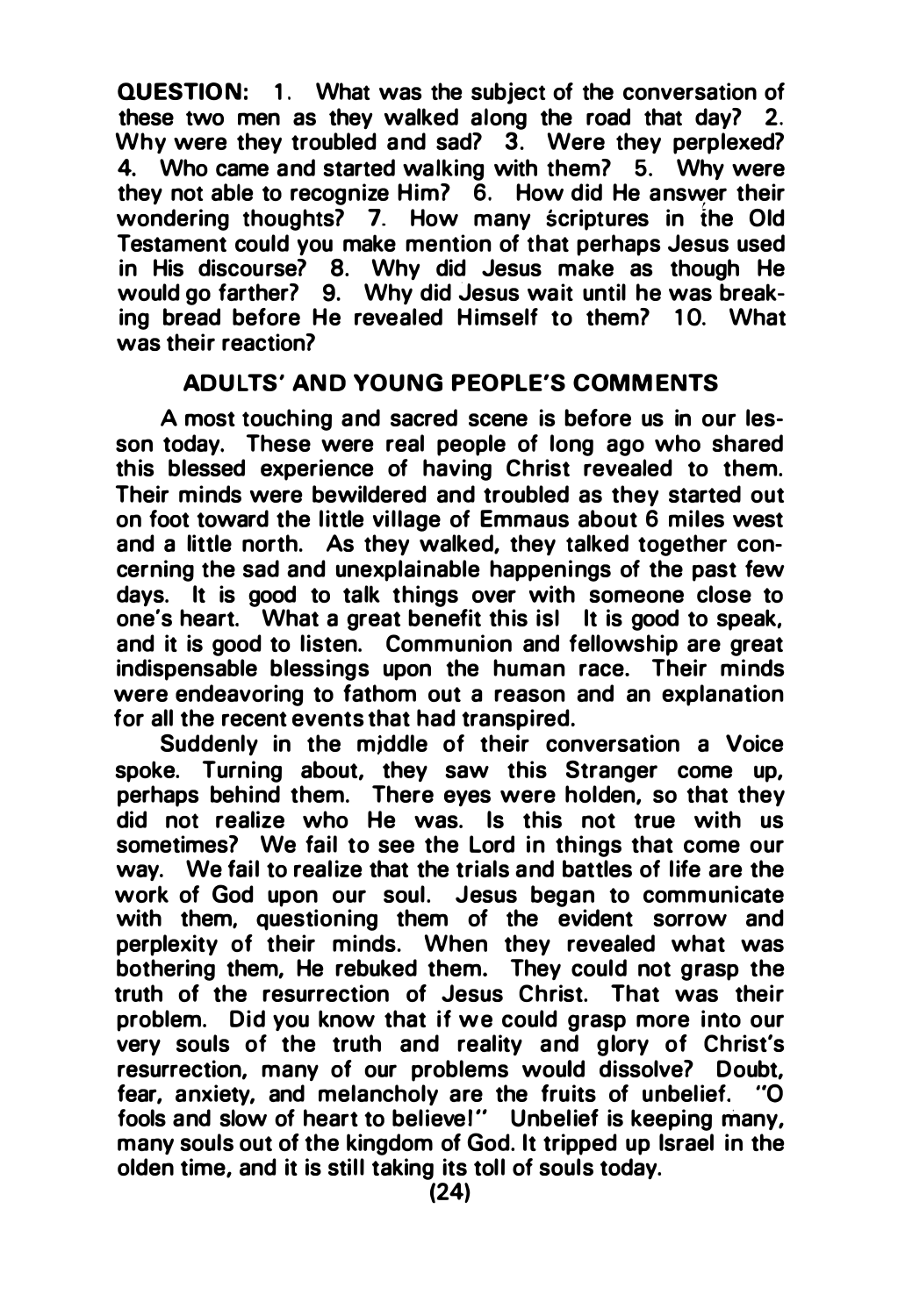**QUESTION:** 1. What was the subject of the conversation of these two men as they walked along the road that day? 2. Why were they troubled and sad? 3. Were they perplexed? 4. Who came and started walking with them? 5. Why were they not able to recognize Him? 6. How did He answer their wondering thoughts? 7. How many scriptures in the Old Testament could you make mention of that perhaps Jesus used in His discourse? 8. Why did Jesus make as though He would go farther? 9. Why did Jesus wait until he was breaking bread before He revealed Himself to them? 10. What was their reaction?

## ADULTS' AND YOUNG PEOPLE'S COMMENTS

A most touching and sacred scene is before us in our lesson today. These were real people of long ago who shared this blessed experience of having Christ revealed to them. Their minds were bewildered and troubled as they started out on foot toward the little village of Emmaus about 6 miles west and a little north. As they walked, they talked together concerning the sad and unexplainable happenings of the past few days. It is good to talk things over with someone close to one's heart. What a great benefit this is! It is good to speak, and it is good to listen. Communion and fellowship are great indispensable blessings upon the human race. Their minds were endeavoring to fathom out a reason and an explanation for all the recent events that had transpired.

Suddenly in the middle of their conversation a Voice spoke. Turning about, they saw this Stranger come up, perhaps behind them. There eyes were holden, so that they did not realize who He was. Is this not true with us sometimes? We fail to see the Lord in things that come our way. We fail to realize that the trials and battles of life are the work of God upon our soul. Jesus began to communicate with them, questioning them of the evident sorrow and perplexity of their minds. When they revealed what was bothering them, He rebuked them. They could not grasp the truth of the resurrection of Jesus Christ. That was their problem. Did you know that if we could grasp more into our very souls of the truth and reality and glory of Christ's resurrection, many of our problems would dissolve? Doubt, fear, anxiety, and melancholy are the fruits of unbelief. "O fools and slow of heart to believe!" Unbelief is keeping many, many souls out of the kingdom of God. It tripped up Israel in the olden time, and it is still taking its toll of souls today.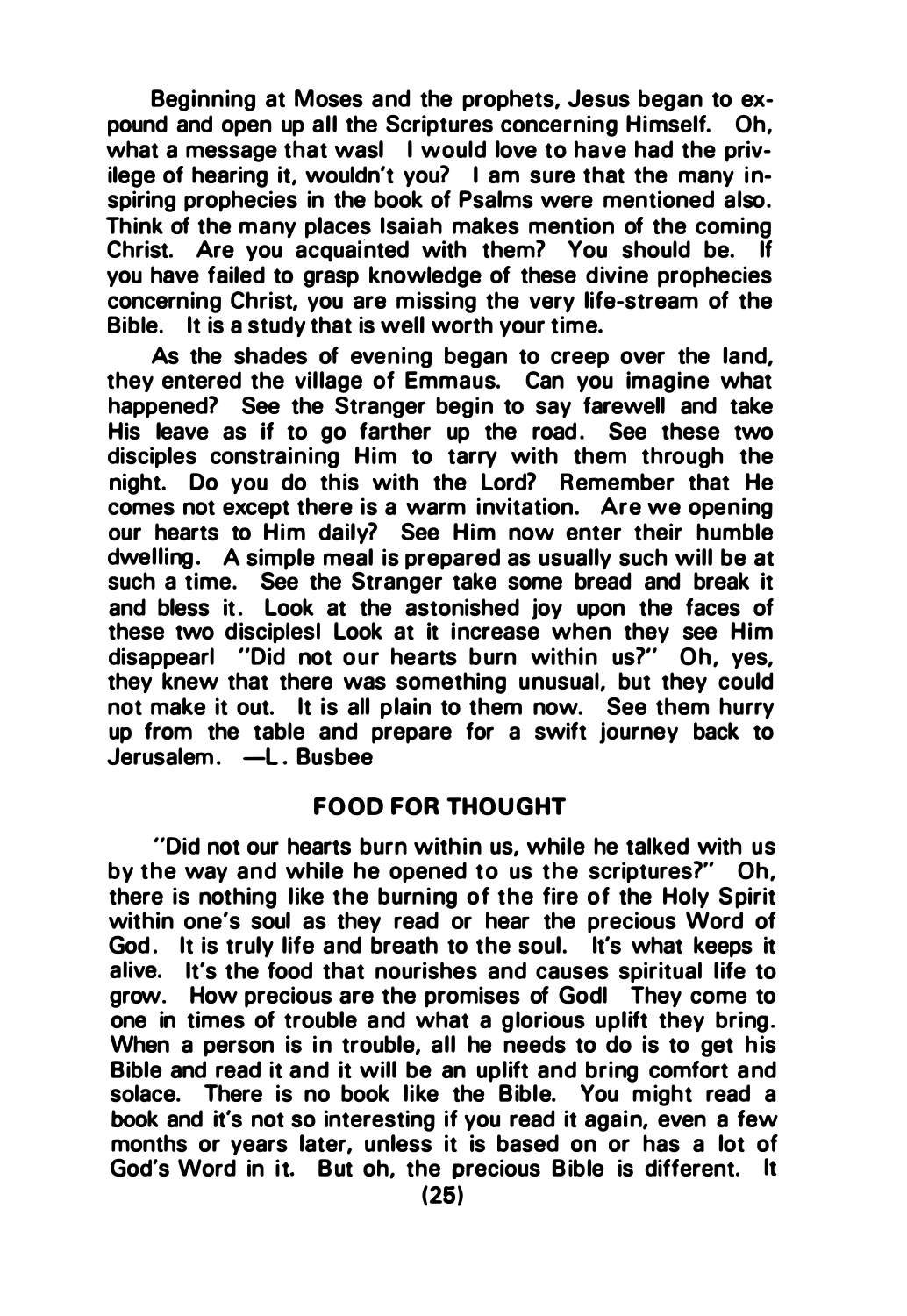Beginning at Moses and the prophets, Jesus began to expound and open up all the Scriptures concerning Himself. Oh, what a message that was! I would love to have had the privilege of hearing it, wouldn't you? I am sure that the many inspiring prophecies in the book of Psalms were mentioned also. Think of the many places Isaiah makes mention of the coming Christ. Are you acquainted with them? You should be. If you have failed to grasp knowledge of these divine prophecies concerning Christ, you are missing the very life-stream of the Bible. It is a study that is well worth your time.

As the shades of evening began to creep over the land, they entered the village of Emmaus. Can you imagine what happened? See the Stranger begin to say farewell and take His leave as if to go farther up the road. See these two disciples constraining Him to tarry with them through the night. Do you do this with the Lord? Remember that He comes not except there is a warm invitation. Are we opening our hearts to Him daily? See Him now enter their humble dwelling. A simple meal is prepared as usually such will be at such a time. See the Stranger take some bread and break it and bless it. Look at the astonished joy upon the faces of these two disciples! Look at it increase when they see Him disappear! "Did not our hearts burn within us?" Oh, yes, they knew that there was something unusual, but they could not make it out. It is all plain to them now. See them hurry up from the table and prepare for a swift journey back to Jerusalem. —L. Busbee

## FOOD FOR THOUGHT

"Did not our hearts burn within us, while he talked with us by the way and while he opened to us the scriptures?" Oh, there is nothing like the burning of the fire of the Holy Spirit within one's soul as they read or hear the precious Word of God. It is truly life and breath to the soul. It's what keeps it alive. It's the food that nourishes and causes spiritual life to grow. How precious are the promises of God! They come to one in times of trouble and what a glorious uplift they bring. When a person is in trouble, all he needs to do is to get his Bible and read it and it will be an uplift and bring comfort and solace. There is no book like the Bible. You might read a book and it's not so interesting if you read it again, even a few months or years later, unless it is based on or has a lot of God's Word in it. But oh, the precious Bible is different. It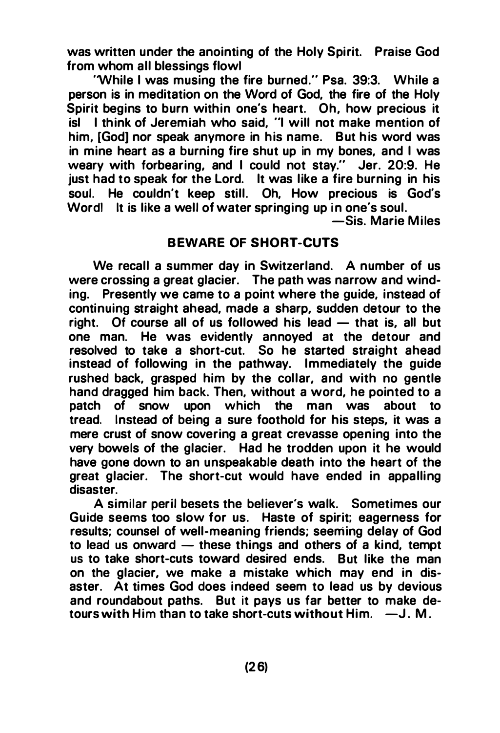was written under the anointing of the Holy Spirit. Praise God from whom all blessings flow!

"While I was musing the fire burned." Psa. 39:3. While a person is in meditation on the Word of God, the fire of the Holy Spirit begins to burn within one's heart. Oh, how precious it is! I think of Jeremiah who said, "I will not make mention of him, [God] nor speak anymore in his name. But his word was in mine heart as a burning fire shut up in my bones, and I was weary with forbearing, and I could not stay." Jer. 20:9. He just had to speak for the Lord. It was like a fire burning in his soul. He couldn't keep still. Oh, How precious is God's Word! It is like a well of water springing up in one's soul.

—Sis. Marie Miles

## BEWARE OF SHORT-CUTS

We recall a summer day in Switzerland. A number of us were crossing a great glacier. The path was narrow and winding. Presently we came to a point where the guide, instead of continuing straight ahead, made a sharp, sudden detour to the right. Of course all of us followed his lead — that is, all but one man. He was evidently annoyed at the detour and resolved to take a short-cut. So he started straight ahead instead of following in the pathway. Immediately the guide rushed back, grasped him by the collar, and with no gentle hand dragged him back. Then, without a word, he pointed to a patch of snow upon which the man was about to tread. Instead of being a sure foothold for his steps, it was a mere crust of snow covering a great crevasse opening into the very bowels of the glacier. Had he trodden upon it he would have gone down to an unspeakable death into the heart of the great glacier. The short-cut would have ended in appalling disaster.

A similar peril besets the believer's walk. Sometimes our Guide seems too slow for us. Haste of spirit; eagerness for results; counsel of well-meaning friends; seeming delay of God to lead us onward — these things and others of a kind, tempt us to take short-cuts toward desired ends. But like the man on the glacier, we make a mistake which may end in disaster. At times God does indeed seem to lead us by devious and roundabout paths. But it pays us far better to make detours with Him than to take short-cuts without Him. —J. M.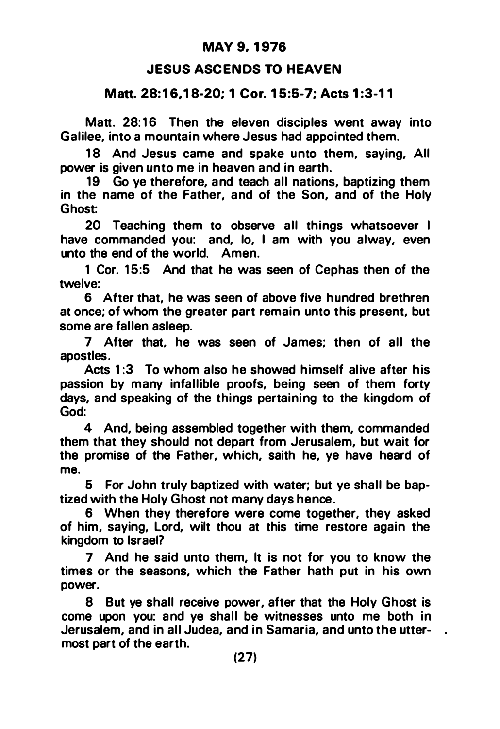## MAY 9, 1976

## JESUS ASCENDS TO HEAVEN

### Matt. 28:16,18-20; 1 Cor. 15:5-7; Acts 1:3-11

Matt. 28:16 Then the eleven disciples went away into Galilee, into a mountain where Jesus had appointed them.

18 And Jesus came and spake unto them, saying, All power is given unto me in heaven and in earth.

19 Go ye therefore, and teach all nations, baptizing them in the name of the Father, and of the Son, and of the Holy Ghost:

20 Teaching them to observe all things whatsoever I have commanded you: and, lo, I am with you alway, even unto the end of the world. Amen.

1 Cor. 15:5 And that he was seen of Cephas then of the twelve:

6 After that, he was seen of above five hundred brethren at once; of whom the greater part remain unto this present, but some are fallen asleep.

7 After that, he was seen of James; then of all the apostles.

Acts 1:3 To whom also he showed himself alive after his passion by many infallible proofs, being seen of them forty days, and speaking of the things pertaining to the kingdom of God:

4 And, being assembled together with them, commanded them that they should not depart from Jerusalem, but wait for the promise of the Father, which, saith he, ye have heard of me.

5 For John truly baptized with water; but ye shall be baptized with the Holy Ghost not many days hence.

6 When they therefore were come together, they asked of him, saying, Lord, wilt thou at this time restore again the kingdom to Israel?

7 And he said unto them, It is not for you to know the times or the seasons, which the Father hath put in his own power.

8 But ye shall receive power, after that the Holy Ghost is come upon you: and ye shall be witnesses unto me both in Jerusalem, and in all Judea, and in Samaria, and unto the uttermost part of the earth.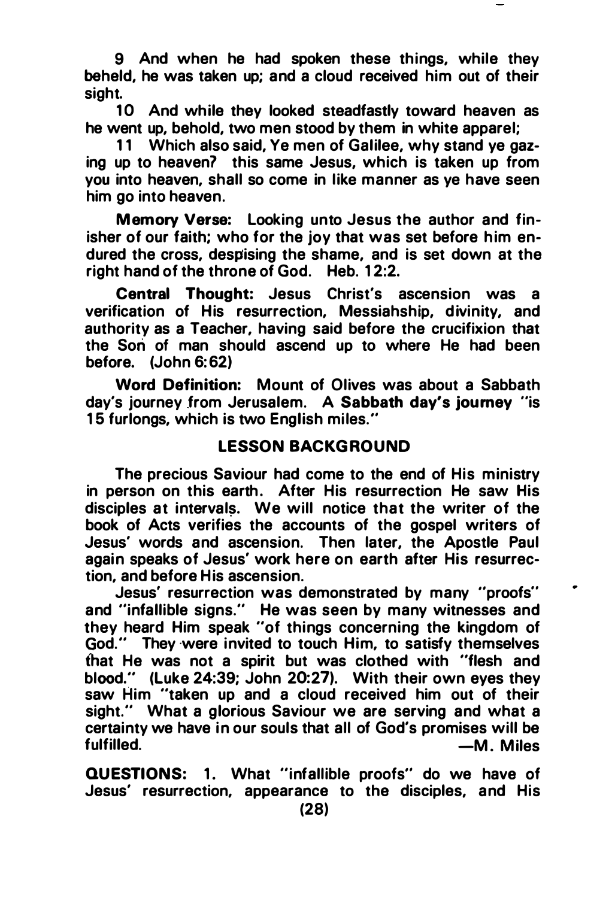9 And when he had spoken these things, while they beheld, he was taken up; and a cloud received him out of their sight.

10 And while they looked steadfastly toward heaven as he went up, behold, two men stood by them in white apparel;

11 Which also said, Ye men of Galilee, why stand ye gazing up to heaven? this same Jesus, which is taken up from you into heaven, shall so come in like manner as ye have seen him go into heaven.

**Memory Verse:** Looking unto Jesus the author and finisher of our faith; who for the joy that was set before him endured the cross, despising the shame, and is set down at the right hand of the throne of God. Heb. 12:2.

**Central Thought:** Jesus Christ's ascension was a verification of His resurrection, Messiahship, divinity, and authority as a Teacher, having said before the crucifixion that the Son of man should ascend up to where He had been before. (John 6:62)

**Word Definition:** Mount of Olives was about a Sabbath day's journey from Jerusalem. A **Sabbath day's journey** "is 15 furlongs, which is two English miles."

## LESSON BACKGROUND

The precious Saviour had come to the end of His ministry in person on this earth. After His resurrection He saw His disciples at intervals. We will notice that the writer of the book of Acts verifies the accounts of the gospel writers of Jesus' words and ascension. Then later, the Apostle Paul again speaks of Jesus' work here on earth after His resurrection, and before His ascension.

Jesus' resurrection was demonstrated by many "proofs" and "infallible signs." He was seen by many witnesses and they heard Him speak "of things concerning the kingdom of God." They were invited to touch Him, to satisfy themselves that He was not a spirit but was clothed with "flesh and blood." (Luke 24:39; John 20:27). With their own eyes they saw Him "taken up and a cloud received him out of their sight." What a glorious Saviour we are serving and what a certainty we have in our souls that all of God's promises will be fulfilled.

—M. Miles

**QUESTIONS:** 1. What "infallible proofs" do we have of Jesus' resurrection, appearance to the disciples, and His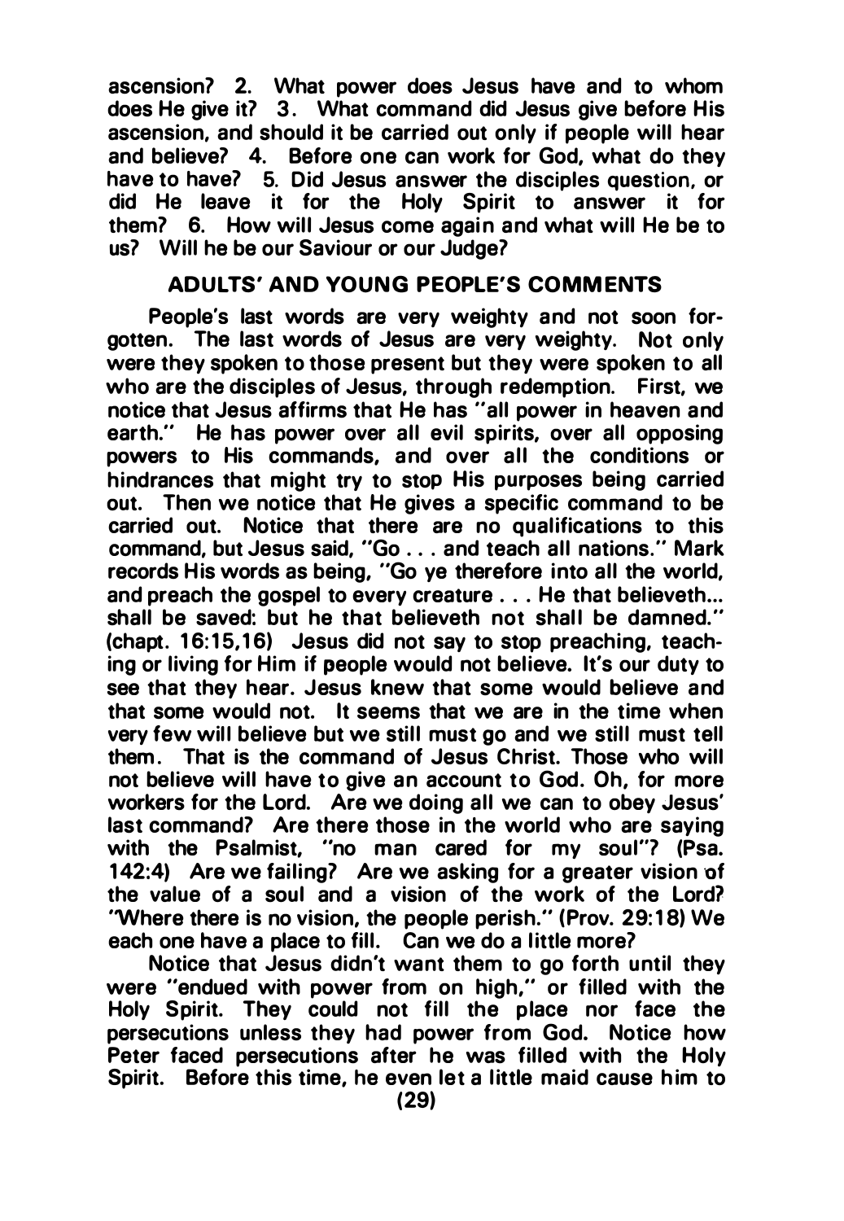ascension? 2. What power does Jesus have and to whom does He give it? 3. What command did Jesus give before His ascension, and should it be carried out only if people will hear and believe? 4. Before one can work for God, what do they have to have? 5. Did Jesus answer the disciples question, or did He leave it for the Holy Spirit to answer it for them? 6. How will Jesus come again and what will He be to us? Will he be our Saviour or our Judge?

## ADULTS' AND YOUNG PEOPLE'S COMMENTS

People's last words are very weighty and not soon forgotten. The last words of Jesus are very weighty. Not only were they spoken to those present but they were spoken to all who are the disciples of Jesus, through redemption. First, we notice that Jesus affirms that He has "all power in heaven and earth." He has power over all evil spirits, over all opposing powers to His commands, and over all the conditions or hindrances that might try to stop His purposes being carried out. Then we notice that He gives a specific command to be carried out. Notice that there are no qualifications to this command, but Jesus said, "Go . . . and teach all nations." Mark records His words as being, "Go ye therefore into all the world, and preach the gospel to every creature . . . He that believeth... shall be saved: but he that believeth not shall be damned." (chapt. 16:15,16) Jesus did not say to stop preaching, teaching or living for Him if people would not believe. It's our duty to see that they hear. Jesus knew that some would believe and that some would not. It seems that we are in the time when very few will believe but we still must go and we still must tell them. That is the command of Jesus Christ. Those who will not believe will have to give an account to God. Oh, for more workers for the Lord. Are we doing all we can to obey Jesus' last command? Are there those in the world who are saying with the Psalmist, "no man cared for my soul"? (Psa. 142:4) Are we failing? Are we asking for a greater vision of the value of a soul and a vision of the work of the Lord? "Where there is no vision, the people perish." (Prov. 29:18) We each one have a place to fill. Can we do a little more?

Notice that Jesus didn't want them to go forth until they were "endued with power from on high," or filled with the Holy Spirit. They could not fill the place nor face the persecutions unless they had power from God. Notice how Peter faced persecutions after he was filled with the Holy Spirit. Before this time, he even let a little maid cause him to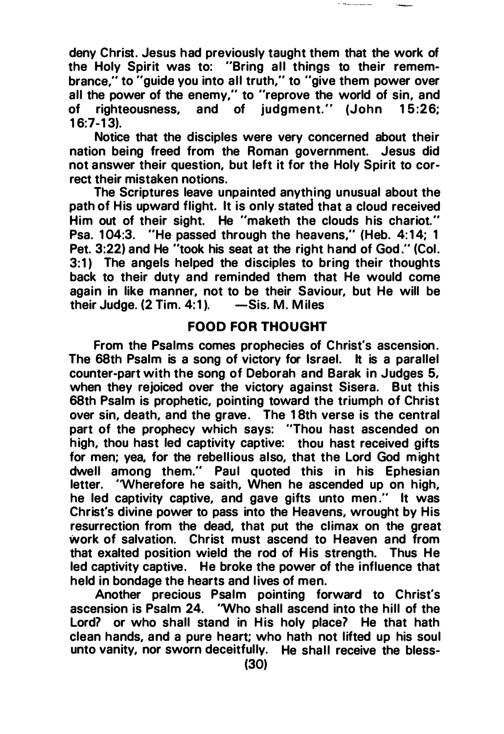deny Christ. Jesus had previously taught them that the work of the Holy Spirit was to: "Bring all things to their remembrance," to "guide you into all truth," to "give them power over all the power of the enemy," to "reprove the world of sin, and of righteousness, and of judgment." (John 15:26; 16:7-13).

Notice that the disciples were very concerned about their nation being freed from the Roman government. Jesus did not answer their question, but left it for the Holy Spirit to correct their mistaken notions.

The Scriptures leave unpainted anything unusual about the path of His upward flight. It is only stated that a cloud received Him out of their sight. He "maketh the clouds his chariot." Psa. 104:3. "He passed through the heavens," (Heb. 4:14; 1 Pet. 3:22) and He "took his seat at the right hand of God." (Col. 3:1) The angels helped the disciples to bring their thoughts back to their duty and reminded them that He would come again in like manner, not to be their Saviour, but He will be their Judge. (2 Tim. 4:1). —Sis. M. Miles

## FOOD FOR THOUGHT

From the Psalms comes prophecies of Christ's ascension. The 68th Psalm is a song of victory for Israel. It is a parallel counter-part with the song of Deborah and Barak in Judges 5, when they rejoiced over the victory against Sisera. But this 68th Psalm is prophetic, pointing toward the triumph of Christ over sin, death, and the grave. The 18th verse is the central part of the prophecy which says: "Thou hast ascended on high, thou hast led captivity captive: thou hast received gifts for men; yea, for the rebellious also, that the Lord God might dwell among them." Paul quoted this in his Ephesian letter. "Wherefore he saith, When he ascended up on high, he led captivity captive, and gave gifts unto men." It was Christ's divine power to pass into the Heavens, wrought by His resurrection from the dead, that put the climax on the great work of salvation. Christ must ascend to Heaven and from that exalted position wield the rod of His strength. Thus He led captivity captive. He broke the power of the influence that held in bondage the hearts and lives of men.

Another precious Psalm pointing forward to Christ's ascension is Psalm 24. "Who shall ascend into the hill of the Lord? or who shall stand in His holy place? He that hath clean hands, and a pure heart; who hath not lifted up his soul unto vanity, nor sworn deceitfully. He shall receive the bless-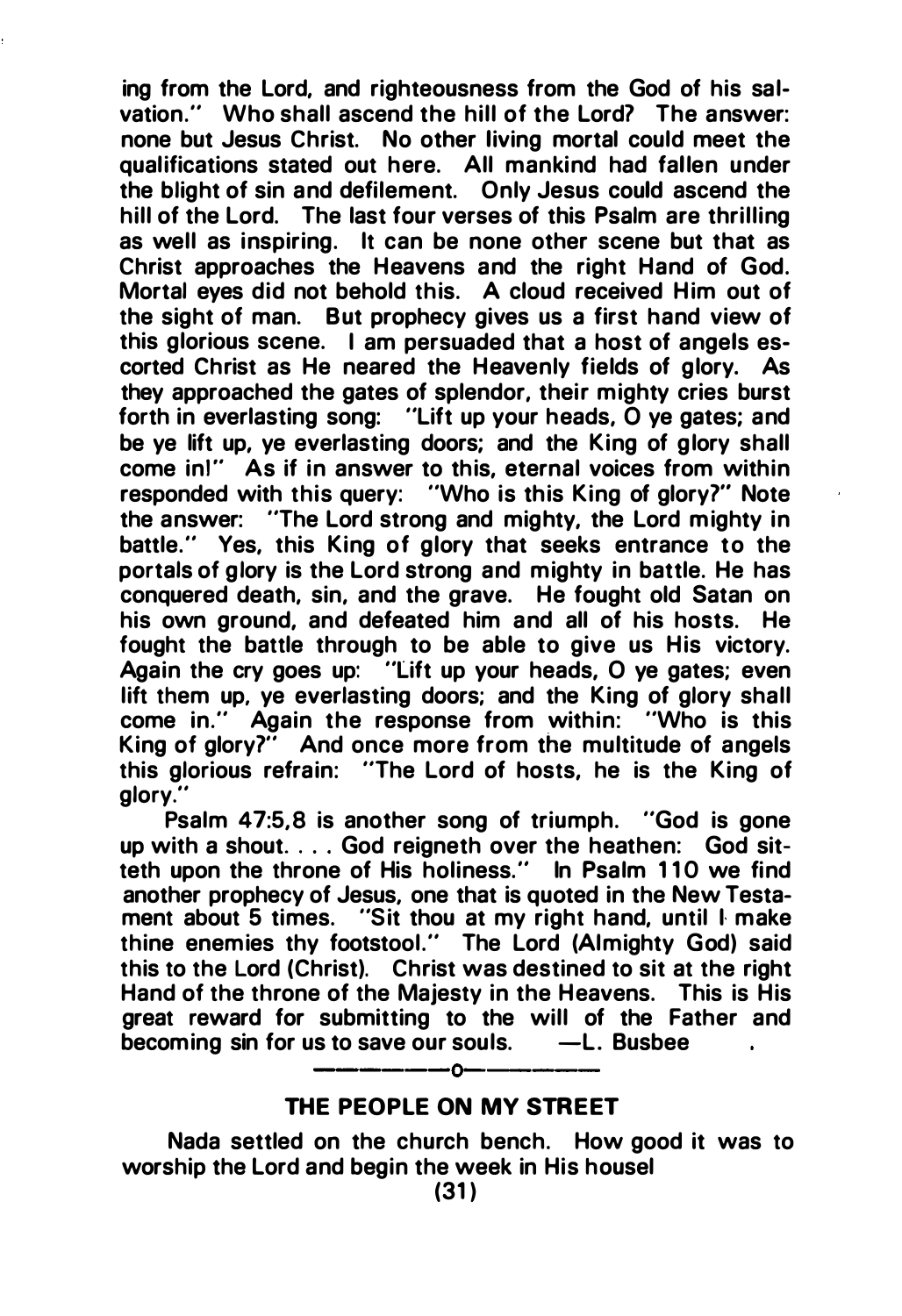ing from the Lord, and righteousness from the God of his salvation." Who shall ascend the hill of the Lord? The answer: none but Jesus Christ. No other living mortal could meet the qualifications stated out here. All mankind had fallen under the blight of sin and defilement. Only Jesus could ascend the hill of the Lord. The last four verses of this Psalm are thrilling as well as inspiring. It can be none other scene but that as Christ approaches the Heavens and the right Hand of God. Mortal eyes did not behold this. A cloud received Him out of the sight of man. But prophecy gives us a first hand view of this glorious scene. I am persuaded that a host of angels escorted Christ as He neared the Heavenly fields of glory. As they approached the gates of splendor, their mighty cries burst forth in everlasting song: "Lift up your heads, O ye gates; and be ye lift up, ye everlasting doors; and the King of glory shall come in!" As if in answer to this, eternal voices from within responded with this query: "Who is this King of glory?" Note the answer: "The Lord strong and mighty, the Lord mighty in battle." Yes, this King of glory that seeks entrance to the portals of glory is the Lord strong and mighty in battle. He has conquered death, sin, and the grave. He fought old Satan on his own ground, and defeated him and all of his hosts. He fought the battle through to be able to give us His victory. Again the cry goes up: "Lift up your heads, O ye gates; even lift them up, ye everlasting doors; and the King of glory shall come in." Again the response from within: "Who is this King of glory?" And once more from the multitude of angels this glorious refrain: "The Lord of hosts, he is the King of glory."

Psalm 47:5,8 is another song of triumph. "God is gone up with a shout. . . . God reigneth over the heathen: God sitteth upon the throne of His holiness." In Psalm 110 we find another prophecy of Jesus, one that is quoted in the New Testament about 5 times. "Sit thou at my right hand, until I make thine enemies thy footstool." The Lord (Almighty God) said this to the Lord (Christ). Christ was destined to sit at the right Hand of the throne of the Majesty in the Heavens. This is His great reward for submitting to the will of the Father and becoming sin for us to save our souls. —L. Busbee

---

## THE PEOPLE ON MY STREET

Nada settled on the church bench. How good it was to worship the Lord and begin the week in His house!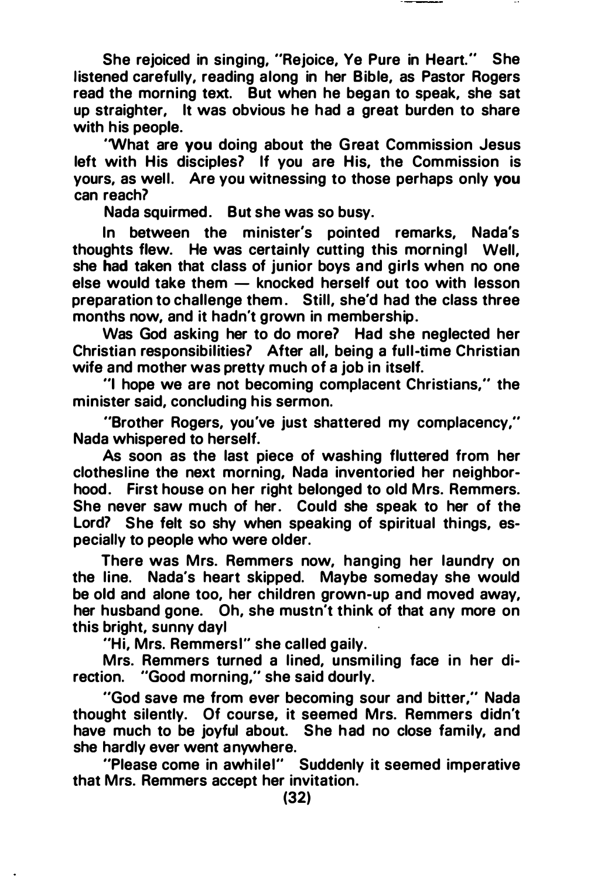She rejoiced in singing, "Rejoice, Ye Pure in Heart." She listened carefully, reading along in her Bible, as Pastor Rogers read the morning text. But when he began to speak, she sat up straighter, It was obvious he had a great burden to share with his people.

"What are **you** doing about the Great Commission Jesus left with His disciples? If you are His, the Commission is yours, as well. Are you witnessing to those perhaps only **you** can reach?

Nada squirmed. But she was so busy.

In between the minister's pointed remarks, Nada's thoughts flew. He was certainly cutting this morning! Well, she **had** taken that class of junior boys and girls when no one else would take them — knocked herself out too with lesson preparation to challenge them. Still, she'd had the class three months now, and it hadn't grown in membership.

Was God asking her to do more? Had she neglected her Christian responsibilities? After all, being a full-time Christian wife and mother was pretty much of a job in itself.

"I hope we are not becoming complacent Christians," the minister said, concluding his sermon.

"Brother Rogers, you've just shattered my complacency," Nada whispered to herself.

As soon as the last piece of washing fluttered from her clothesline the next morning, Nada inventoried her neighborhood. First house on her right belonged to old Mrs. Remmers. She never saw much of her. Could she speak to her of the Lord? She felt so shy when speaking of spiritual things, especially to people who were older.

There was Mrs. Remmers now, hanging her laundry on the line. Nada's heart skipped. Maybe someday she would be old and alone too, her children grown-up and moved away, her husband gone. Oh, she mustn't think of that any more on this bright, sunny day!

"Hi, Mrs. Remmers!" she called gaily.

Mrs. Remmers turned a lined, unsmiling face in her direction. "Good morning," she said dourly.

"God save me from ever becoming sour and bitter," Nada thought silently. Of course, it seemed Mrs. Remmers didn't have much to be joyful about. She had no close family, and she hardly ever went anywhere.

"Please come in awhile!" Suddenly it seemed imperative that Mrs. Remmers accept her invitation.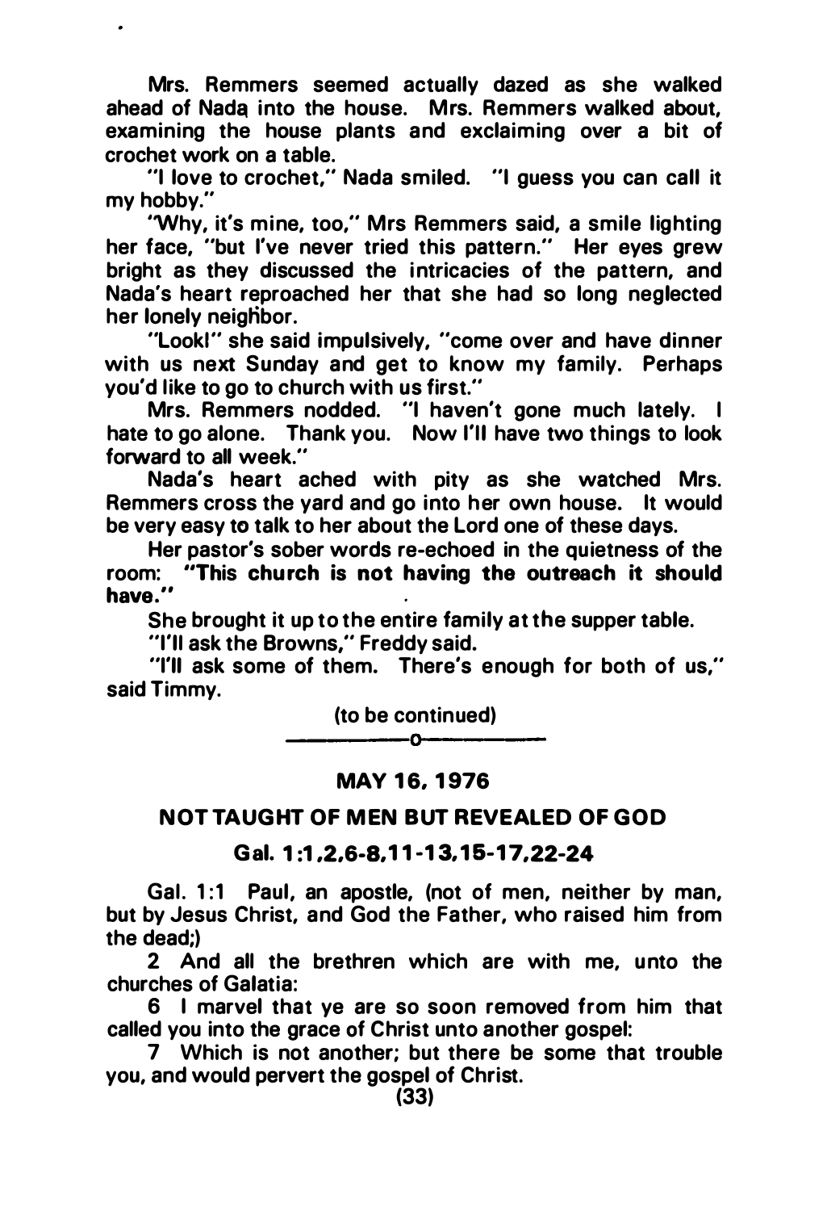Mrs. Remmers seemed actually dazed as she walked ahead of Nada into the house. Mrs. Remmers walked about, examining the house plants and exclaiming over a bit of crochet work on a table.

"I love to crochet," Nada smiled. "I guess you can call it my hobby."

"Why, it's mine, too," Mrs Remmers said, a smile lighting her face, "but I've never tried this pattern." Her eyes grew bright as they discussed the intricacies of the pattern, and Nada's heart reproached her that she had so long neglected her lonely neighbor.

"Look!" she said impulsively, "come over and have dinner with us next Sunday and get to know my family. Perhaps you'd like to go to church with us first."

Mrs. Remmers nodded. "I haven't gone much lately. I hate to go alone. Thank you. Now I'll have two things to look forward to all week."

Nada's heart ached with pity as she watched Mrs. Remmers cross the yard and go into her own house. It would be very easy to talk to her about the Lord one of these days.

Her pastor's sober words re-echoed in the quietness of the room: **"This church is not having the outreach it should have."**

She brought it up to the entire family at the supper table.

"I'll ask the Browns," Freddy said.

"I'll ask some of them. There's enough for both of us," said Timmy.

(to be continued)

---o---

## MAY 16, 1976

## NOT TAUGHT OF MEN BUT REVEALED OF GOD

### Gal. 1:1,2,6-8,11-13,15-17,22-24

Gal. 1:1 Paul, an apostle, (not of men, neither by man, but by Jesus Christ, and God the Father, who raised him from the dead;)

2 And all the brethren which are with me, unto the churches of Galatia:

6 I marvel that ye are so soon removed from him that called you into the grace of Christ unto another gospel:

7 Which is not another; but there be some that trouble you, and would pervert the gospel of Christ.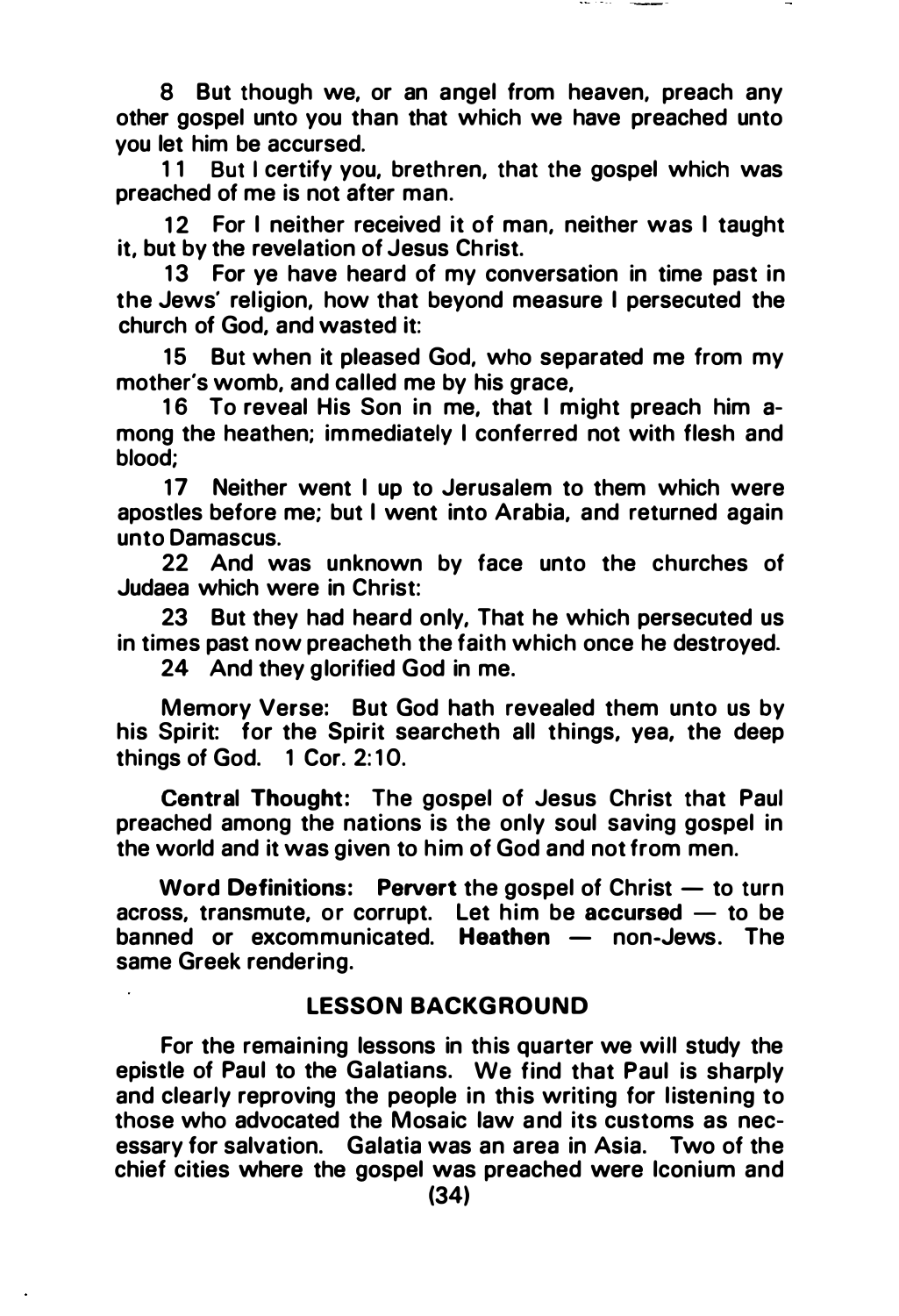8 But though we, or an angel from heaven, preach any other gospel unto you than that which we have preached unto you let him be accursed.

11 But I certify you, brethren, that the gospel which was preached of me is not after man.

12 For I neither received it of man, neither was I taught it, but by the revelation of Jesus Christ.

13 For ye have heard of my conversation in time past in the Jews' religion, how that beyond measure I persecuted the church of God, and wasted it:

15 But when it pleased God, who separated me from my mother's womb, and called me by his grace,

16 To reveal His Son in me, that I might preach him among the heathen; immediately I conferred not with flesh and blood;

17 Neither went I up to Jerusalem to them which were apostles before me; but I went into Arabia, and returned again unto Damascus.

22 And was unknown by face unto the churches of Judaea which were in Christ:

23 But they had heard only, That he which persecuted us in times past now preacheth the faith which once he destroyed.

24 And they glorified God in me.

Memory Verse: But God hath revealed them unto us by his Spirit: for the Spirit searcheth all things, yea, the deep things of God. 1 Cor. 2:10.

**Central Thought:** The gospel of Jesus Christ that Paul preached among the nations is the only soul saving gospel in the world and it was given to him of God and not from men.

**Word Definitions:** **Pervert** the gospel of Christ — to turn across, transmute, or corrupt. Let him be **accursed** — to be banned or excommunicated. **Heathen** — non-Jews. The same Greek rendering.

## LESSON BACKGROUND

For the remaining lessons in this quarter we will study the epistle of Paul to the Galatians. We find that Paul is sharply and clearly reproving the people in this writing for listening to those who advocated the Mosaic law and its customs as necessary for salvation. Galatia was an area in Asia. Two of the chief cities where the gospel was preached were Iconium and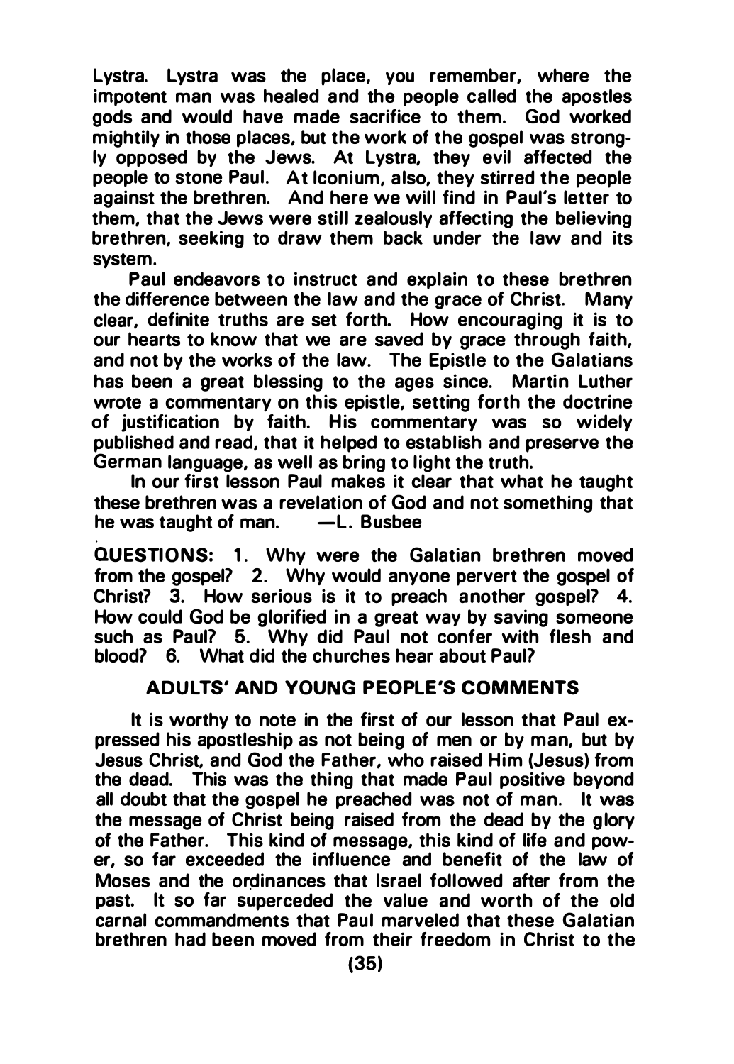Lystra. Lystra was the place, you remember, where the impotent man was healed and the people called the apostles gods and would have made sacrifice to them. God worked mightily in those places, but the work of the gospel was strongly opposed by the Jews. At Lystra, they evil affected the people to stone Paul. At Iconium, also, they stirred the people against the brethren. And here we will find in Paul's letter to them, that the Jews were still zealously affecting the believing brethren, seeking to draw them back under the law and its system.

Paul endeavors to instruct and explain to these brethren the difference between the law and the grace of Christ. Many clear, definite truths are set forth. How encouraging it is to our hearts to know that we are saved by grace through faith, and not by the works of the law. The Epistle to the Galatians has been a great blessing to the ages since. Martin Luther wrote a commentary on this epistle, setting forth the doctrine of justification by faith. His commentary was so widely published and read, that it helped to establish and preserve the German language, as well as bring to light the truth.

In our first lesson Paul makes it clear that what he taught these brethren was a revelation of God and not something that he was taught of man. —L. Busbee

**QUESTIONS:** 1. Why were the Galatian brethren moved from the gospel? 2. Why would anyone pervert the gospel of Christ? 3. How serious is it to preach another gospel? 4. How could God be glorified in a great way by saving someone such as Paul? 5. Why did Paul not confer with flesh and blood? 6. What did the churches hear about Paul?

## ADULTS' AND YOUNG PEOPLE'S COMMENTS

It is worthy to note in the first of our lesson that Paul expressed his apostleship as not being of men or by man, but by Jesus Christ, and God the Father, who raised Him (Jesus) from the dead. This was the thing that made Paul positive beyond all doubt that the gospel he preached was not of man. It was the message of Christ being raised from the dead by the glory of the Father. This kind of message, this kind of life and power, so far exceeded the influence and benefit of the law of Moses and the ordinances that Israel followed after from the past. It so far superceded the value and worth of the old carnal commandments that Paul marveled that these Galatian brethren had been moved from their freedom in Christ to the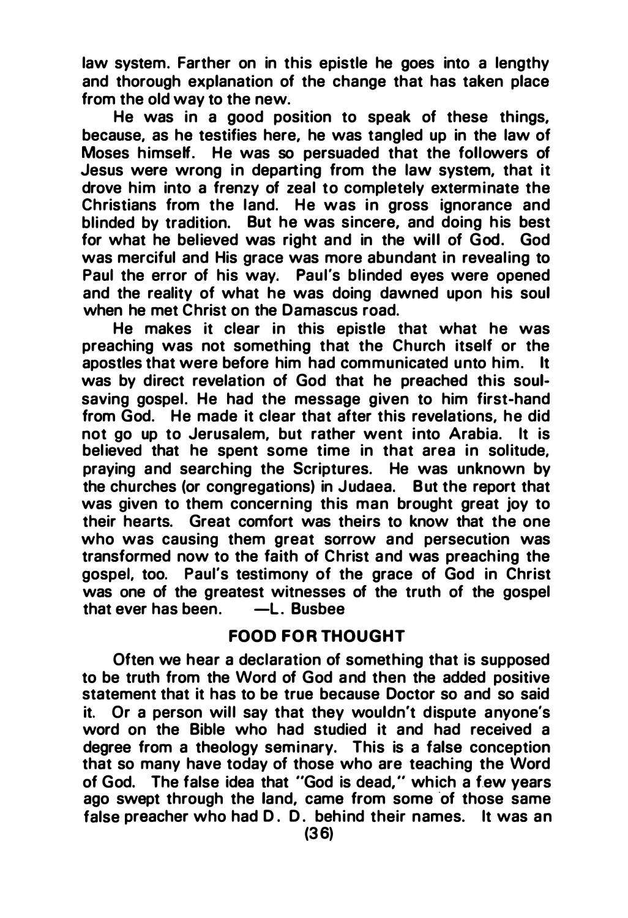law system. Farther on in this epistle he goes into a lengthy and thorough explanation of the change that has taken place from the old way to the new.

He was in a good position to speak of these things, because, as he testifies here, he was tangled up in the law of Moses himself. He was so persuaded that the followers of Jesus were wrong in departing from the law system, that it drove him into a frenzy of zeal to completely exterminate the Christians from the land. He was in gross ignorance and blinded by tradition. But he was sincere, and doing his best for what he believed was right and in the will of God. God was merciful and His grace was more abundant in revealing to Paul the error of his way. Paul's blinded eyes were opened and the reality of what he was doing dawned upon his soul when he met Christ on the Damascus road.

He makes it clear in this epistle that what he was preaching was not something that the Church itself or the apostles that were before him had communicated unto him. It was by direct revelation of God that he preached this soul-saving gospel. He had the message given to him first-hand from God. He made it clear that after this revelations, he did not go up to Jerusalem, but rather went into Arabia. It is believed that he spent some time in that area in solitude, praying and searching the Scriptures. He was unknown by the churches (or congregations) in Judaea. But the report that was given to them concerning this man brought great joy to their hearts. Great comfort was theirs to know that the one who was causing them great sorrow and persecution was transformed now to the faith of Christ and was preaching the gospel, too. Paul's testimony of the grace of God in Christ was one of the greatest witnesses of the truth of the gospel that ever has been. —L. Busbee

## FOOD FOR THOUGHT

Often we hear a declaration of something that is supposed to be truth from the Word of God and then the added positive statement that it has to be true because Doctor so and so said it. Or a person will say that they wouldn't dispute anyone's word on the Bible who had studied it and had received a degree from a theology seminary. This is a false conception that so many have today of those who are teaching the Word of God. The false idea that "God is dead," which a few years ago swept through the land, came from some of those same false preacher who had D. D. behind their names. It was an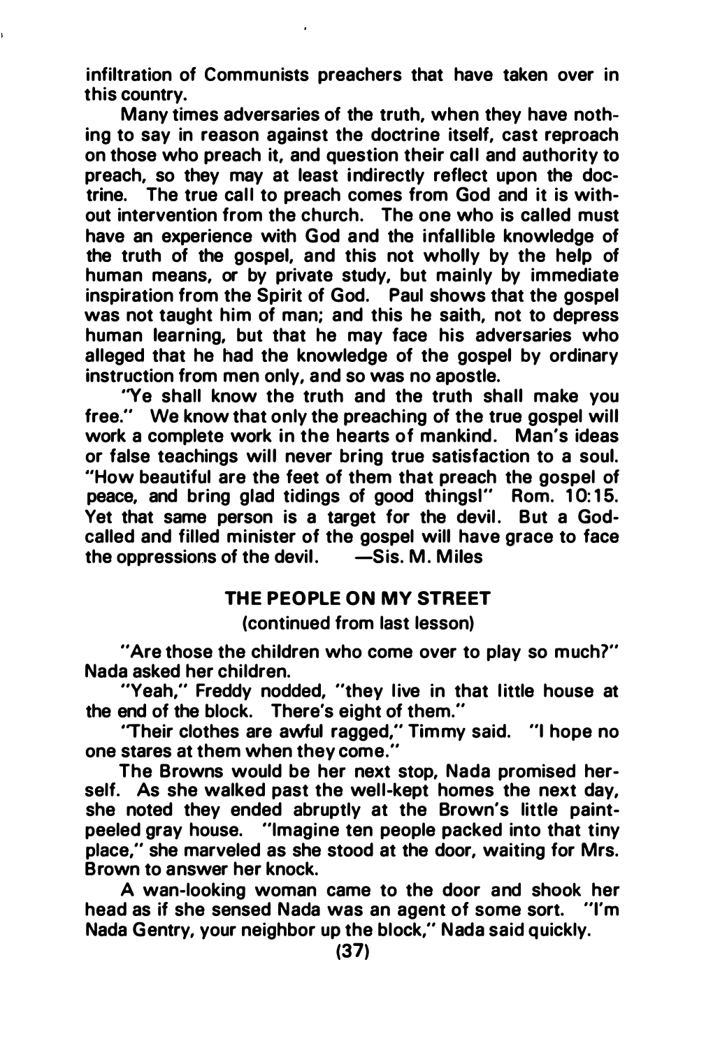infiltration of Communists preachers that have taken over in this country.

Many times adversaries of the truth, when they have nothing to say in reason against the doctrine itself, cast reproach on those who preach it, and question their call and authority to preach, so they may at least indirectly reflect upon the doctrine. The true call to preach comes from God and it is without intervention from the church. The one who is called must have an experience with God and the infallible knowledge of the truth of the gospel, and this not wholly by the help of human means, or by private study, but mainly by immediate inspiration from the Spirit of God. Paul shows that the gospel was not taught him of man; and this he saith, not to depress human learning, but that he may face his adversaries who alleged that he had the knowledge of the gospel by ordinary instruction from men only, and so was no apostle.

"Ye shall know the truth and the truth shall make you free." We know that only the preaching of the true gospel will work a complete work in the hearts of mankind. Man's ideas or false teachings will never bring true satisfaction to a soul. "How beautiful are the feet of them that preach the gospel of peace, and bring glad tidings of good things!" Rom. 10:15. Yet that same person is a target for the devil. But a God-called and filled minister of the gospel will have grace to face the oppressions of the devil. —Sis. M. Miles

## THE PEOPLE ON MY STREET

(continued from last lesson)

"Are those the children who come over to play so much?" Nada asked her children.

"Yeah," Freddy nodded, "they live in that little house at the end of the block. There's eight of them."

"Their clothes are awful ragged," Timmy said. "I hope no one stares at them when they come."

The Browns would be her next stop, Nada promised herself. As she walked past the well-kept homes the next day, she noted they ended abruptly at the Brown's little paint-peeled gray house. "Imagine ten people packed into that tiny place," she marveled as she stood at the door, waiting for Mrs. Brown to answer her knock.

A wan-looking woman came to the door and shook her head as if she sensed Nada was an agent of some sort. "I'm Nada Gentry, your neighbor up the block," Nada said quickly.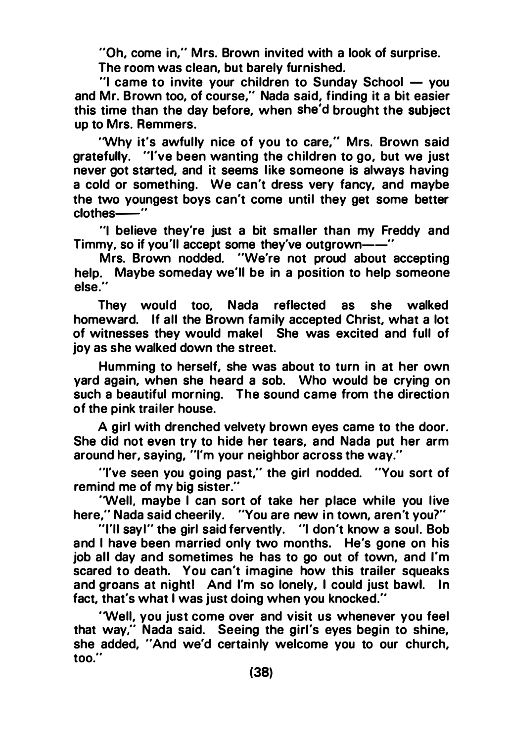"Oh, come in," Mrs. Brown invited with a look of surprise.

The room was clean, but barely furnished.

"I came to invite your children to Sunday School — you and Mr. Brown too, of course," Nada said, finding it a bit easier this time than the day before, when she'd brought the subject up to Mrs. Remmers.

"Why it's awfully nice of you to care," Mrs. Brown said gratefully. "I've been wanting the children to go, but we just never got started, and it seems like someone is always having a cold or something. We can't dress very fancy, and maybe the two youngest boys can't come until they get some better clothes——"

"I believe they're just a bit smaller than my Freddy and Timmy, so if you'll accept some they've outgrown——"

Mrs. Brown nodded. "We're not proud about accepting help. Maybe someday we'll be in a position to help someone else."

They would too, Nada reflected as she walked homeward. If all the Brown family accepted Christ, what a lot of witnesses they would make! She was excited and full of joy as she walked down the street.

Humming to herself, she was about to turn in at her own yard again, when she heard a sob. Who would be crying on such a beautiful morning. The sound came from the direction of the pink trailer house.

A girl with drenched velvety brown eyes came to the door. She did not even try to hide her tears, and Nada put her arm around her, saying, "I'm your neighbor across the way."

"I've seen you going past," the girl nodded. "You sort of remind me of my big sister."

"Well, maybe I can sort of take her place while you live here," Nada said cheerily. "You are new in town, aren't you?"

"I'll say!" the girl said fervently. "I don't know a soul. Bob and I have been married only two months. He's gone on his job all day and sometimes he has to go out of town, and I'm scared to death. You can't imagine how this trailer squeaks and groans at night! And I'm so lonely, I could just bawl. In fact, that's what I was just doing when you knocked."

"Well, you just come over and visit us whenever you feel that way," Nada said. Seeing the girl's eyes begin to shine, she added, "And we'd certainly welcome you to our church, too."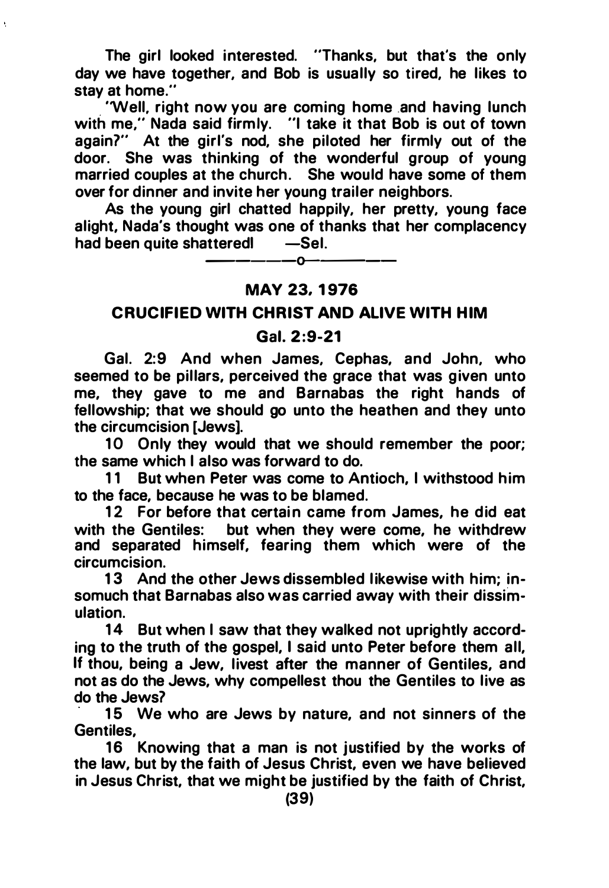The girl looked interested. "Thanks, but that's the only day we have together, and Bob is usually so tired, he likes to stay at home."

"Well, right now you are coming home and having lunch with me," Nada said firmly. "I take it that Bob is out of town again?" At the girl's nod, she piloted her firmly out of the door. She was thinking of the wonderful group of young married couples at the church. She would have some of them over for dinner and invite her young trailer neighbors.

As the young girl chatted happily, her pretty, young face alight, Nada's thought was one of thanks that her complacency had been quite shattered! —Sel.

———o———

## MAY 23, 1976

## CRUCIFIED WITH CHRIST AND ALIVE WITH HIM

### Gal. 2:9-21

Gal. 2:9 And when James, Cephas, and John, who seemed to be pillars, perceived the grace that was given unto me, they gave to me and Barnabas the right hands of fellowship; that we should go unto the heathen and they unto the circumcision [Jews].

10 Only they would that we should remember the poor; the same which I also was forward to do.

11 But when Peter was come to Antioch, I withstood him to the face, because he was to be blamed.

12 For before that certain came from James, he did eat with the Gentiles: but when they were come, he withdrew and separated himself, fearing them which were of the circumcision.

13 And the other Jews dissembled likewise with him; insomuch that Barnabas also was carried away with their dissimulation.

14 But when I saw that they walked not uprightly according to the truth of the gospel, I said unto Peter before them all, If thou, being a Jew, livest after the manner of Gentiles, and not as do the Jews, why compellest thou the Gentiles to live as do the Jews?

15 We who are Jews by nature, and not sinners of the Gentiles,

16 Knowing that a man is not justified by the works of the law, but by the faith of Jesus Christ, even we have believed in Jesus Christ, that we might be justified by the faith of Christ,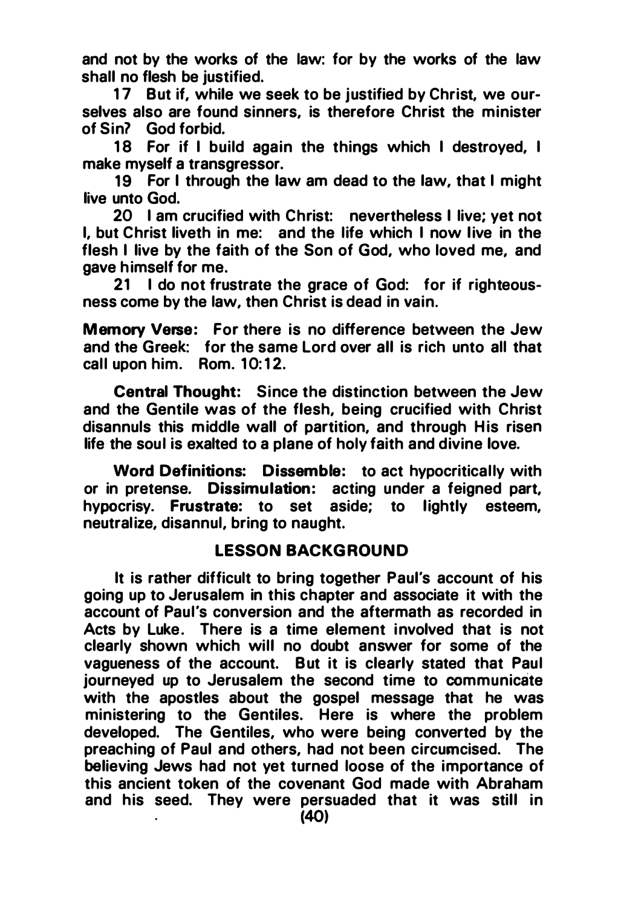and not by the works of the law: for by the works of the law shall no flesh be justified.

17 But if, while we seek to be justified by Christ, we ourselves also are found sinners, is therefore Christ the minister of Sin? God forbid.

18 For if I build again the things which I destroyed, I make myself a transgressor.

19 For I through the law am dead to the law, that I might live unto God.

20 I am crucified with Christ: nevertheless I live; yet not I, but Christ liveth in me: and the life which I now live in the flesh I live by the faith of the Son of God, who loved me, and gave himself for me.

21 I do not frustrate the grace of God: for if righteousness come by the law, then Christ is dead in vain.

**Memory Verse:** For there is no difference between the Jew and the Greek: for the same Lord over all is rich unto all that call upon him. Rom. 10:12.

**Central Thought:** Since the distinction between the Jew and the Gentile was of the flesh, being crucified with Christ disannuls this middle wall of partition, and through His risen life the soul is exalted to a plane of holy faith and divine love.

**Word Definitions: Dissemble:** to act hypocritically with or in pretense. **Dissimulation:** acting under a feigned part, hypocrisy. **Frustrate:** to set aside; to lightly esteem, neutralize, disannul, bring to naught.

## LESSON BACKGROUND

It is rather difficult to bring together Paul's account of his going up to Jerusalem in this chapter and associate it with the account of Paul's conversion and the aftermath as recorded in Acts by Luke. There is a time element involved that is not clearly shown which will no doubt answer for some of the vagueness of the account. But it is clearly stated that Paul journeyed up to Jerusalem the second time to communicate with the apostles about the gospel message that he was ministering to the Gentiles. Here is where the problem developed. The Gentiles, who were being converted by the preaching of Paul and others, had not been circumcised. The believing Jews had not yet turned loose of the importance of this ancient token of the covenant God made with Abraham and his seed. They were persuaded that it was still in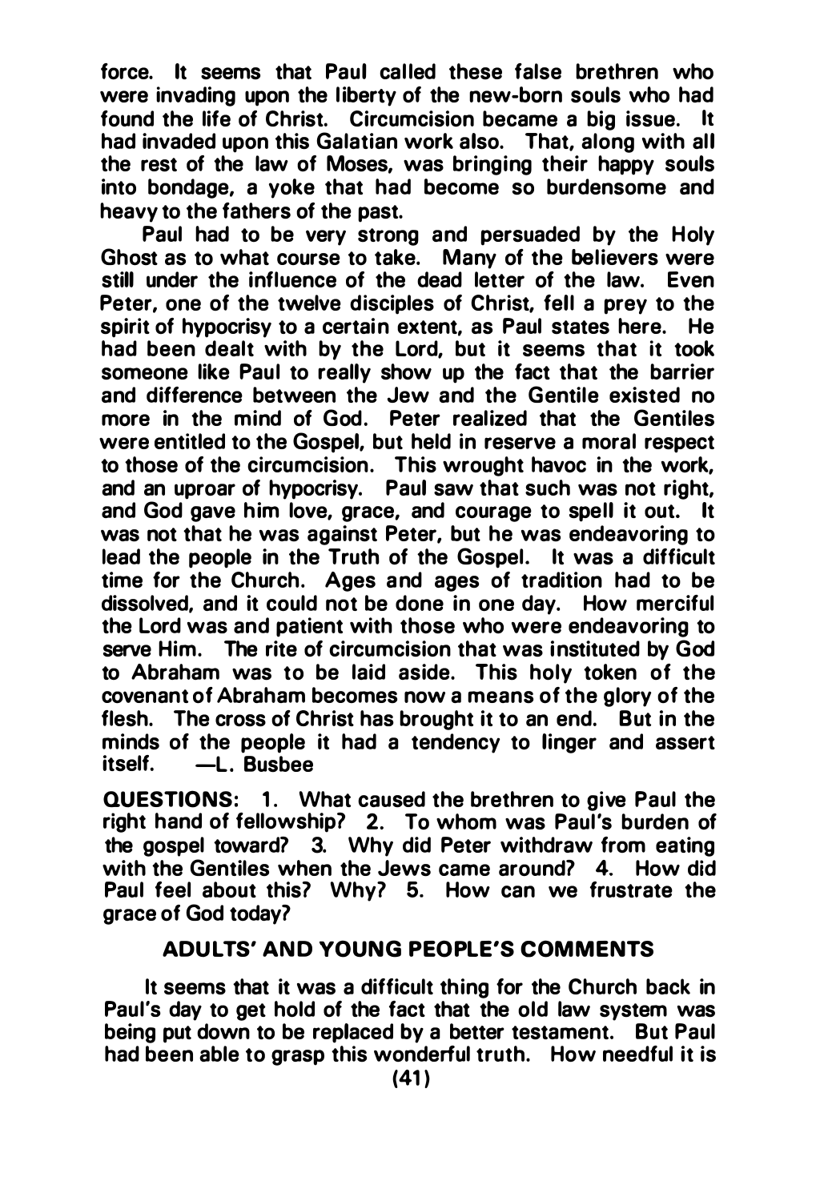force. It seems that Paul called these false brethren who were invading upon the liberty of the new-born souls who had found the life of Christ. Circumcision became a big issue. It had invaded upon this Galatian work also. That, along with all the rest of the law of Moses, was bringing their happy souls into bondage, a yoke that had become so burdensome and heavy to the fathers of the past.

Paul had to be very strong and persuaded by the Holy Ghost as to what course to take. Many of the believers were still under the influence of the dead letter of the law. Even Peter, one of the twelve disciples of Christ, fell a prey to the spirit of hypocrisy to a certain extent, as Paul states here. He had been dealt with by the Lord, but it seems that it took someone like Paul to really show up the fact that the barrier and difference between the Jew and the Gentile existed no more in the mind of God. Peter realized that the Gentiles were entitled to the Gospel, but held in reserve a moral respect to those of the circumcision. This wrought havoc in the work, and an uproar of hypocrisy. Paul saw that such was not right, and God gave him love, grace, and courage to spell it out. It was not that he was against Peter, but he was endeavoring to lead the people in the Truth of the Gospel. It was a difficult time for the Church. Ages and ages of tradition had to be dissolved, and it could not be done in one day. How merciful the Lord was and patient with those who were endeavoring to serve Him. The rite of circumcision that was instituted by God to Abraham was to be laid aside. This holy token of the covenant of Abraham becomes now a means of the glory of the flesh. The cross of Christ has brought it to an end. But in the minds of the people it had a tendency to linger and assert itself. —L. Busbee

**QUESTIONS:** 1. What caused the brethren to give Paul the right hand of fellowship? 2. To whom was Paul's burden of the gospel toward? 3. Why did Peter withdraw from eating with the Gentiles when the Jews came around? 4. How did Paul feel about this? Why? 5. How can we frustrate the grace of God today?

## ADULTS' AND YOUNG PEOPLE'S COMMENTS

It seems that it was a difficult thing for the Church back in Paul's day to get hold of the fact that the old law system was being put down to be replaced by a better testament. But Paul had been able to grasp this wonderful truth. How needful it is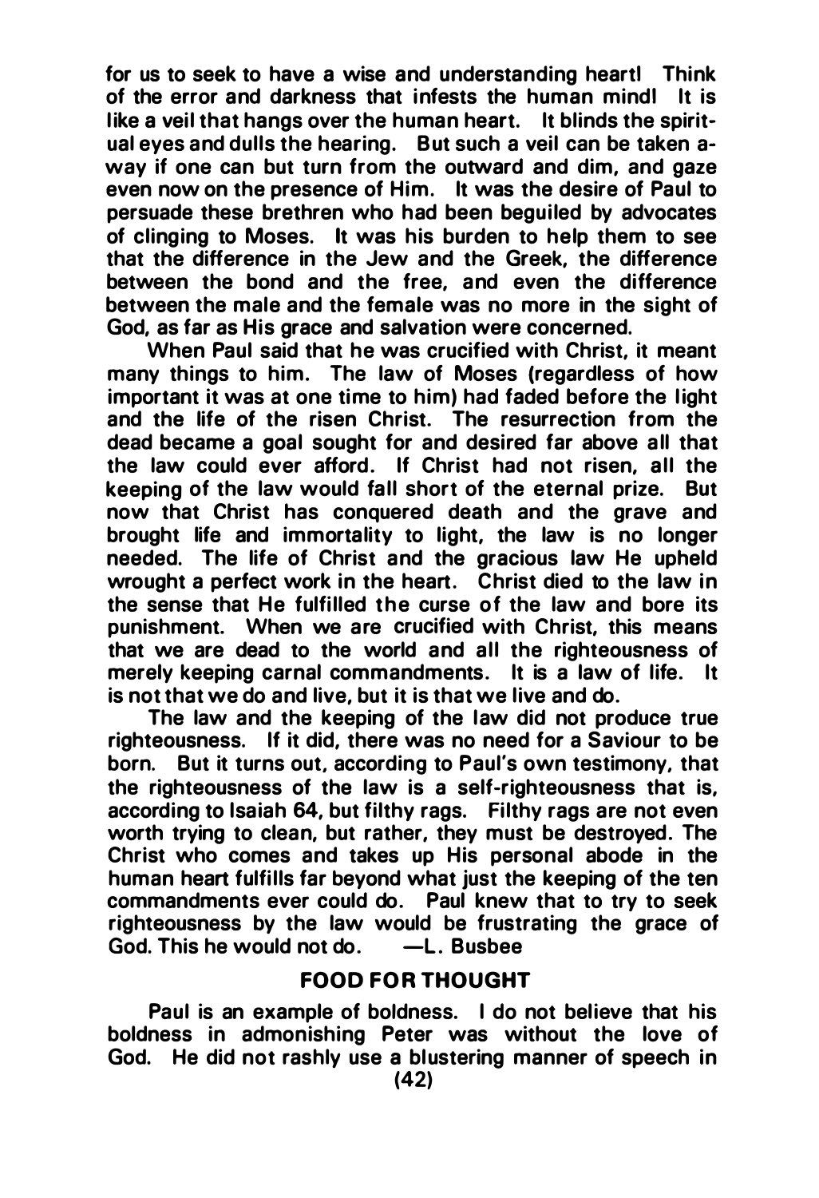for us to seek to have a wise and understanding heart! Think of the error and darkness that infests the human mind! It is like a veil that hangs over the human heart. It blinds the spiritual eyes and dulls the hearing. But such a veil can be taken away if one can but turn from the outward and dim, and gaze even now on the presence of Him. It was the desire of Paul to persuade these brethren who had been beguiled by advocates of clinging to Moses. It was his burden to help them to see that the difference in the Jew and the Greek, the difference between the bond and the free, and even the difference between the male and the female was no more in the sight of God, as far as His grace and salvation were concerned.

When Paul said that he was crucified with Christ, it meant many things to him. The law of Moses (regardless of how important it was at one time to him) had faded before the light and the life of the risen Christ. The resurrection from the dead became a goal sought for and desired far above all that the law could ever afford. If Christ had not risen, all the keeping of the law would fall short of the eternal prize. But now that Christ has conquered death and the grave and brought life and immortality to light, the law is no longer needed. The life of Christ and the gracious law He upheld wrought a perfect work in the heart. Christ died to the law in the sense that He fulfilled the curse of the law and bore its punishment. When we are crucified with Christ, this means that we are dead to the world and all the righteousness of merely keeping carnal commandments. It is a law of life. It is not that we do and live, but it is that we live and do.

The law and the keeping of the law did not produce true righteousness. If it did, there was no need for a Saviour to be born. But it turns out, according to Paul's own testimony, that the righteousness of the law is a self-righteousness that is, according to Isaiah 64, but filthy rags. Filthy rags are not even worth trying to clean, but rather, they must be destroyed. The Christ who comes and takes up His personal abode in the human heart fulfills far beyond what just the keeping of the ten commandments ever could do. Paul knew that to try to seek righteousness by the law would be frustrating the grace of God. This he would not do. —L. Busbee

## FOOD FOR THOUGHT

Paul is an example of boldness. I do not believe that his boldness in admonishing Peter was without the love of God. He did not rashly use a blustering manner of speech in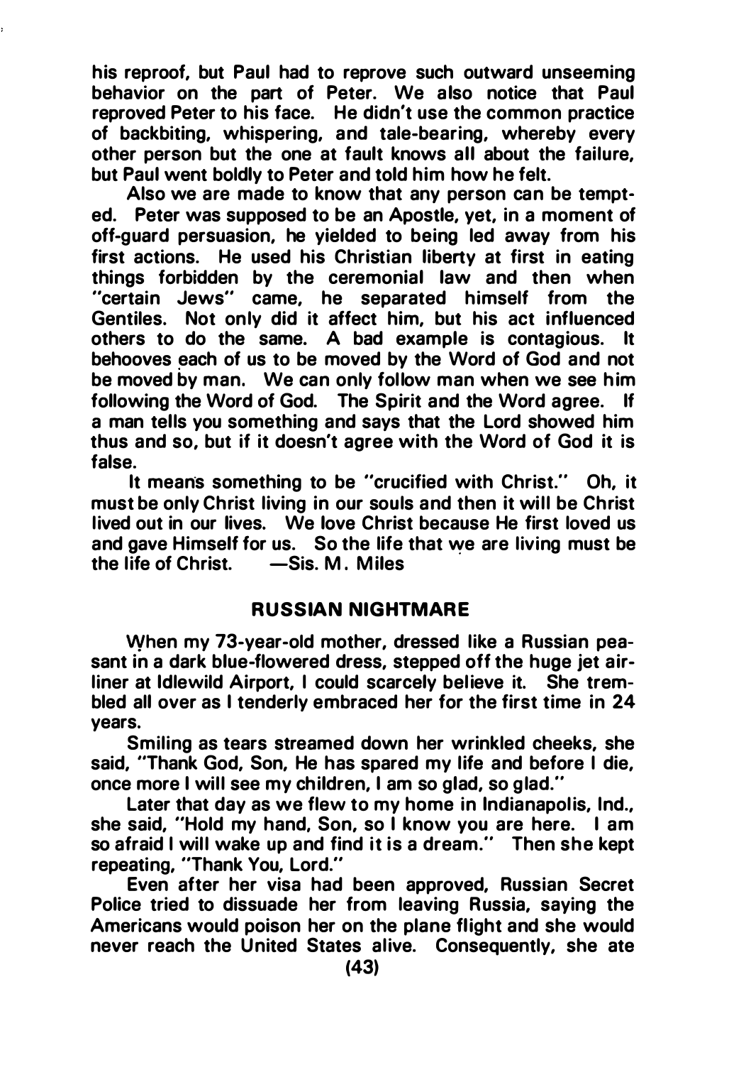his reproof, but Paul had to reprove such outward unseeming behavior on the part of Peter. We also notice that Paul reproved Peter to his face. He didn't use the common practice of backbiting, whispering, and tale-bearing, whereby every other person but the one at fault knows all about the failure, but Paul went boldly to Peter and told him how he felt.

Also we are made to know that any person can be tempted. Peter was supposed to be an Apostle, yet, in a moment of off-guard persuasion, he yielded to being led away from his first actions. He used his Christian liberty at first in eating things forbidden by the ceremonial law and then when "certain Jews" came, he separated himself from the Gentiles. Not only did it affect him, but his act influenced others to do the same. A bad example is contagious. It behooves each of us to be moved by the Word of God and not be moved by man. We can only follow man when we see him following the Word of God. The Spirit and the Word agree. If a man tells you something and says that the Lord showed him thus and so, but if it doesn't agree with the Word of God it is false.

It means something to be "crucified with Christ." Oh, it must be only Christ living in our souls and then it will be Christ lived out in our lives. We love Christ because He first loved us and gave Himself for us. So the life that we are living must be the life of Christ. —Sis. M. Miles

## RUSSIAN NIGHTMARE

When my 73-year-old mother, dressed like a Russian peasant in a dark blue-flowered dress, stepped off the huge jet airliner at Idlewild Airport, I could scarcely believe it. She trembled all over as I tenderly embraced her for the first time in 24 years.

Smiling as tears streamed down her wrinkled cheeks, she said, "Thank God, Son, He has spared my life and before I die, once more I will see my children, I am so glad, so glad."

Later that day as we flew to my home in Indianapolis, Ind., she said, "Hold my hand, Son, so I know you are here. I am so afraid I will wake up and find it is a dream." Then she kept repeating, "Thank You, Lord."

Even after her visa had been approved, Russian Secret Police tried to dissuade her from leaving Russia, saying the Americans would poison her on the plane flight and she would never reach the United States alive. Consequently, she ate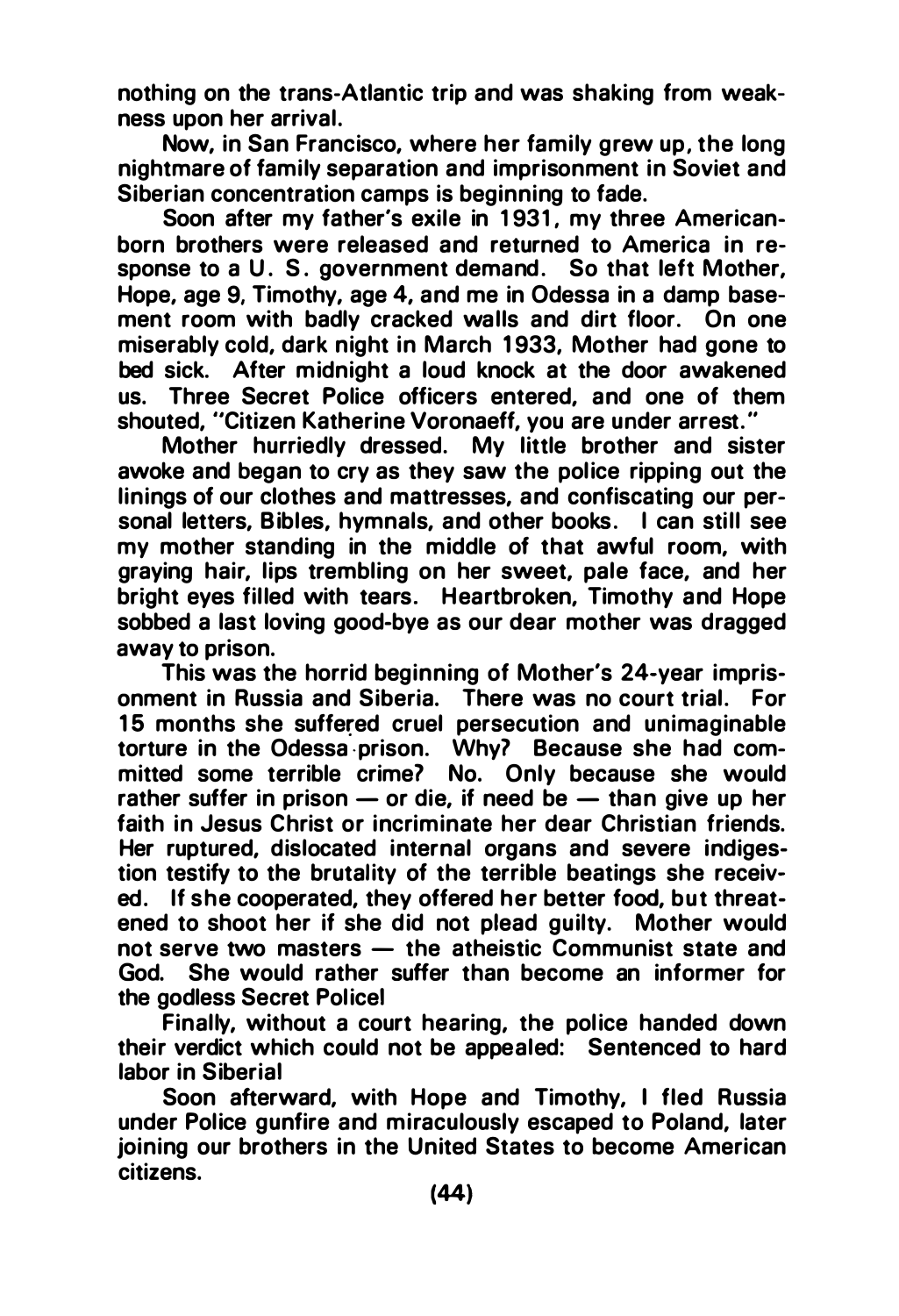nothing on the trans-Atlantic trip and was shaking from weakness upon her arrival.

Now, in San Francisco, where her family grew up, the long nightmare of family separation and imprisonment in Soviet and Siberian concentration camps is beginning to fade.

Soon after my father's exile in 1931, my three American-born brothers were released and returned to America in response to a U. S. government demand. So that left Mother, Hope, age 9, Timothy, age 4, and me in Odessa in a damp basement room with badly cracked walls and dirt floor. On one miserably cold, dark night in March 1933, Mother had gone to bed sick. After midnight a loud knock at the door awakened us. Three Secret Police officers entered, and one of them shouted, "Citizen Katherine Voronaeff, you are under arrest."

Mother hurriedly dressed. My little brother and sister awoke and began to cry as they saw the police ripping out the linings of our clothes and mattresses, and confiscating our personal letters, Bibles, hymnals, and other books. I can still see my mother standing in the middle of that awful room, with graying hair, lips trembling on her sweet, pale face, and her bright eyes filled with tears. Heartbroken, Timothy and Hope sobbed a last loving good-bye as our dear mother was dragged away to prison.

This was the horrid beginning of Mother's 24-year imprisonment in Russia and Siberia. There was no court trial. For 15 months she suffered cruel persecution and unimaginable torture in the Odessa prison. Why? Because she had committed some terrible crime? No. Only because she would rather suffer in prison — or die, if need be — than give up her faith in Jesus Christ or incriminate her dear Christian friends. Her ruptured, dislocated internal organs and severe indigestion testify to the brutality of the terrible beatings she received. If she cooperated, they offered her better food, but threatened to shoot her if she did not plead guilty. Mother would not serve two masters — the atheistic Communist state and God. She would rather suffer than become an informer for the godless Secret Police!

Finally, without a court hearing, the police handed down their verdict which could not be appealed: Sentenced to hard labor in Siberia!

Soon afterward, with Hope and Timothy, I fled Russia under Police gunfire and miraculously escaped to Poland, later joining our brothers in the United States to become American citizens.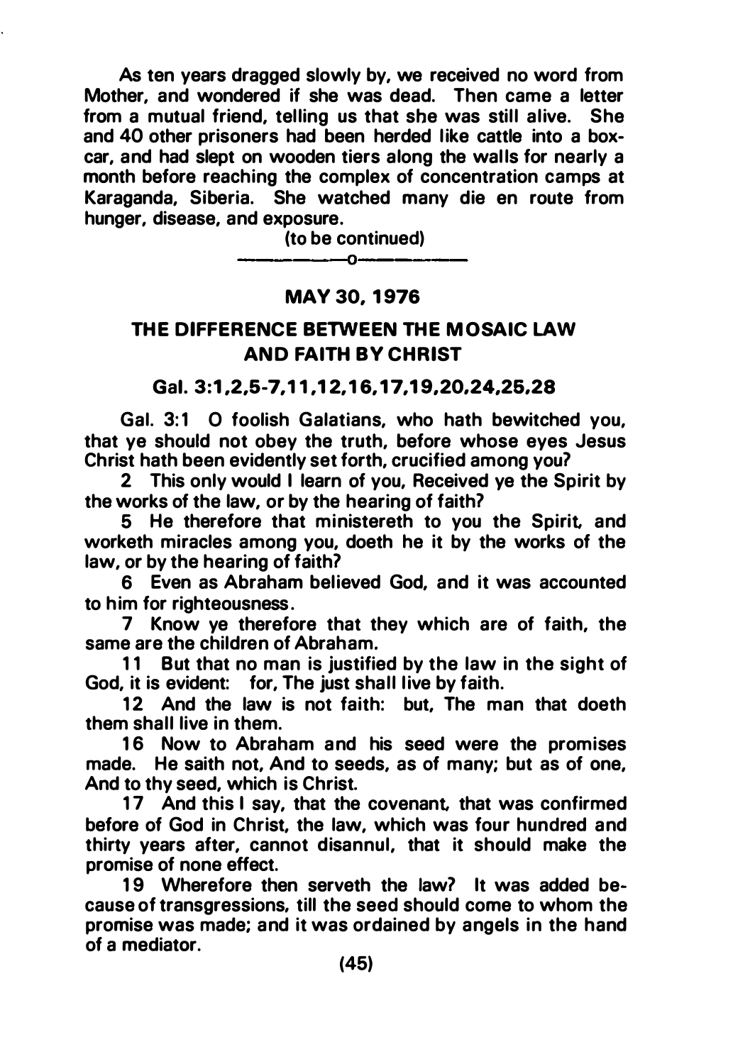As ten years dragged slowly by, we received no word from Mother, and wondered if she was dead. Then came a letter from a mutual friend, telling us that she was still alive. She and 40 other prisoners had been herded like cattle into a boxcar, and had slept on wooden tiers along the walls for nearly a month before reaching the complex of concentration camps at Karaganda, Siberia. She watched many die en route from hunger, disease, and exposure.

(to be continued)

---o---

## MAY 30, 1976

## THE DIFFERENCE BETWEEN THE MOSAIC LAW AND FAITH BY CHRIST

### Gal. 3:1,2,5-7,11,12,16,17,19,20,24,25,28

Gal. 3:1 O foolish Galatians, who hath bewitched you, that ye should not obey the truth, before whose eyes Jesus Christ hath been evidently set forth, crucified among you?

2 This only would I learn of you, Received ye the Spirit by the works of the law, or by the hearing of faith?

5 He therefore that ministereth to you the Spirit, and worketh miracles among you, doeth he it by the works of the law, or by the hearing of faith?

6 Even as Abraham believed God, and it was accounted to him for righteousness.

7 Know ye therefore that they which are of faith, the same are the children of Abraham.

11 But that no man is justified by the law in the sight of God, it is evident: for, The just shall live by faith.

12 And the law is not faith: but, The man that doeth them shall live in them.

16 Now to Abraham and his seed were the promises made. He saith not, And to seeds, as of many; but as of one, And to thy seed, which is Christ.

17 And this I say, that the covenant, that was confirmed before of God in Christ, the law, which was four hundred and thirty years after, cannot disannul, that it should make the promise of none effect.

19 Wherefore then serveth the law? It was added because of transgressions, till the seed should come to whom the promise was made; and it was ordained by angels in the hand of a mediator.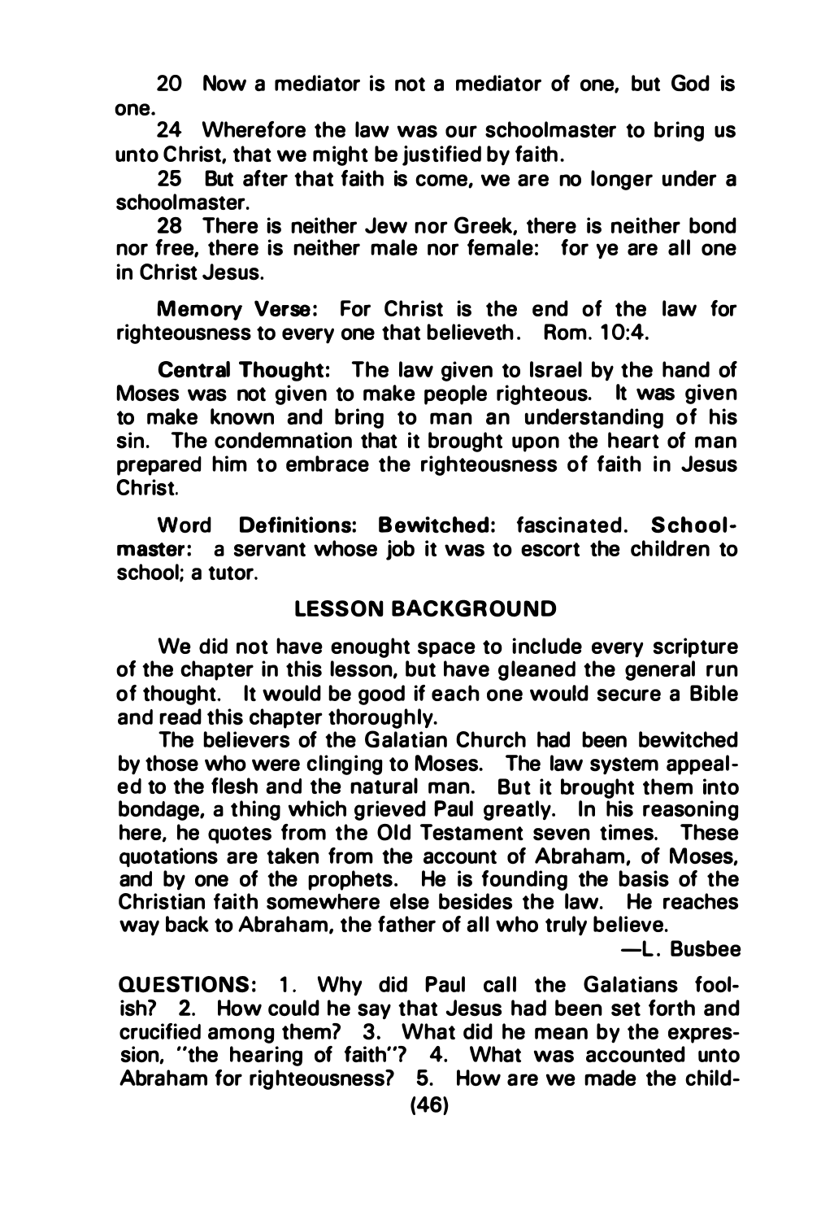20 Now a mediator is not a mediator of one, but God is one.

24 Wherefore the law was our schoolmaster to bring us unto Christ, that we might be justified by faith.

25 But after that faith is come, we are no longer under a schoolmaster.

28 There is neither Jew nor Greek, there is neither bond nor free, there is neither male nor female: for ye are all one in Christ Jesus.

**Memory Verse:** For Christ is the end of the law for righteousness to every one that believeth. Rom. 10:4.

**Central Thought:** The law given to Israel by the hand of Moses was not given to make people righteous. It was given to make known and bring to man an understanding of his sin. The condemnation that it brought upon the heart of man prepared him to embrace the righteousness of faith in Jesus Christ.

Word **Definitions: Bewitched:** fascinated. **Schoolmaster:** a servant whose job it was to escort the children to school; a tutor.

## LESSON BACKGROUND

We did not have enought space to include every scripture of the chapter in this lesson, but have gleaned the general run of thought. It would be good if each one would secure a Bible and read this chapter thoroughly.

The believers of the Galatian Church had been bewitched by those who were clinging to Moses. The law system appealed to the flesh and the natural man. But it brought them into bondage, a thing which grieved Paul greatly. In his reasoning here, he quotes from the Old Testament seven times. These quotations are taken from the account of Abraham, of Moses, and by one of the prophets. He is founding the basis of the Christian faith somewhere else besides the law. He reaches way back to Abraham, the father of all who truly believe.

—L. Busbee

**QUESTIONS:** 1. Why did Paul call the Galatians foolish? 2. How could he say that Jesus had been set forth and crucified among them? 3. What did he mean by the expression, "the hearing of faith"? 4. What was accounted unto Abraham for righteousness? 5. How are we made the child-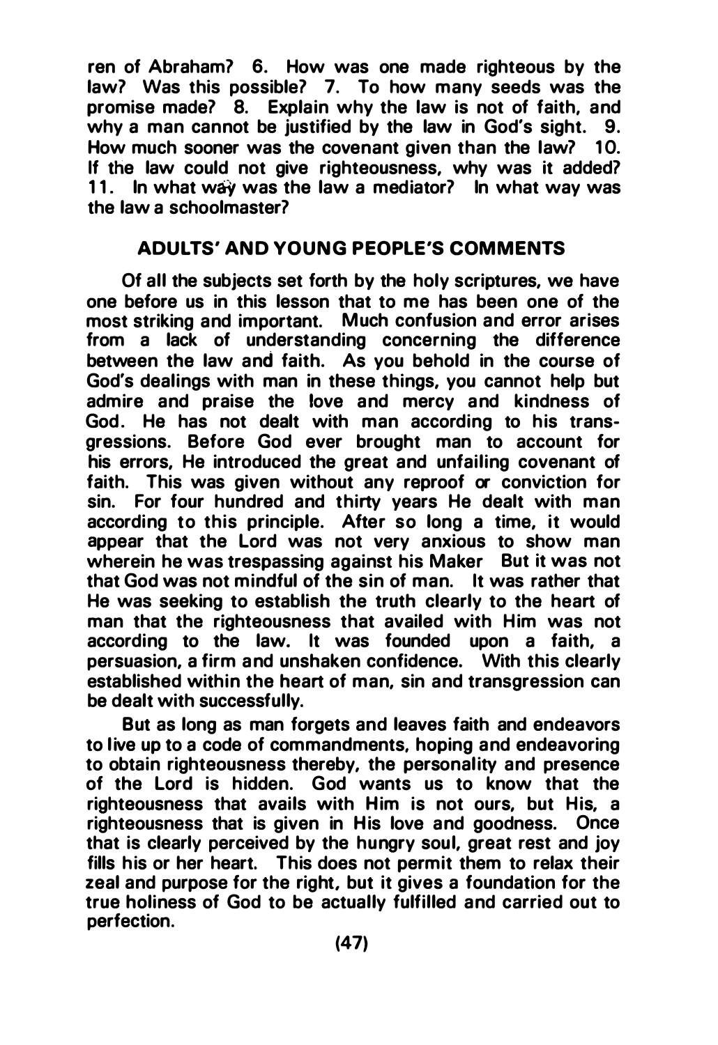ren of Abraham? 6. How was one made righteous by the law? Was this possible? 7. To how many seeds was the promise made? 8. Explain why the law is not of faith, and why a man cannot be justified by the law in God's sight. 9. How much sooner was the covenant given than the law? 10. If the law could not give righteousness, why was it added? 11. In what way was the law a mediator? In what way was the law a schoolmaster?

## ADULTS' AND YOUNG PEOPLE'S COMMENTS

Of all the subjects set forth by the holy scriptures, we have one before us in this lesson that to me has been one of the most striking and important. Much confusion and error arises from a lack of understanding concerning the difference between the law and faith. As you behold in the course of God's dealings with man in these things, you cannot help but admire and praise the love and mercy and kindness of God. He has not dealt with man according to his transgressions. Before God ever brought man to account for his errors, He introduced the great and unfailing covenant of faith. This was given without any reproof or conviction for sin. For four hundred and thirty years He dealt with man according to this principle. After so long a time, it would appear that the Lord was not very anxious to show man wherein he was trespassing against his Maker But it was not that God was not mindful of the sin of man. It was rather that He was seeking to establish the truth clearly to the heart of man that the righteousness that availed with Him was not according to the law. It was founded upon a faith, a persuasion, a firm and unshaken confidence. With this clearly established within the heart of man, sin and transgression can be dealt with successfully.

But as long as man forgets and leaves faith and endeavors to live up to a code of commandments, hoping and endeavoring to obtain righteousness thereby, the personality and presence of the Lord is hidden. God wants us to know that the righteousness that avails with Him is not ours, but His, a righteousness that is given in His love and goodness. Once that is clearly perceived by the hungry soul, great rest and joy fills his or her heart. This does not permit them to relax their zeal and purpose for the right, but it gives a foundation for the true holiness of God to be actually fulfilled and carried out to perfection.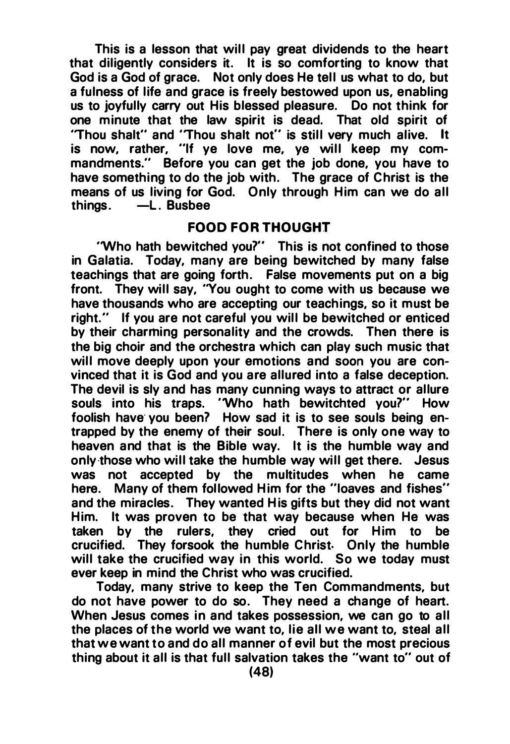This is a lesson that will pay great dividends to the heart that diligently considers it. It is so comforting to know that God is a God of grace. Not only does He tell us what to do, but a fulness of life and grace is freely bestowed upon us, enabling us to joyfully carry out His blessed pleasure. Do not think for one minute that the law spirit is dead. That old spirit of "Thou shalt" and "Thou shalt not" is still very much alive. It is now, rather, "If ye love me, ye will keep my commandments." Before you can get the job done, you have to have something to do the job with. The grace of Christ is the means of us living for God. Only through Him can we do all things. —L. Busbee

## FOOD FOR THOUGHT

"Who hath bewitched you?" This is not confined to those in Galatia. Today, many are being bewitched by many false teachings that are going forth. False movements put on a big front. They will say, "You ought to come with us because we have thousands who are accepting our teachings, so it must be right." If you are not careful you will be bewitched or enticed by their charming personality and the crowds. Then there is the big choir and the orchestra which can play such music that will move deeply upon your emotions and soon you are convinced that it is God and you are allured into a false deception. The devil is sly and has many cunning ways to attract or allure souls into his traps. "Who hath bewitchted you?" How foolish have you been? How sad it is to see souls being entrapped by the enemy of their soul. There is only one way to heaven and that is the Bible way. It is the humble way and only those who will take the humble way will get there. Jesus was not accepted by the multitudes when he came here. Many of them followed Him for the "loaves and fishes" and the miracles. They wanted His gifts but they did not want Him. It was proven to be that way because when He was taken by the rulers, they cried out for Him to be crucified. They forsook the humble Christ. Only the humble will take the crucified way in this world. So we today must ever keep in mind the Christ who was crucified.

Today, many strive to keep the Ten Commandments, but do not have power to do so. They need a change of heart. When Jesus comes in and takes possession, we can go to all the places of the world we want to, lie all we want to, steal all that we want to and do all manner of evil but the most precious thing about it all is that full salvation takes the "want to" out of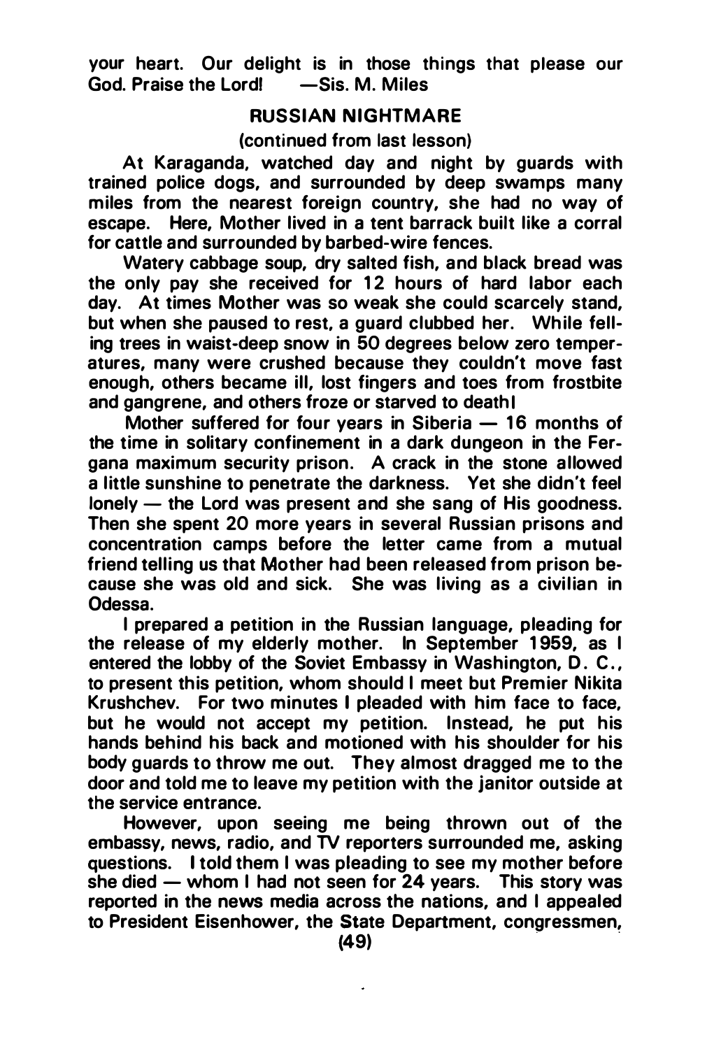your heart. Our delight is in those things that please our God. Praise the Lord! —Sis. M. Miles

## RUSSIAN NIGHTMARE

(continued from last lesson)

At Karaganda, watched day and night by guards with trained police dogs, and surrounded by deep swamps many miles from the nearest foreign country, she had no way of escape. Here, Mother lived in a tent barrack built like a corral for cattle and surrounded by barbed-wire fences.

Watery cabbage soup, dry salted fish, and black bread was the only pay she received for 12 hours of hard labor each day. At times Mother was so weak she could scarcely stand, but when she paused to rest, a guard clubbed her. While felling trees in waist-deep snow in 50 degrees below zero temperatures, many were crushed because they couldn't move fast enough, others became ill, lost fingers and toes from frostbite and gangrene, and others froze or starved to death!

Mother suffered for four years in Siberia — 16 months of the time in solitary confinement in a dark dungeon in the Fergana maximum security prison. A crack in the stone allowed a little sunshine to penetrate the darkness. Yet she didn't feel lonely — the Lord was present and she sang of His goodness. Then she spent 20 more years in several Russian prisons and concentration camps before the letter came from a mutual friend telling us that Mother had been released from prison because she was old and sick. She was living as a civilian in Odessa.

I prepared a petition in the Russian language, pleading for the release of my elderly mother. In September 1959, as I entered the lobby of the Soviet Embassy in Washington, D. C., to present this petition, whom should I meet but Premier Nikita Krushchev. For two minutes I pleaded with him face to face, but he would not accept my petition. Instead, he put his hands behind his back and motioned with his shoulder for his body guards to throw me out. They almost dragged me to the door and told me to leave my petition with the janitor outside at the service entrance.

However, upon seeing me being thrown out of the embassy, news, radio, and TV reporters surrounded me, asking questions. I told them I was pleading to see my mother before she died — whom I had not seen for 24 years. This story was reported in the news media across the nations, and I appealed to President Eisenhower, the State Department, congressmen,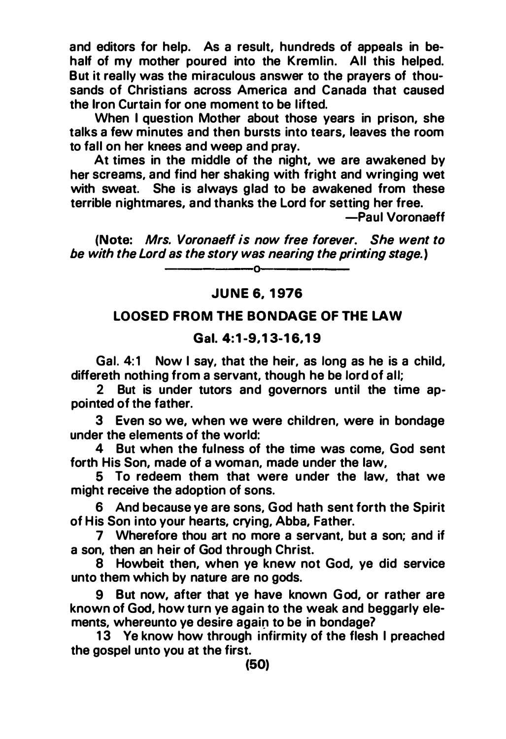and editors for help. As a result, hundreds of appeals in behalf of my mother poured into the Kremlin. All this helped. But it really was the miraculous answer to the prayers of thousands of Christians across America and Canada that caused the Iron Curtain for one moment to be lifted.

When I question Mother about those years in prison, she talks a few minutes and then bursts into tears, leaves the room to fall on her knees and weep and pray.

At times in the middle of the night, we are awakened by her screams, and find her shaking with fright and wringing wet with sweat. She is always glad to be awakened from these terrible nightmares, and thanks the Lord for setting her free.

—Paul Voronaeff

(**Note:** *Mrs. Voronaeff is now free forever. She went to be with the Lord as the story was nearing the printing stage.*)

---

## JUNE 6, 1976

## LOOSED FROM THE BONDAGE OF THE LAW

### Gal. 4:1-9,13-16,19

Gal. 4:1 Now I say, that the heir, as long as he is a child, differeth nothing from a servant, though he be lord of all;

2 But is under tutors and governors until the time appointed of the father.

3 Even so we, when we were children, were in bondage under the elements of the world:

4 But when the fulness of the time was come, God sent forth His Son, made of a woman, made under the law,

5 To redeem them that were under the law, that we might receive the adoption of sons.

6 And because ye are sons, God hath sent forth the Spirit of His Son into your hearts, crying, Abba, Father.

7 Wherefore thou art no more a servant, but a son; and if a son, then an heir of God through Christ.

8 Howbeit then, when ye knew not God, ye did service unto them which by nature are no gods.

9 But now, after that ye have known God, or rather are known of God, how turn ye again to the weak and beggarly elements, whereunto ye desire again to be in bondage?

13 Ye know how through infirmity of the flesh I preached the gospel unto you at the first.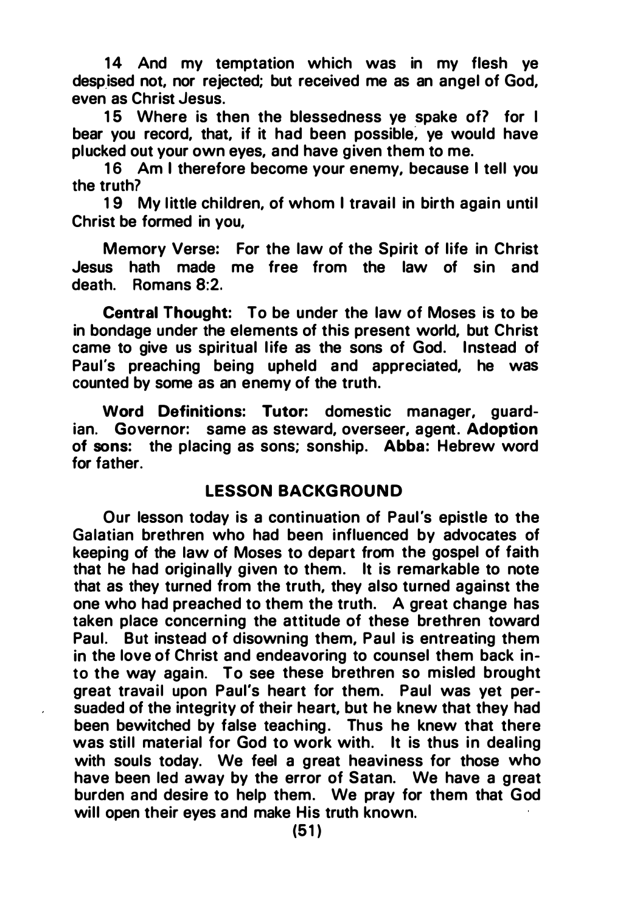14 And my temptation which was in my flesh ye despised not, nor rejected; but received me as an angel of God, even as Christ Jesus.

15 Where is then the blessedness ye spake of? for I bear you record, that, if it had been possible, ye would have plucked out your own eyes, and have given them to me.

16 Am I therefore become your enemy, because I tell you the truth?

19 My little children, of whom I travail in birth again until Christ be formed in you,

Memory Verse: For the law of the Spirit of life in Christ Jesus hath made me free from the law of sin and death. Romans 8:2.

**Central Thought:** To be under the law of Moses is to be in bondage under the elements of this present world, but Christ came to give us spiritual life as the sons of God. Instead of Paul's preaching being upheld and appreciated, he was counted by some as an enemy of the truth.

**Word Definitions: Tutor:** domestic manager, guardian. **Governor:** same as steward, overseer, agent. **Adoption of sons:** the placing as sons; sonship. **Abba:** Hebrew word for father.

## LESSON BACKGROUND

Our lesson today is a continuation of Paul's epistle to the Galatian brethren who had been influenced by advocates of keeping of the law of Moses to depart from the gospel of faith that he had originally given to them. It is remarkable to note that as they turned from the truth, they also turned against the one who had preached to them the truth. A great change has taken place concerning the attitude of these brethren toward Paul. But instead of disowning them, Paul is entreating them in the love of Christ and endeavoring to counsel them back into the way again. To see these brethren so misled brought great travail upon Paul's heart for them. Paul was yet persuaded of the integrity of their heart, but he knew that they had been bewitched by false teaching. Thus he knew that there was still material for God to work with. It is thus in dealing with souls today. We feel a great heaviness for those who have been led away by the error of Satan. We have a great burden and desire to help them. We pray for them that God will open their eyes and make His truth known.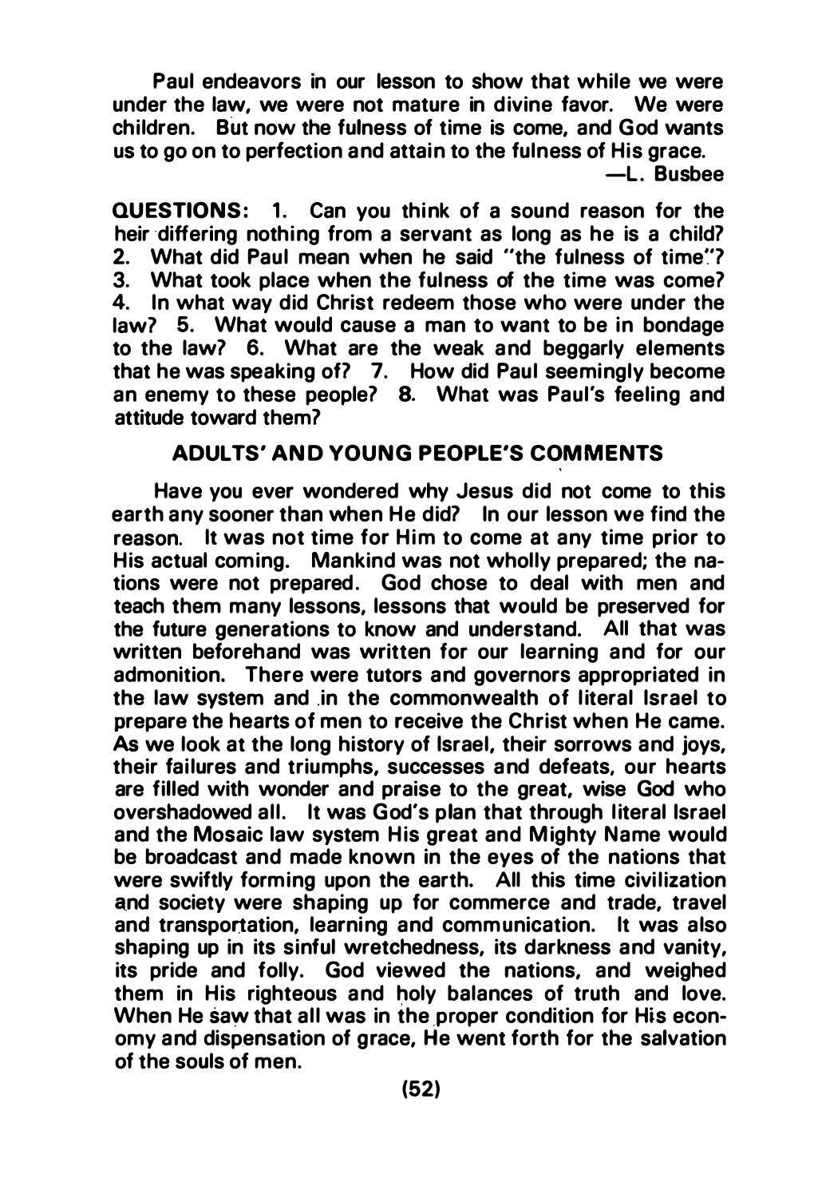Paul endeavors in our lesson to show that while we were under the law, we were not mature in divine favor. We were children. But now the fulness of time is come, and God wants us to go on to perfection and attain to the fulness of His grace.

—L. Busbee

**QUESTIONS:** 1. Can you think of a sound reason for the heir differing nothing from a servant as long as he is a child? 2. What did Paul mean when he said "the fulness of time"? 3. What took place when the fulness of the time was come? 4. In what way did Christ redeem those who were under the law? 5. What would cause a man to want to be in bondage to the law? 6. What are the weak and beggarly elements that he was speaking of? 7. How did Paul seemingly become an enemy to these people? 8. What was Paul's feeling and attitude toward them?

## ADULTS' AND YOUNG PEOPLE'S COMMENTS

Have you ever wondered why Jesus did not come to this earth any sooner than when He did? In our lesson we find the reason. It was not time for Him to come at any time prior to His actual coming. Mankind was not wholly prepared; the nations were not prepared. God chose to deal with men and teach them many lessons, lessons that would be preserved for the future generations to know and understand. All that was written beforehand was written for our learning and for our admonition. There were tutors and governors appropriated in the law system and in the commonwealth of literal Israel to prepare the hearts of men to receive the Christ when He came. As we look at the long history of Israel, their sorrows and joys, their failures and triumphs, successes and defeats, our hearts are filled with wonder and praise to the great, wise God who overshadowed all. It was God's plan that through literal Israel and the Mosaic law system His great and Mighty Name would be broadcast and made known in the eyes of the nations that were swiftly forming upon the earth. All this time civilization and society were shaping up for commerce and trade, travel and transportation, learning and communication. It was also shaping up in its sinful wretchedness, its darkness and vanity, its pride and folly. God viewed the nations, and weighed them in His righteous and holy balances of truth and love. When He saw that all was in the proper condition for His economy and dispensation of grace, He went forth for the salvation of the souls of men.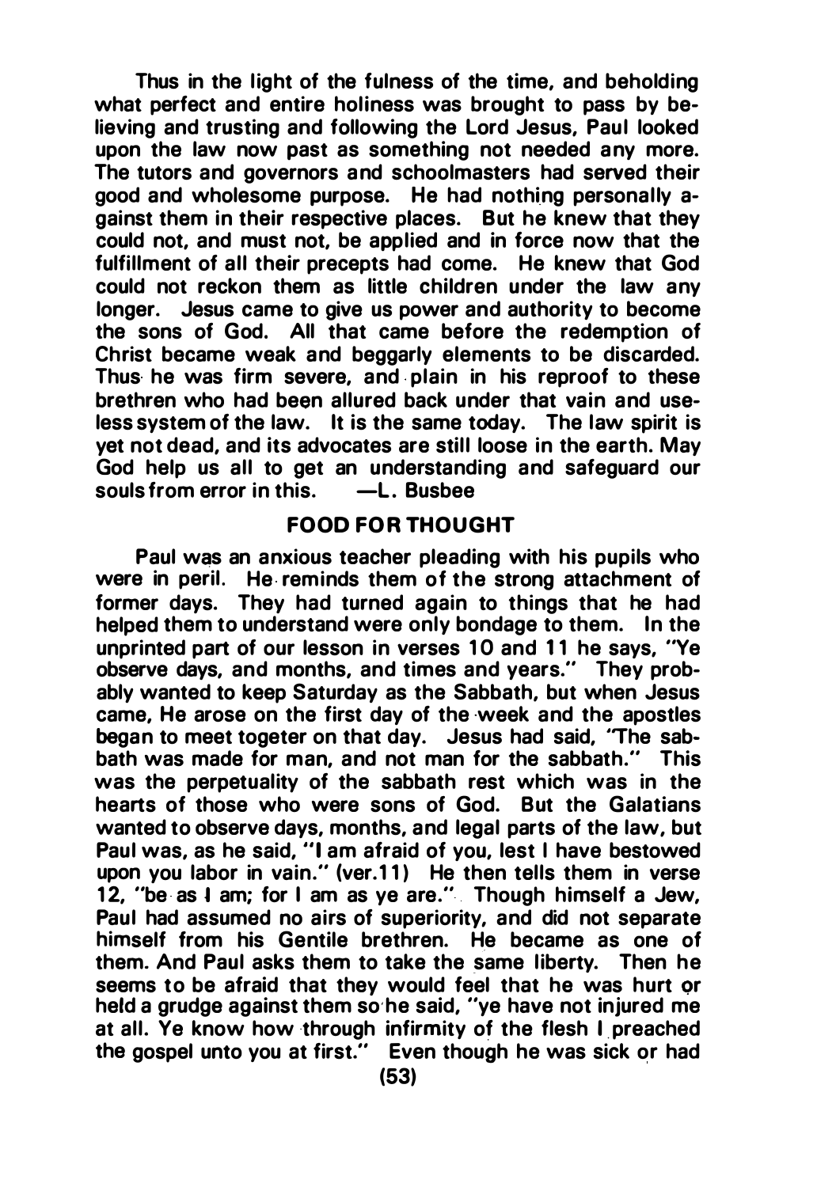Thus in the light of the fulness of the time, and beholding what perfect and entire holiness was brought to pass by believing and trusting and following the Lord Jesus, Paul looked upon the law now past as something not needed any more. The tutors and governors and schoolmasters had served their good and wholesome purpose. He had nothing personally against them in their respective places. But he knew that they could not, and must not, be applied and in force now that the fulfillment of all their precepts had come. He knew that God could not reckon them as little children under the law any longer. Jesus came to give us power and authority to become the sons of God. All that came before the redemption of Christ became weak and beggarly elements to be discarded. Thus he was firm severe, and plain in his reproof to these brethren who had been allured back under that vain and useless system of the law. It is the same today. The law spirit is yet not dead, and its advocates are still loose in the earth. May God help us all to get an understanding and safeguard our souls from error in this. —L. Busbee

## FOOD FOR THOUGHT

Paul was an anxious teacher pleading with his pupils who were in peril. He reminds them of the strong attachment of former days. They had turned again to things that he had helped them to understand were only bondage to them. In the unprinted part of our lesson in verses 10 and 11 he says, "Ye observe days, and months, and times and years." They probably wanted to keep Saturday as the Sabbath, but when Jesus came, He arose on the first day of the week and the apostles began to meet togeter on that day. Jesus had said, "The sabbath was made for man, and not man for the sabbath." This was the perpetuality of the sabbath rest which was in the hearts of those who were sons of God. But the Galatians wanted to observe days, months, and legal parts of the law, but Paul was, as he said, "I am afraid of you, lest I have bestowed upon you labor in vain." (ver.11) He then tells them in verse 12, "be as I am; for I am as ye are." Though himself a Jew, Paul had assumed no airs of superiority, and did not separate himself from his Gentile brethren. He became as one of them. And Paul asks them to take the same liberty. Then he seems to be afraid that they would feel that he was hurt or held a grudge against them so he said, "ye have not injured me at all. Ye know how through infirmity of the flesh I preached the gospel unto you at first." Even though he was sick or had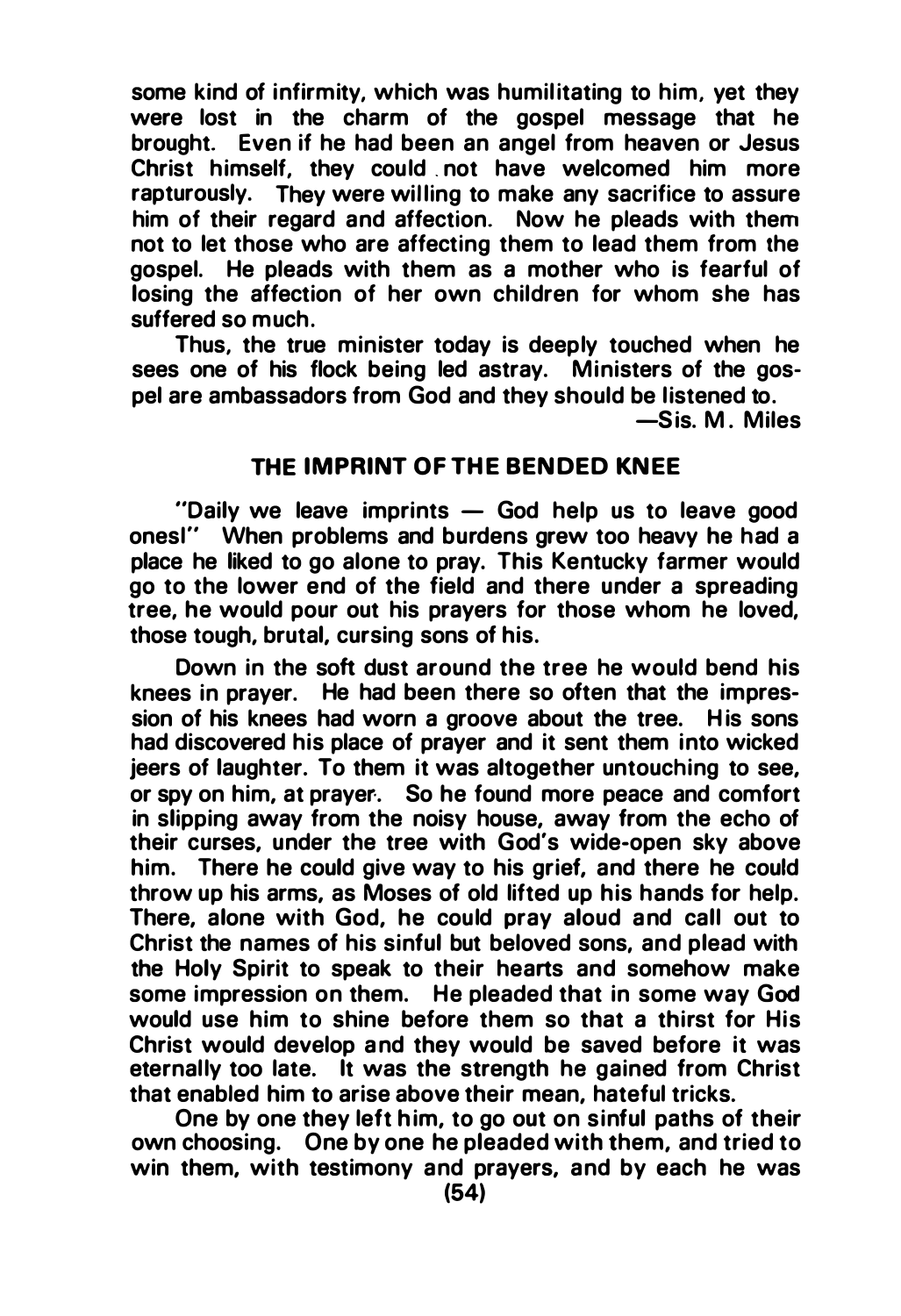some kind of infirmity, which was humilitating to him, yet they were lost in the charm of the gospel message that he brought. Even if he had been an angel from heaven or Jesus Christ himself, they could not have welcomed him more rapturously. They were willing to make any sacrifice to assure him of their regard and affection. Now he pleads with them not to let those who are affecting them to lead them from the gospel. He pleads with them as a mother who is fearful of losing the affection of her own children for whom she has suffered so much.

Thus, the true minister today is deeply touched when he sees one of his flock being led astray. Ministers of the gospel are ambassadors from God and they should be listened to.

—Sis. M. Miles

## THE IMPRINT OF THE BENDED KNEE

"Daily we leave imprints — God help us to leave good ones!" When problems and burdens grew too heavy he had a place he liked to go alone to pray. This Kentucky farmer would go to the lower end of the field and there under a spreading tree, he would pour out his prayers for those whom he loved, those tough, brutal, cursing sons of his.

Down in the soft dust around the tree he would bend his knees in prayer. He had been there so often that the impression of his knees had worn a groove about the tree. His sons had discovered his place of prayer and it sent them into wicked jeers of laughter. To them it was altogether untouching to see, or spy on him, at prayer. So he found more peace and comfort in slipping away from the noisy house, away from the echo of their curses, under the tree with God's wide-open sky above him. There he could give way to his grief, and there he could throw up his arms, as Moses of old lifted up his hands for help. There, alone with God, he could pray aloud and call out to Christ the names of his sinful but beloved sons, and plead with the Holy Spirit to speak to their hearts and somehow make some impression on them. He pleaded that in some way God would use him to shine before them so that a thirst for His Christ would develop and they would be saved before it was eternally too late. It was the strength he gained from Christ that enabled him to arise above their mean, hateful tricks.

One by one they left him, to go out on sinful paths of their own choosing. One by one he pleaded with them, and tried to win them, with testimony and prayers, and by each he was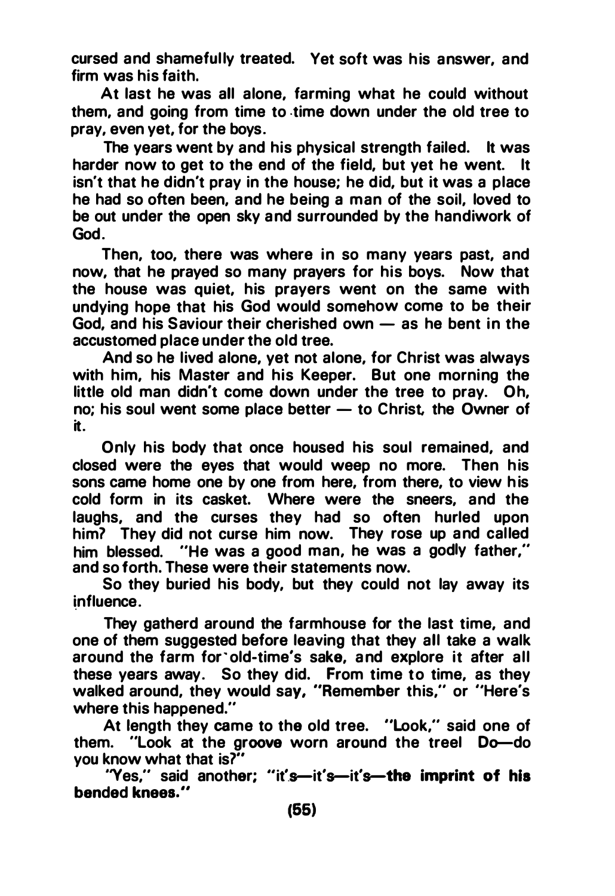cursed and shamefully treated. Yet soft was his answer, and firm was his faith.

At last he was all alone, farming what he could without them, and going from time to time down under the old tree to pray, even yet, for the boys.

The years went by and his physical strength failed. It was harder now to get to the end of the field, but yet he went. It isn't that he didn't pray in the house; he did, but it was a place he had so often been, and he being a man of the soil, loved to be out under the open sky and surrounded by the handiwork of God.

Then, too, there was where in so many years past, and now, that he prayed so many prayers for his boys. Now that the house was quiet, his prayers went on the same with undying hope that his God would somehow come to be their God, and his Saviour their cherished own — as he bent in the accustomed place under the old tree.

And so he lived alone, yet not alone, for Christ was always with him, his Master and his Keeper. But one morning the little old man didn't come down under the tree to pray. Oh, no; his soul went some place better — to Christ, the Owner of it.

Only his body that once housed his soul remained, and closed were the eyes that would weep no more. Then his sons came home one by one from here, from there, to view his cold form in its casket. Where were the sneers, and the laughs, and the curses they had so often hurled upon him? They did not curse him now. They rose up and called him blessed. "He was a good man, he was a godly father," and so forth. These were their statements now.

So they buried his body, but they could not lay away its influence.

They gatherd around the farmhouse for the last time, and one of them suggested before leaving that they all take a walk around the farm for old-time's sake, and explore it after all these years away. So they did. From time to time, as they walked around, they would say, "Remember this," or "Here's where this happened."

At length they came to the old tree. "Look," said one of them. "Look at the groove worn around the tree! Do—do you know what that is?"

"Yes," said another; "it's—it's—it's—**the imprint of his bended knees.**"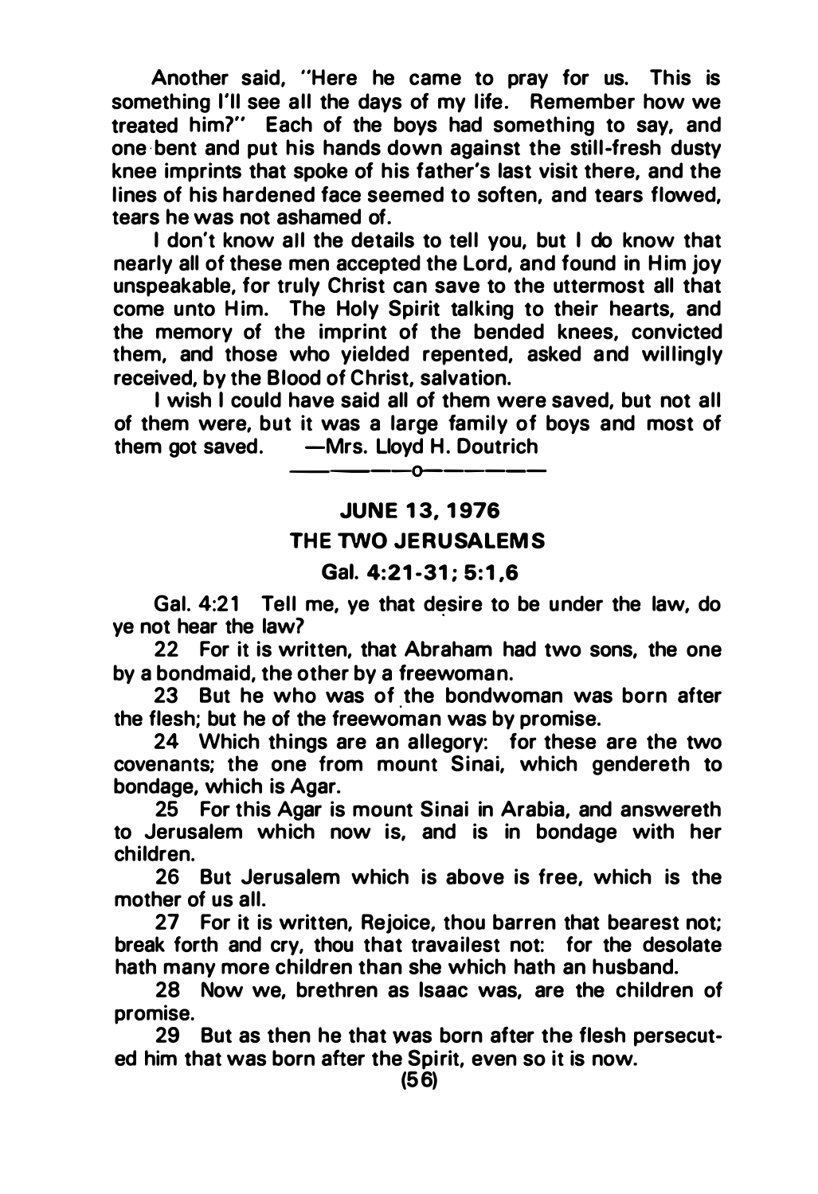Another said, "Here he came to pray for us. This is something I'll see all the days of my life. Remember how we treated him?" Each of the boys had something to say, and one bent and put his hands down against the still-fresh dusty knee imprints that spoke of his father's last visit there, and the lines of his hardened face seemed to soften, and tears flowed, tears he was not ashamed of.

I don't know all the details to tell you, but I do know that nearly all of these men accepted the Lord, and found in Him joy unspeakable, for truly Christ can save to the uttermost all that come unto Him. The Holy Spirit talking to their hearts, and the memory of the imprint of the bended knees, convicted them, and those who yielded repented, asked and willingly received, by the Blood of Christ, salvation.

I wish I could have said all of them were saved, but not all of them were, but it was a large family of boys and most of them got saved. —Mrs. Lloyd H. Doutrich

---

## JUNE 13, 1976

## THE TWO JERUSALEMS

### Gal. 4:21-31; 5:1,6

Gal. 4:21 Tell me, ye that desire to be under the law, do ye not hear the law?

22 For it is written, that Abraham had two sons, the one by a bondmaid, the other by a freewoman.

23 But he who was of the bondwoman was born after the flesh; but he of the freewoman was by promise.

24 Which things are an allegory: for these are the two covenants; the one from mount Sinai, which gendereth to bondage, which is Agar.

25 For this Agar is mount Sinai in Arabia, and answereth to Jerusalem which now is, and is in bondage with her children.

26 But Jerusalem which is above is free, which is the mother of us all.

27 For it is written, Rejoice, thou barren that bearest not; break forth and cry, thou that travailest not: for the desolate hath many more children than she which hath an husband.

28 Now we, brethren as Isaac was, are the children of promise.

29 But as then he that was born after the flesh persecuted him that was born after the Spirit, even so it is now.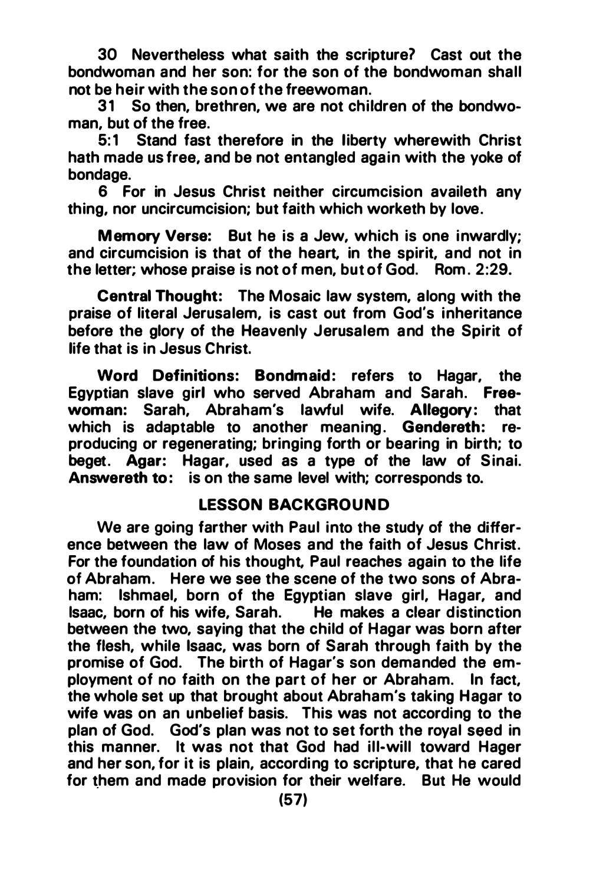30 Nevertheless what saith the scripture? Cast out the bondwoman and her son: for the son of the bondwoman shall not be heir with the son of the freewoman.

31 So then, brethren, we are not children of the bondwoman, but of the free.

5:1 Stand fast therefore in the liberty wherewith Christ hath made us free, and be not entangled again with the yoke of bondage.

6 For in Jesus Christ neither circumcision availeth any thing, nor uncircumcision; but faith which worketh by love.

**Memory Verse:** But he is a Jew, which is one inwardly; and circumcision is that of the heart, in the spirit, and not in the letter; whose praise is not of men, but of God. Rom. 2:29.

**Central Thought:** The Mosaic law system, along with the praise of literal Jerusalem, is cast out from God's inheritance before the glory of the Heavenly Jerusalem and the Spirit of life that is in Jesus Christ.

**Word Definitions: Bondmaid:** refers to Hagar, the Egyptian slave girl who served Abraham and Sarah. **Freewoman:** Sarah, Abraham's lawful wife. **Allegory:** that which is adaptable to another meaning. **Gendereth:** reproducing or regenerating; bringing forth or bearing in birth; to beget. **Agar:** Hagar, used as a type of the law of Sinai. **Answereth to:** is on the same level with; corresponds to.

## LESSON BACKGROUND

We are going farther with Paul into the study of the difference between the law of Moses and the faith of Jesus Christ. For the foundation of his thought, Paul reaches again to the life of Abraham. Here we see the scene of the two sons of Abraham: Ishmael, born of the Egyptian slave girl, Hagar, and Isaac, born of his wife, Sarah. He makes a clear distinction between the two, saying that the child of Hagar was born after the flesh, while Isaac, was born of Sarah through faith by the promise of God. The birth of Hagar's son demanded the employment of no faith on the part of her or Abraham. In fact, the whole set up that brought about Abraham's taking Hagar to wife was on an unbelief basis. This was not according to the plan of God. God's plan was not to set forth the royal seed in this manner. It was not that God had ill-will toward Hager and her son, for it is plain, according to scripture, that he cared for them and made provision for their welfare. But He would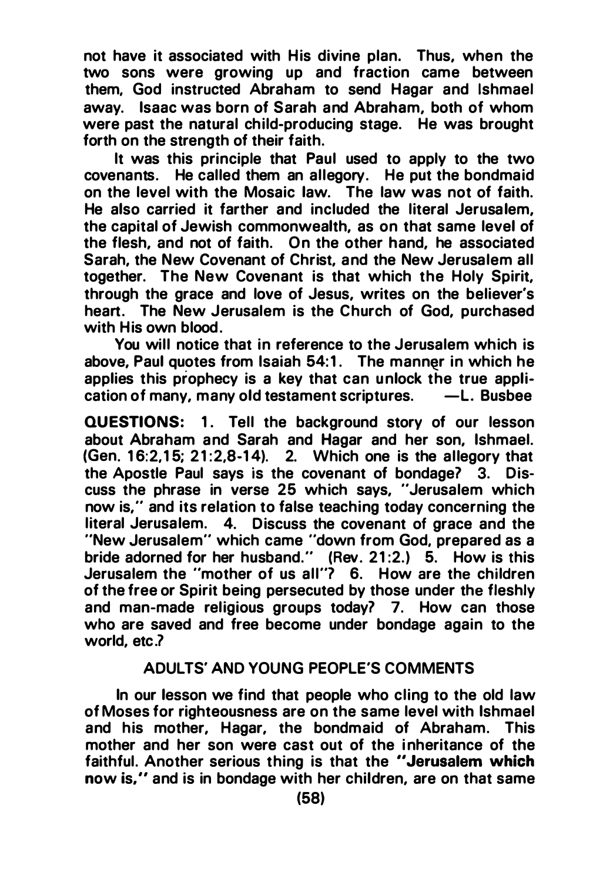not have it associated with His divine plan. Thus, when the two sons were growing up and fraction came between them, God instructed Abraham to send Hagar and Ishmael away. Isaac was born of Sarah and Abraham, both of whom were past the natural child-producing stage. He was brought forth on the strength of their faith.

It was this principle that Paul used to apply to the two covenants. He called them an allegory. He put the bondmaid on the level with the Mosaic law. The law was not of faith. He also carried it farther and included the literal Jerusalem, the capital of Jewish commonwealth, as on that same level of the flesh, and not of faith. On the other hand, he associated Sarah, the New Covenant of Christ, and the New Jerusalem all together. The New Covenant is that which the Holy Spirit, through the grace and love of Jesus, writes on the believer's heart. The New Jerusalem is the Church of God, purchased with His own blood.

You will notice that in reference to the Jerusalem which is above, Paul quotes from Isaiah 54:1. The manner in which he applies this prophecy is a key that can unlock the true application of many, many old testament scriptures. —L. Busbee

**QUESTIONS:** 1. Tell the background story of our lesson about Abraham and Sarah and Hagar and her son, Ishmael. (Gen. 16:2,15; 21:2,8-14). 2. Which one is the allegory that the Apostle Paul says is the covenant of bondage? 3. Discuss the phrase in verse 25 which says, "Jerusalem which now is," and its relation to false teaching today concerning the literal Jerusalem. 4. Discuss the covenant of grace and the "New Jerusalem" which came "down from God, prepared as a bride adorned for her husband." (Rev. 21:2.) 5. How is this Jerusalem the "mother of us all"? 6. How are the children of the free or Spirit being persecuted by those under the fleshly and man-made religious groups today? 7. How can those who are saved and free become under bondage again to the world, etc.?

## ADULTS' AND YOUNG PEOPLE'S COMMENTS

In our lesson we find that people who cling to the old law of Moses for righteousness are on the same level with Ishmael and his mother, Hagar, the bondmaid of Abraham. This mother and her son were cast out of the inheritance of the faithful. Another serious thing is that the **"Jerusalem which now is,"** and is in bondage with her children, are on that same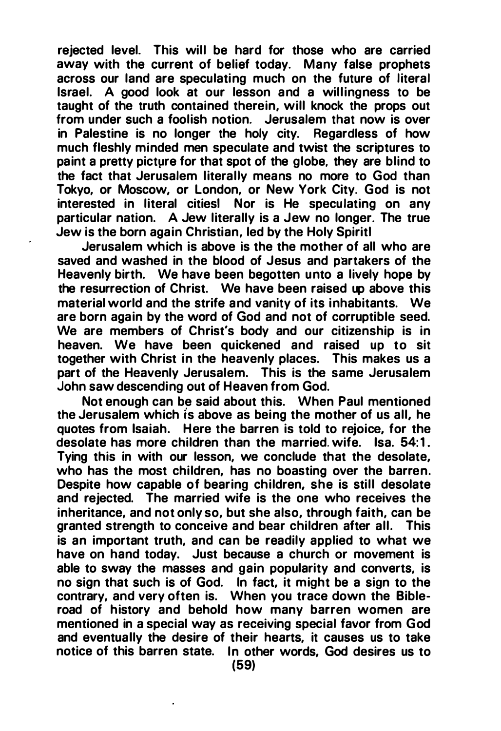rejected level. This will be hard for those who are carried away with the current of belief today. Many false prophets across our land are speculating much on the future of literal Israel. A good look at our lesson and a willingness to be taught of the truth contained therein, will knock the props out from under such a foolish notion. Jerusalem that now is over in Palestine is no longer the holy city. Regardless of how much fleshly minded men speculate and twist the scriptures to paint a pretty picture for that spot of the globe, they are blind to the fact that Jerusalem literally means no more to God than Tokyo, or Moscow, or London, or New York City. God is not interested in literal cities! Nor is He speculating on any particular nation. A Jew literally is a Jew no longer. The true Jew is the born again Christian, led by the Holy Spirit!

Jerusalem which is above is the the mother of all who are saved and washed in the blood of Jesus and partakers of the Heavenly birth. We have been begotten unto a lively hope by the resurrection of Christ. We have been raised up above this material world and the strife and vanity of its inhabitants. We are born again by the word of God and not of corruptible seed. We are members of Christ's body and our citizenship is in heaven. We have been quickened and raised up to sit together with Christ in the heavenly places. This makes us a part of the Heavenly Jerusalem. This is the same Jerusalem John saw descending out of Heaven from God.

Not enough can be said about this. When Paul mentioned the Jerusalem which is above as being the mother of us all, he quotes from Isaiah. Here the barren is told to rejoice, for the desolate has more children than the married wife. Isa. 54:1. Tying this in with our lesson, we conclude that the desolate, who has the most children, has no boasting over the barren. Despite how capable of bearing children, she is still desolate and rejected. The married wife is the one who receives the inheritance, and not only so, but she also, through faith, can be granted strength to conceive and bear children after all. This is an important truth, and can be readily applied to what we have on hand today. Just because a church or movement is able to sway the masses and gain popularity and converts, is no sign that such is of God. In fact, it might be a sign to the contrary, and very often is. When you trace down the Bible-road of history and behold how many barren women are mentioned in a special way as receiving special favor from God and eventually the desire of their hearts, it causes us to take notice of this barren state. In other words, God desires us to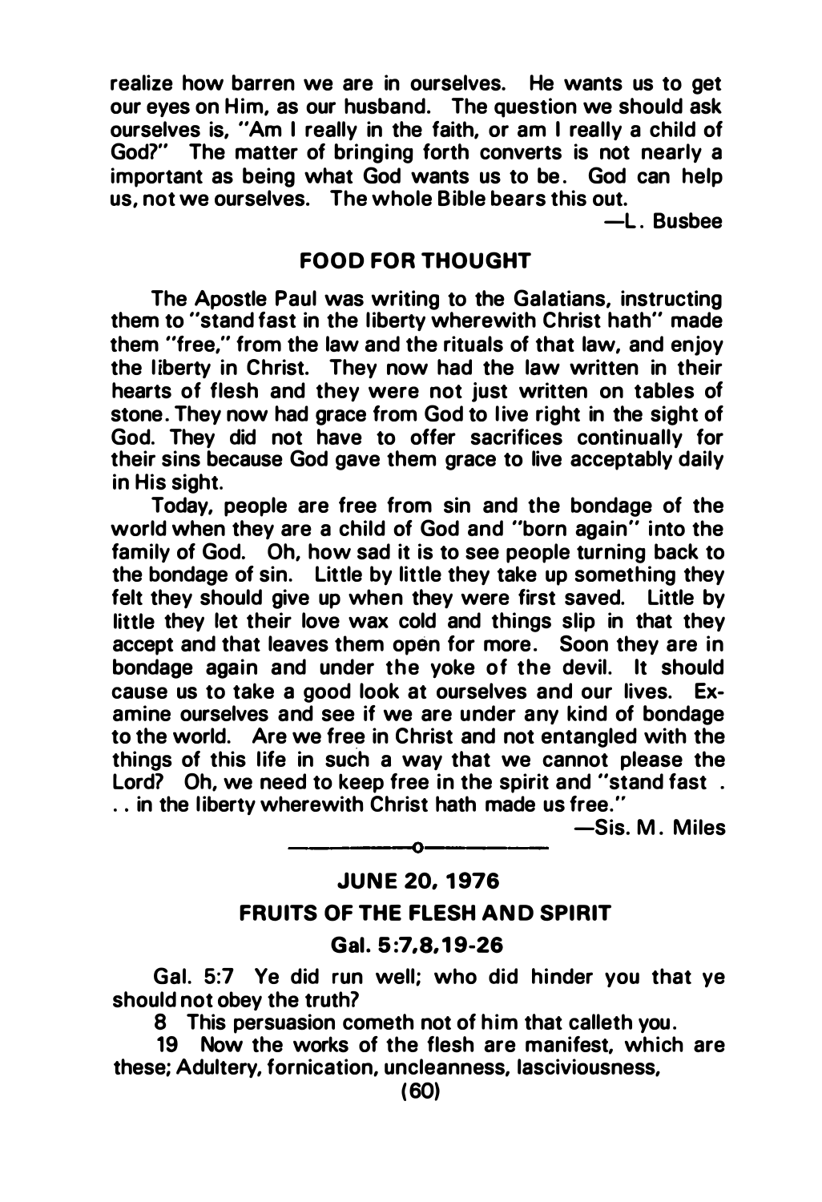realize how barren we are in ourselves. He wants us to get our eyes on Him, as our husband. The question we should ask ourselves is, "Am I really in the faith, or am I really a child of God?" The matter of bringing forth converts is not nearly a important as being what God wants us to be. God can help us, not we ourselves. The whole Bible bears this out.

—L. Busbee

## FOOD FOR THOUGHT

The Apostle Paul was writing to the Galatians, instructing them to "stand fast in the liberty wherewith Christ hath" made them "free," from the law and the rituals of that law, and enjoy the liberty in Christ. They now had the law written in their hearts of flesh and they were not just written on tables of stone. They now had grace from God to live right in the sight of God. They did not have to offer sacrifices continually for their sins because God gave them grace to live acceptably daily in His sight.

Today, people are free from sin and the bondage of the world when they are a child of God and "born again" into the family of God. Oh, how sad it is to see people turning back to the bondage of sin. Little by little they take up something they felt they should give up when they were first saved. Little by little they let their love wax cold and things slip in that they accept and that leaves them open for more. Soon they are in bondage again and under the yoke of the devil. It should cause us to take a good look at ourselves and our lives. Examine ourselves and see if we are under any kind of bondage to the world. Are we free in Christ and not entangled with the things of this life in such a way that we cannot please the Lord? Oh, we need to keep free in the spirit and "stand fast . . . in the liberty wherewith Christ hath made us free."

—Sis. M. Miles

---

## JUNE 20, 1976

## FRUITS OF THE FLESH AND SPIRIT

### Gal. 5:7,8,19-26

Gal. 5:7 Ye did run well; who did hinder you that ye should not obey the truth?

8 This persuasion cometh not of him that calleth you.

19 Now the works of the flesh are manifest, which are these; Adultery, fornication, uncleanness, lasciviousness,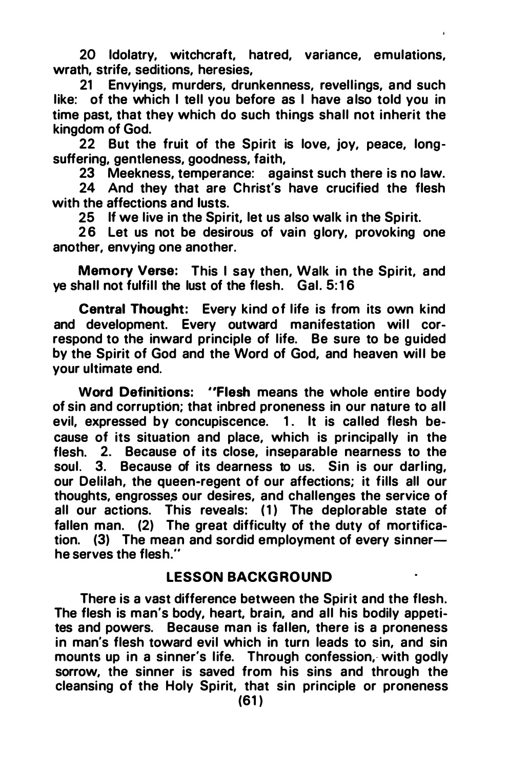20 Idolatry, witchcraft, hatred, variance, emulations, wrath, strife, seditions, heresies,

21 Envyings, murders, drunkenness, revellings, and such like: of the which I tell you before as I have also told you in time past, that they which do such things shall not inherit the kingdom of God.

22 But the fruit of the Spirit is love, joy, peace, long-suffering, gentleness, goodness, faith,

23 Meekness, temperance: against such there is no law.

24 And they that are Christ's have crucified the flesh with the affections and lusts.

25 If we live in the Spirit, let us also walk in the Spirit.

26 Let us not be desirous of vain glory, provoking one another, envying one another.

**Memory Verse:** This I say then, Walk in the Spirit, and ye shall not fulfill the lust of the flesh. Gal. 5:16

**Central Thought:** Every kind of life is from its own kind and development. Every outward manifestation will correspond to the inward principle of life. Be sure to be guided by the Spirit of God and the Word of God, and heaven will be your ultimate end.

**Word Definitions:** "**Flesh** means the whole entire body of sin and corruption; that inbred proneness in our nature to all evil, expressed by concupiscence. 1. It is called flesh because of its situation and place, which is principally in the flesh. 2. Because of its close, inseparable nearness to the soul. 3. Because of its dearness to us. Sin is our darling, our Delilah, the queen-regent of our affections; it fills all our thoughts, engrosses our desires, and challenges the service of all our actions. This reveals: (1) The deplorable state of fallen man. (2) The great difficulty of the duty of mortification. (3) The mean and sordid employment of every sinner—he serves the flesh."

## LESSON BACKGROUND

There is a vast difference between the Spirit and the flesh. The flesh is man's body, heart, brain, and all his bodily appetites and powers. Because man is fallen, there is a proneness in man's flesh toward evil which in turn leads to sin, and sin mounts up in a sinner's life. Through confession, with godly sorrow, the sinner is saved from his sins and through the cleansing of the Holy Spirit, that sin principle or proneness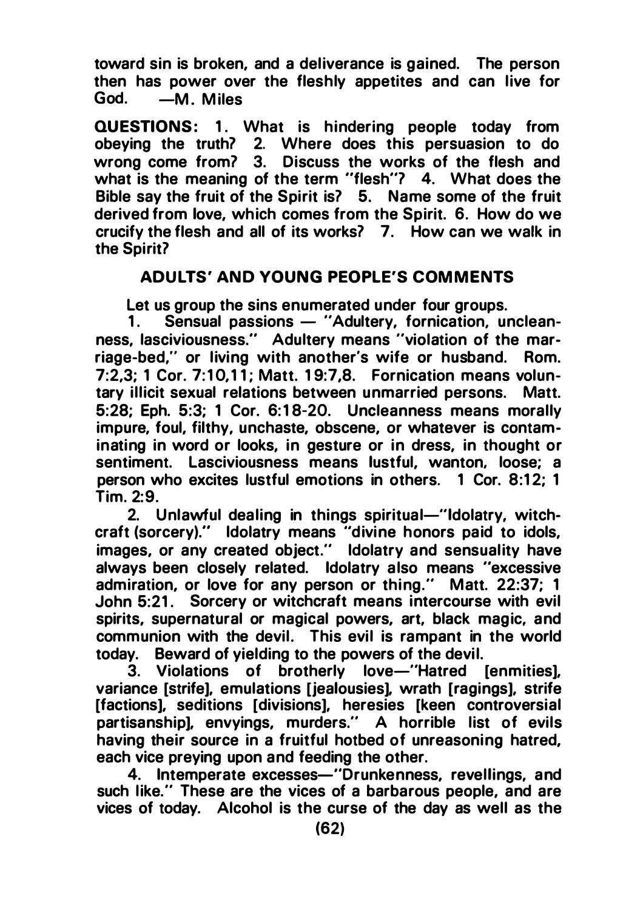toward sin is broken, and a deliverance is gained. The person then has power over the fleshly appetites and can live for God. —M. Miles

**QUESTIONS:** 1. What is hindering people today from obeying the truth? 2. Where does this persuasion to do wrong come from? 3. Discuss the works of the flesh and what is the meaning of the term "flesh"? 4. What does the Bible say the fruit of the Spirit is? 5. Name some of the fruit derived from love, which comes from the Spirit. 6. How do we crucify the flesh and all of its works? 7. How can we walk in the Spirit?

## ADULTS' AND YOUNG PEOPLE'S COMMENTS

Let us group the sins enumerated under four groups.

1. Sensual passions — "Adultery, fornication, uncleanness, lasciviousness." Adultery means "violation of the marriage-bed," or living with another's wife or husband. Rom. 7:2,3; 1 Cor. 7:10,11; Matt. 19:7,8. Fornication means voluntary illicit sexual relations between unmarried persons. Matt. 5:28; Eph. 5:3; 1 Cor. 6:18-20. Uncleanness means morally impure, foul, filthy, unchaste, obscene, or whatever is contaminating in word or looks, in gesture or in dress, in thought or sentiment. Lasciviousness means lustful, wanton, loose; a person who excites lustful emotions in others. 1 Cor. 8:12; 1 Tim. 2:9.

2. Unlawful dealing in things spiritual—"Idolatry, witchcraft (sorcery)." Idolatry means "divine honors paid to idols, images, or any created object." Idolatry and sensuality have always been closely related. Idolatry also means "excessive admiration, or love for any person or thing." Matt. 22:37; 1 John 5:21. Sorcery or witchcraft means intercourse with evil spirits, supernatural or magical powers, art, black magic, and communion with the devil. This evil is rampant in the world today. Beward of yielding to the powers of the devil.

3. Violations of brotherly love—"Hatred [enmities], variance [strife], emulations [jealousies], wrath [ragings], strife [factions], seditions [divisions], heresies [keen controversial partisanship], envyings, murders." A horrible list of evils having their source in a fruitful hotbed of unreasoning hatred, each vice preying upon and feeding the other.

4. Intemperate excesses—"Drunkenness, revellings, and such like." These are the vices of a barbarous people, and are vices of today. Alcohol is the curse of the day as well as the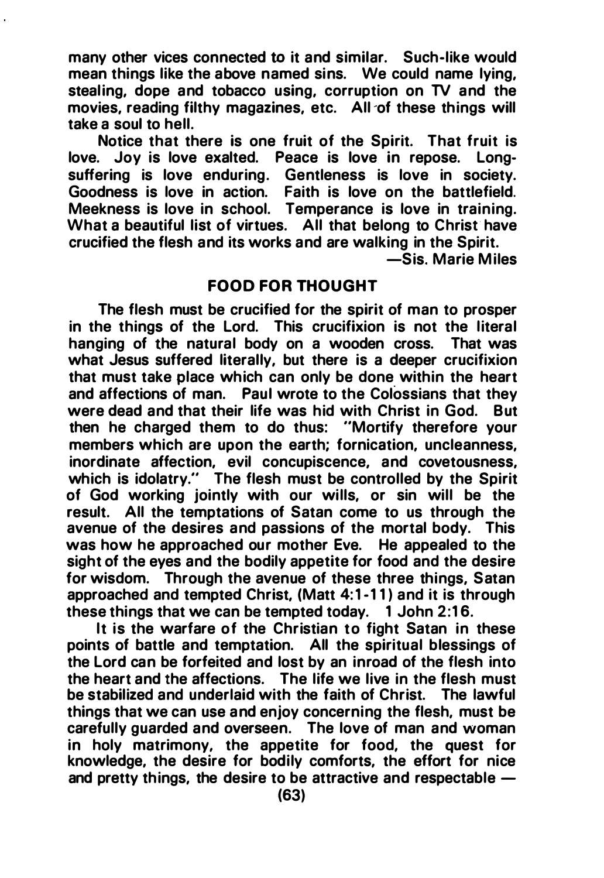many other vices connected to it and similar. Such-like would mean things like the above named sins. We could name lying, stealing, dope and tobacco using, corruption on TV and the movies, reading filthy magazines, etc. All of these things will take a soul to hell.

Notice that there is one fruit of the Spirit. That fruit is love. Joy is love exalted. Peace is love in repose. Long-suffering is love enduring. Gentleness is love in society. Goodness is love in action. Faith is love on the battlefield. Meekness is love in school. Temperance is love in training. What a beautiful list of virtues. All that belong to Christ have crucified the flesh and its works and are walking in the Spirit.

—Sis. Marie Miles

## FOOD FOR THOUGHT

The flesh must be crucified for the spirit of man to prosper in the things of the Lord. This crucifixion is not the literal hanging of the natural body on a wooden cross. That was what Jesus suffered literally, but there is a deeper crucifixion that must take place which can only be done within the heart and affections of man. Paul wrote to the Colossians that they were dead and that their life was hid with Christ in God. But then he charged them to do thus: "Mortify therefore your members which are upon the earth; fornication, uncleanness, inordinate affection, evil concupiscence, and covetousness, which is idolatry." The flesh must be controlled by the Spirit of God working jointly with our wills, or sin will be the result. All the temptations of Satan come to us through the avenue of the desires and passions of the mortal body. This was how he approached our mother Eve. He appealed to the sight of the eyes and the bodily appetite for food and the desire for wisdom. Through the avenue of these three things, Satan approached and tempted Christ, (Matt 4:1-11) and it is through these things that we can be tempted today. 1 John 2:16.

It is the warfare of the Christian to fight Satan in these points of battle and temptation. All the spiritual blessings of the Lord can be forfeited and lost by an inroad of the flesh into the heart and the affections. The life we live in the flesh must be stabilized and underlaid with the faith of Christ. The lawful things that we can use and enjoy concerning the flesh, must be carefully guarded and overseen. The love of man and woman in holy matrimony, the appetite for food, the quest for knowledge, the desire for bodily comforts, the effort for nice and pretty things, the desire to be attractive and respectable —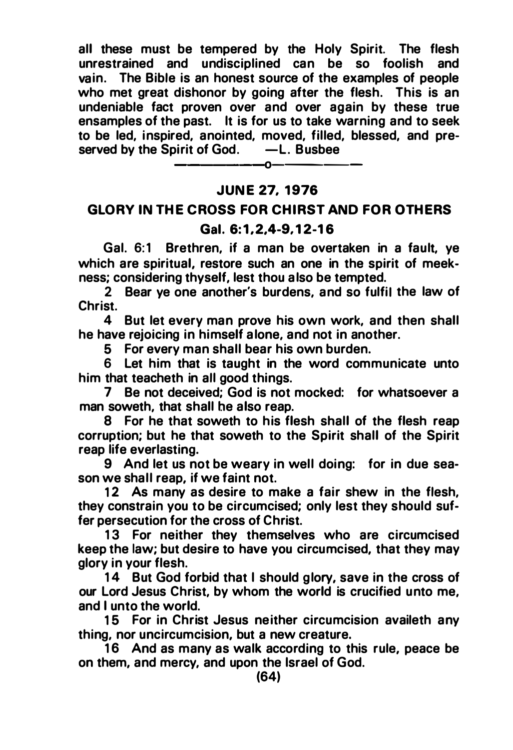all these must be tempered by the Holy Spirit. The flesh unrestrained and undisciplined can be so foolish and vain. The Bible is an honest source of the examples of people who met great dishonor by going after the flesh. This is an undeniable fact proven over and over again by these true ensamples of the past. It is for us to take warning and to seek to be led, inspired, anointed, moved, filled, blessed, and preserved by the Spirit of God. —L. Busbee

---o---

## JUNE 27, 1976

## GLORY IN THE CROSS FOR CHIRST AND FOR OTHERS

### Gal. 6:1,2,4-9,12-16

Gal. 6:1 Brethren, if a man be overtaken in a fault, ye which are spiritual, restore such an one in the spirit of meekness; considering thyself, lest thou also be tempted.

2 Bear ye one another's burdens, and so fulfil the law of Christ.

4 But let every man prove his own work, and then shall he have rejoicing in himself alone, and not in another.

5 For every man shall bear his own burden.

6 Let him that is taught in the word communicate unto him that teacheth in all good things.

7 Be not deceived; God is not mocked: for whatsoever a man soweth, that shall he also reap.

8 For he that soweth to his flesh shall of the flesh reap corruption; but he that soweth to the Spirit shall of the Spirit reap life everlasting.

9 And let us not be weary in well doing: for in due season we shall reap, if we faint not.

12 As many as desire to make a fair shew in the flesh, they constrain you to be circumcised; only lest they should suffer persecution for the cross of Christ.

13 For neither they themselves who are circumcised keep the law; but desire to have you circumcised, that they may glory in your flesh.

14 But God forbid that I should glory, save in the cross of our Lord Jesus Christ, by whom the world is crucified unto me, and I unto the world.

15 For in Christ Jesus neither circumcision availeth any thing, nor uncircumcision, but a new creature.

16 And as many as walk according to this rule, peace be on them, and mercy, and upon the Israel of God.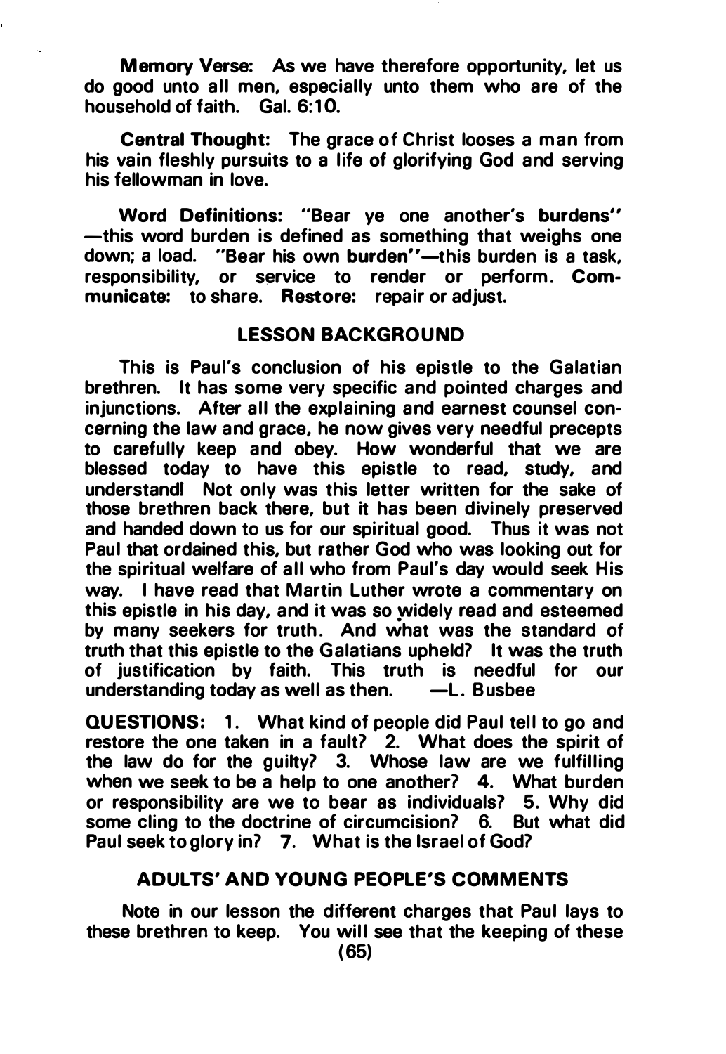**Memory Verse:** As we have therefore opportunity, let us do good unto all men, especially unto them who are of the household of faith. Gal. 6:10.

**Central Thought:** The grace of Christ looses a man from his vain fleshly pursuits to a life of glorifying God and serving his fellowman in love.

**Word Definitions:** "Bear ye one another's **burdens**" —this word burden is defined as something that weighs one down; a load. "Bear his own **burden**"—this burden is a task, responsibility, or service to render or perform. **Communicate:** to share. **Restore:** repair or adjust.

## LESSON BACKGROUND

This is Paul's conclusion of his epistle to the Galatian brethren. It has some very specific and pointed charges and injunctions. After all the explaining and earnest counsel concerning the law and grace, he now gives very needful precepts to carefully keep and obey. How wonderful that we are blessed today to have this epistle to read, study, and understand! Not only was this letter written for the sake of those brethren back there, but it has been divinely preserved and handed down to us for our spiritual good. Thus it was not Paul that ordained this, but rather God who was looking out for the spiritual welfare of all who from Paul's day would seek His way. I have read that Martin Luther wrote a commentary on this epistle in his day, and it was so widely read and esteemed by many seekers for truth. And what was the standard of truth that this epistle to the Galatians upheld? It was the truth of justification by faith. This truth is needful for our understanding today as well as then. —L. Busbee

**QUESTIONS:** 1. What kind of people did Paul tell to go and restore the one taken in a fault? 2. What does the spirit of the law do for the guilty? 3. Whose law are we fulfilling when we seek to be a help to one another? 4. What burden or responsibility are we to bear as individuals? 5. Why did some cling to the doctrine of circumcision? 6. But what did Paul seek to glory in? 7. What is the Israel of God?

## ADULTS' AND YOUNG PEOPLE'S COMMENTS

Note in our lesson the different charges that Paul lays to these brethren to keep. You will see that the keeping of these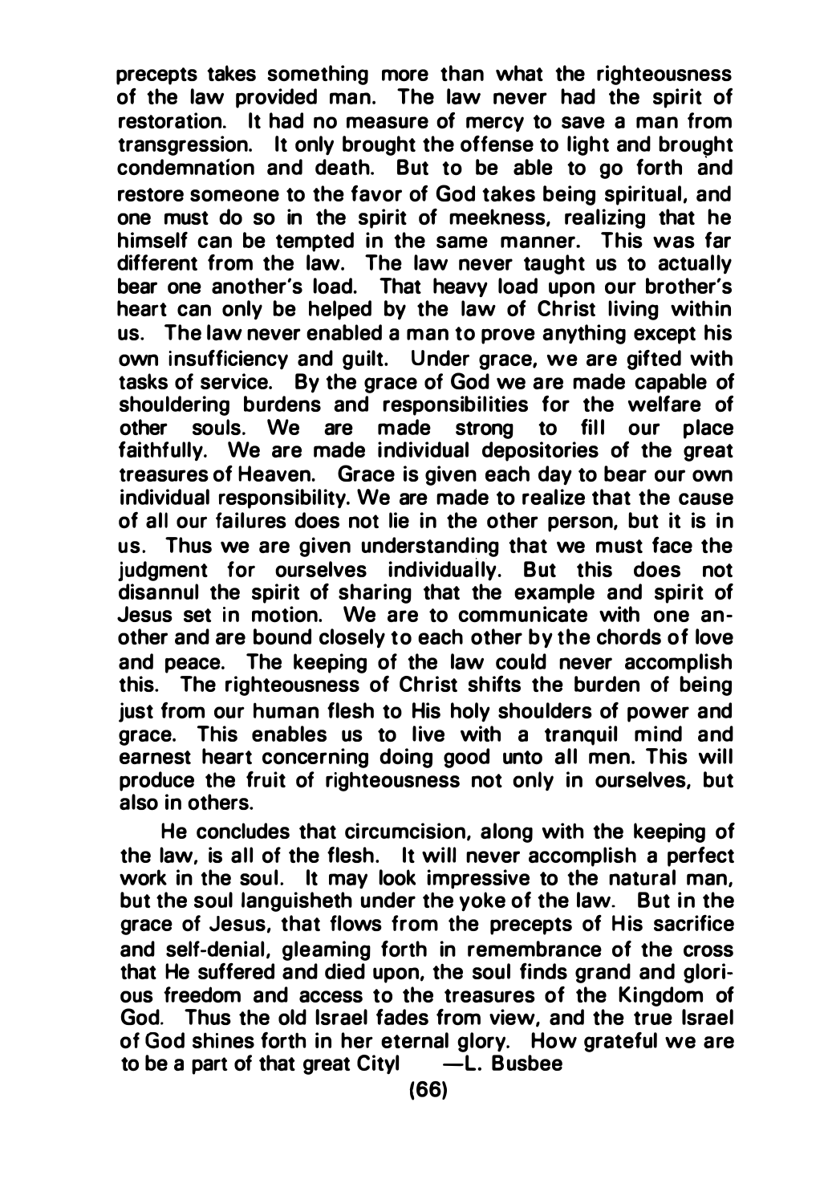precepts takes something more than what the righteousness of the law provided man. The law never had the spirit of restoration. It had no measure of mercy to save a man from transgression. It only brought the offense to light and brought condemnation and death. But to be able to go forth and restore someone to the favor of God takes being spiritual, and one must do so in the spirit of meekness, realizing that he himself can be tempted in the same manner. This was far different from the law. The law never taught us to actually bear one another's load. That heavy load upon our brother's heart can only be helped by the law of Christ living within us. The law never enabled a man to prove anything except his own insufficiency and guilt. Under grace, we are gifted with tasks of service. By the grace of God we are made capable of shouldering burdens and responsibilities for the welfare of other souls. We are made strong to fill our place faithfully. We are made individual depositories of the great treasures of Heaven. Grace is given each day to bear our own individual responsibility. We are made to realize that the cause of all our failures does not lie in the other person, but it is in us. Thus we are given understanding that we must face the judgment for ourselves individually. But this does not disannul the spirit of sharing that the example and spirit of Jesus set in motion. We are to communicate with one another and are bound closely to each other by the chords of love and peace. The keeping of the law could never accomplish this. The righteousness of Christ shifts the burden of being just from our human flesh to His holy shoulders of power and grace. This enables us to live with a tranquil mind and earnest heart concerning doing good unto all men. This will produce the fruit of righteousness not only in ourselves, but also in others.

He concludes that circumcision, along with the keeping of the law, is all of the flesh. It will never accomplish a perfect work in the soul. It may look impressive to the natural man, but the soul languisheth under the yoke of the law. But in the grace of Jesus, that flows from the precepts of His sacrifice and self-denial, gleaming forth in remembrance of the cross that He suffered and died upon, the soul finds grand and glorious freedom and access to the treasures of the Kingdom of God. Thus the old Israel fades from view, and the true Israel of God shines forth in her eternal glory. How grateful we are to be a part of that great City! —L. Busbee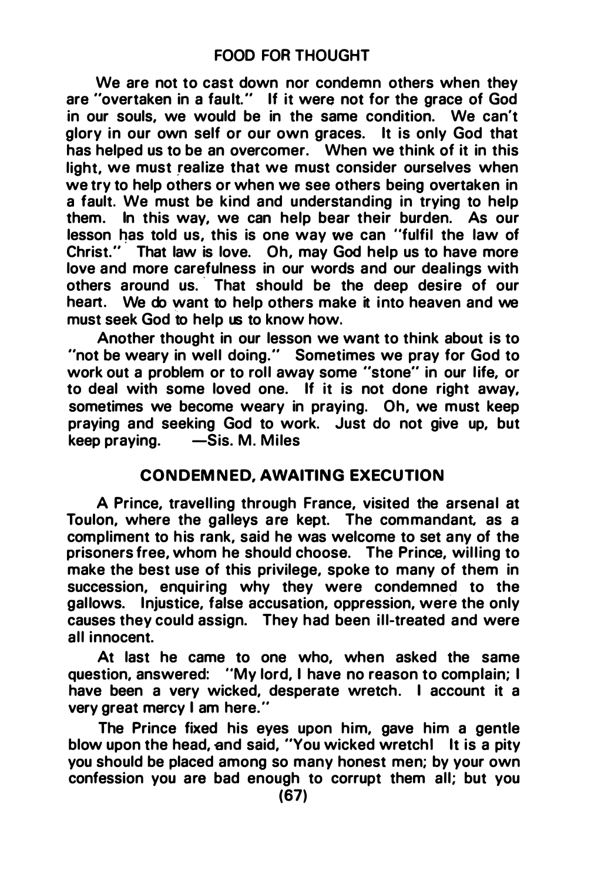## FOOD FOR THOUGHT

We are not to cast down nor condemn others when they are "overtaken in a fault." If it were not for the grace of God in our souls, we would be in the same condition. We can't glory in our own self or our own graces. It is only God that has helped us to be an overcomer. When we think of it in this light, we must realize that we must consider ourselves when we try to help others or when we see others being overtaken in a fault. We must be kind and understanding in trying to help them. In this way, we can help bear their burden. As our lesson has told us, this is one way we can "fulfil the law of Christ." That law is love. Oh, may God help us to have more love and more carefulness in our words and our dealings with others around us. That should be the deep desire of our heart. We do want to help others make it into heaven and we must seek God to help us to know how.

Another thought in our lesson we want to think about is to "not be weary in well doing." Sometimes we pray for God to work out a problem or to roll away some "stone" in our life, or to deal with some loved one. If it is not done right away, sometimes we become weary in praying. Oh, we must keep praying and seeking God to work. Just do not give up, but keep praying. —Sis. M. Miles

## CONDEMNED, AWAITING EXECUTION

A Prince, travelling through France, visited the arsenal at Toulon, where the galleys are kept. The commandant, as a compliment to his rank, said he was welcome to set any of the prisoners free, whom he should choose. The Prince, willing to make the best use of this privilege, spoke to many of them in succession, enquiring why they were condemned to the gallows. Injustice, false accusation, oppression, were the only causes they could assign. They had been ill-treated and were all innocent.

At last he came to one who, when asked the same question, answered: "My lord, I have no reason to complain; I have been a very wicked, desperate wretch. I account it a very great mercy I am here."

The Prince fixed his eyes upon him, gave him a gentle blow upon the head, and said, "You wicked wretch! It is a pity you should be placed among so many honest men; by your own confession you are bad enough to corrupt them all; but you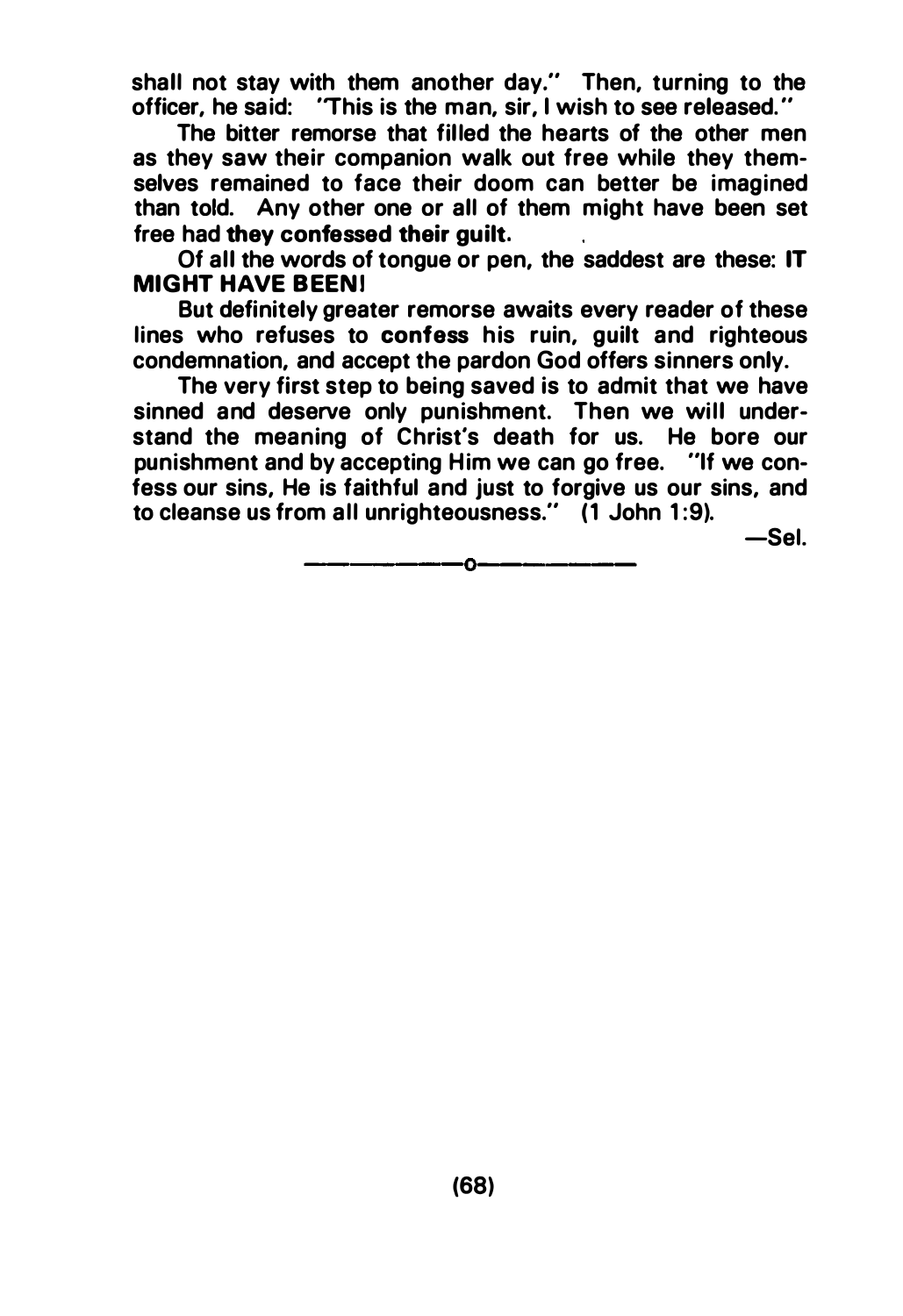shall not stay with them another day." Then, turning to the officer, he said: "This is the man, sir, I wish to see released."

The bitter remorse that filled the hearts of the other men as they saw their companion walk out free while they themselves remained to face their doom can better be imagined than told. Any other one or all of them might have been set free had **they confessed their guilt.**

Of all the words of tongue or pen, the saddest are these: **IT MIGHT HAVE BEEN!**

But definitely greater remorse awaits every reader of these lines who refuses to **confess** his ruin, guilt and righteous condemnation, and accept the pardon God offers sinners only.

The very first step to being saved is to admit that we have sinned and deserve only punishment. Then we will understand the meaning of Christ's death for us. He bore our punishment and by accepting Him we can go free. "If we confess our sins, He is faithful and just to forgive us our sins, and to cleanse us from all unrighteousness." (1 John 1:9).

—Sel.

———o———